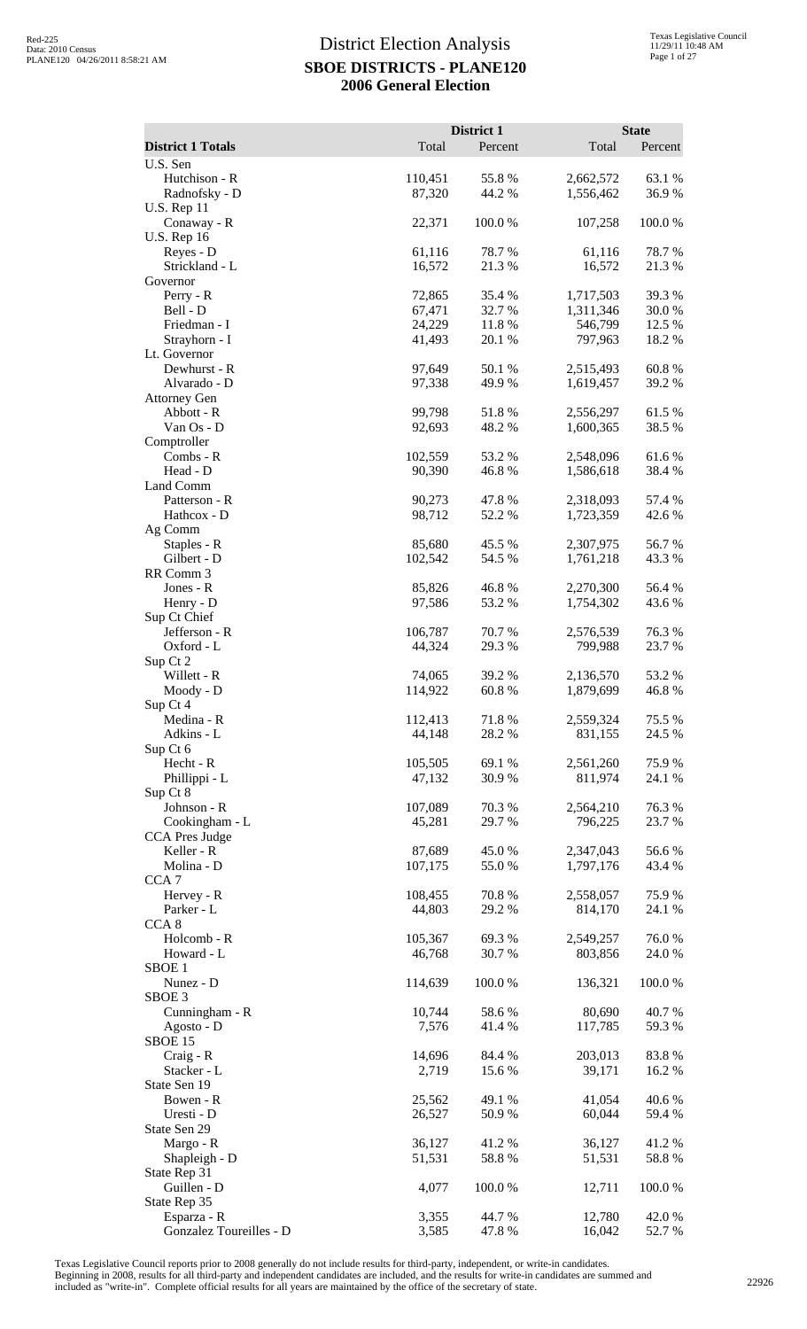# District Election Analysis
## SBOE DISTRICTS - PLANE120
## 2006 General Election

| District 1 Totals | District 1 Total | District 1 Percent | State Total | State Percent |
|---|---|---|---|---|
| U.S. Sen | | | | |
| Hutchison - R | 110,451 | 55.8 % | 2,662,572 | 63.1 % |
| Radnofsky - D | 87,320 | 44.2 % | 1,556,462 | 36.9 % |
| U.S. Rep 11 | | | | |
| Conaway - R | 22,371 | 100.0 % | 107,258 | 100.0 % |
| U.S. Rep 16 | | | | |
| Reyes - D | 61,116 | 78.7 % | 61,116 | 78.7 % |
| Strickland - L | 16,572 | 21.3 % | 16,572 | 21.3 % |
| Governor | | | | |
| Perry - R | 72,865 | 35.4 % | 1,717,503 | 39.3 % |
| Bell - D | 67,471 | 32.7 % | 1,311,346 | 30.0 % |
| Friedman - I | 24,229 | 11.8 % | 546,799 | 12.5 % |
| Strayhorn - I | 41,493 | 20.1 % | 797,963 | 18.2 % |
| Lt. Governor | | | | |
| Dewhurst - R | 97,649 | 50.1 % | 2,515,493 | 60.8 % |
| Alvarado - D | 97,338 | 49.9 % | 1,619,457 | 39.2 % |
| Attorney Gen | | | | |
| Abbott - R | 99,798 | 51.8 % | 2,556,297 | 61.5 % |
| Van Os - D | 92,693 | 48.2 % | 1,600,365 | 38.5 % |
| Comptroller | | | | |
| Combs - R | 102,559 | 53.2 % | 2,548,096 | 61.6 % |
| Head - D | 90,390 | 46.8 % | 1,586,618 | 38.4 % |
| Land Comm | | | | |
| Patterson - R | 90,273 | 47.8 % | 2,318,093 | 57.4 % |
| Hathcox - D | 98,712 | 52.2 % | 1,723,359 | 42.6 % |
| Ag Comm | | | | |
| Staples - R | 85,680 | 45.5 % | 2,307,975 | 56.7 % |
| Gilbert - D | 102,542 | 54.5 % | 1,761,218 | 43.3 % |
| RR Comm 3 | | | | |
| Jones - R | 85,826 | 46.8 % | 2,270,300 | 56.4 % |
| Henry - D | 97,586 | 53.2 % | 1,754,302 | 43.6 % |
| Sup Ct Chief | | | | |
| Jefferson - R | 106,787 | 70.7 % | 2,576,539 | 76.3 % |
| Oxford - L | 44,324 | 29.3 % | 799,988 | 23.7 % |
| Sup Ct 2 | | | | |
| Willett - R | 74,065 | 39.2 % | 2,136,570 | 53.2 % |
| Moody - D | 114,922 | 60.8 % | 1,879,699 | 46.8 % |
| Sup Ct 4 | | | | |
| Medina - R | 112,413 | 71.8 % | 2,559,324 | 75.5 % |
| Adkins - L | 44,148 | 28.2 % | 831,155 | 24.5 % |
| Sup Ct 6 | | | | |
| Hecht - R | 105,505 | 69.1 % | 2,561,260 | 75.9 % |
| Phillippi - L | 47,132 | 30.9 % | 811,974 | 24.1 % |
| Sup Ct 8 | | | | |
| Johnson - R | 107,089 | 70.3 % | 2,564,210 | 76.3 % |
| Cookingham - L | 45,281 | 29.7 % | 796,225 | 23.7 % |
| CCA Pres Judge | | | | |
| Keller - R | 87,689 | 45.0 % | 2,347,043 | 56.6 % |
| Molina - D | 107,175 | 55.0 % | 1,797,176 | 43.4 % |
| CCA 7 | | | | |
| Hervey - R | 108,455 | 70.8 % | 2,558,057 | 75.9 % |
| Parker - L | 44,803 | 29.2 % | 814,170 | 24.1 % |
| CCA 8 | | | | |
| Holcomb - R | 105,367 | 69.3 % | 2,549,257 | 76.0 % |
| Howard - L | 46,768 | 30.7 % | 803,856 | 24.0 % |
| SBOE 1 | | | | |
| Nunez - D | 114,639 | 100.0 % | 136,321 | 100.0 % |
| SBOE 3 | | | | |
| Cunningham - R | 10,744 | 58.6 % | 80,690 | 40.7 % |
| Agosto - D | 7,576 | 41.4 % | 117,785 | 59.3 % |
| SBOE 15 | | | | |
| Craig - R | 14,696 | 84.4 % | 203,013 | 83.8 % |
| Stacker - L | 2,719 | 15.6 % | 39,171 | 16.2 % |
| State Sen 19 | | | | |
| Bowen - R | 25,562 | 49.1 % | 41,054 | 40.6 % |
| Uresti - D | 26,527 | 50.9 % | 60,044 | 59.4 % |
| State Sen 29 | | | | |
| Margo - R | 36,127 | 41.2 % | 36,127 | 41.2 % |
| Shapleigh - D | 51,531 | 58.8 % | 51,531 | 58.8 % |
| State Rep 31 | | | | |
| Guillen - D | 4,077 | 100.0 % | 12,711 | 100.0 % |
| State Rep 35 | | | | |
| Esparza - R | 3,355 | 44.7 % | 12,780 | 42.0 % |
| Gonzalez Toureilles - D | 3,585 | 47.8 % | 16,042 | 52.7 % |

Texas Legislative Council reports prior to 2008 generally do not include results for third-party, independent, or write-in candidates. Beginning in 2008, results for all third-party and independent candidates are included, and the results for write-in candidates are summed and included as "write-in". Complete official results for all years are maintained by the office of the secretary of state.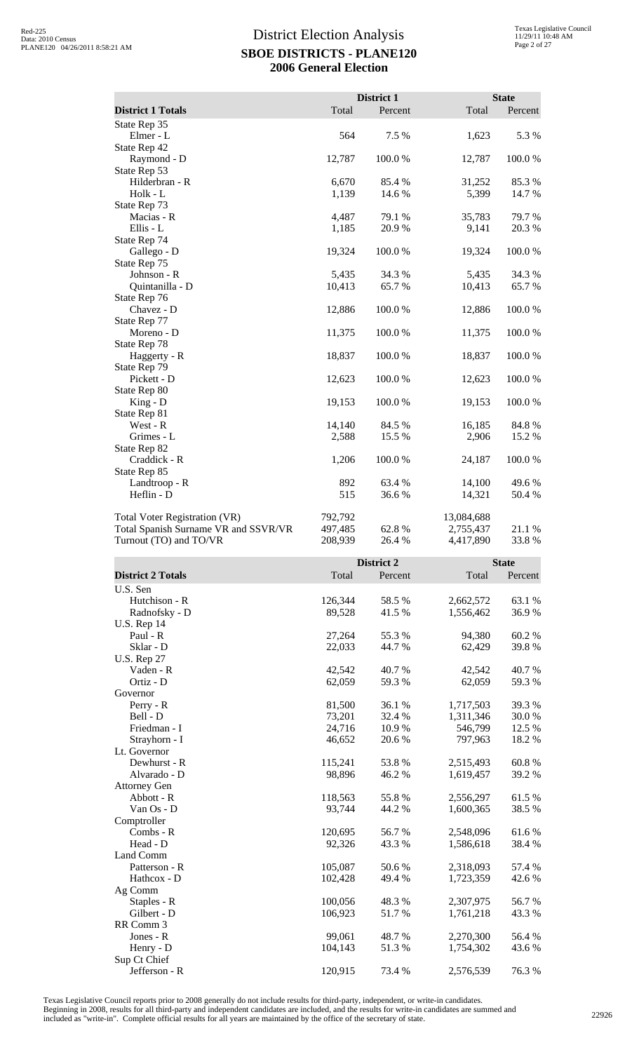# District Election Analysis

## SBOE DISTRICTS - PLANE120

## 2006 General Election

| District 1 Totals | District 1 Total | District 1 Percent | State Total | State Percent |
|---|---|---|---|---|
| State Rep 35 | | | | |
| Elmer - L | 564 | 7.5 % | 1,623 | 5.3 % |
| State Rep 42 | | | | |
| Raymond - D | 12,787 | 100.0 % | 12,787 | 100.0 % |
| State Rep 53 | | | | |
| Hilderbran - R | 6,670 | 85.4 % | 31,252 | 85.3 % |
| Holk - L | 1,139 | 14.6 % | 5,399 | 14.7 % |
| State Rep 73 | | | | |
| Macias - R | 4,487 | 79.1 % | 35,783 | 79.7 % |
| Ellis - L | 1,185 | 20.9 % | 9,141 | 20.3 % |
| State Rep 74 | | | | |
| Gallego - D | 19,324 | 100.0 % | 19,324 | 100.0 % |
| State Rep 75 | | | | |
| Johnson - R | 5,435 | 34.3 % | 5,435 | 34.3 % |
| Quintanilla - D | 10,413 | 65.7 % | 10,413 | 65.7 % |
| State Rep 76 | | | | |
| Chavez - D | 12,886 | 100.0 % | 12,886 | 100.0 % |
| State Rep 77 | | | | |
| Moreno - D | 11,375 | 100.0 % | 11,375 | 100.0 % |
| State Rep 78 | | | | |
| Haggerty - R | 18,837 | 100.0 % | 18,837 | 100.0 % |
| State Rep 79 | | | | |
| Pickett - D | 12,623 | 100.0 % | 12,623 | 100.0 % |
| State Rep 80 | | | | |
| King - D | 19,153 | 100.0 % | 19,153 | 100.0 % |
| State Rep 81 | | | | |
| West - R | 14,140 | 84.5 % | 16,185 | 84.8 % |
| Grimes - L | 2,588 | 15.5 % | 2,906 | 15.2 % |
| State Rep 82 | | | | |
| Craddick - R | 1,206 | 100.0 % | 24,187 | 100.0 % |
| State Rep 85 | | | | |
| Landtroop - R | 892 | 63.4 % | 14,100 | 49.6 % |
| Heflin - D | 515 | 36.6 % | 14,321 | 50.4 % |
| | | | | |
| Total Voter Registration (VR) | 792,792 | | 13,084,688 | |
| Total Spanish Surname VR and SSVR/VR | 497,485 | 62.8 % | 2,755,437 | 21.1 % |
| Turnout (TO) and TO/VR | 208,939 | 26.4 % | 4,417,890 | 33.8 % |

| District 2 Totals | District 2 Total | District 2 Percent | State Total | State Percent |
|---|---|---|---|---|
| U.S. Sen | | | | |
| Hutchison - R | 126,344 | 58.5 % | 2,662,572 | 63.1 % |
| Radnofsky - D | 89,528 | 41.5 % | 1,556,462 | 36.9 % |
| U.S. Rep 14 | | | | |
| Paul - R | 27,264 | 55.3 % | 94,380 | 60.2 % |
| Sklar - D | 22,033 | 44.7 % | 62,429 | 39.8 % |
| U.S. Rep 27 | | | | |
| Vaden - R | 42,542 | 40.7 % | 42,542 | 40.7 % |
| Ortiz - D | 62,059 | 59.3 % | 62,059 | 59.3 % |
| Governor | | | | |
| Perry - R | 81,500 | 36.1 % | 1,717,503 | 39.3 % |
| Bell - D | 73,201 | 32.4 % | 1,311,346 | 30.0 % |
| Friedman - I | 24,716 | 10.9 % | 546,799 | 12.5 % |
| Strayhorn - I | 46,652 | 20.6 % | 797,963 | 18.2 % |
| Lt. Governor | | | | |
| Dewhurst - R | 115,241 | 53.8 % | 2,515,493 | 60.8 % |
| Alvarado - D | 98,896 | 46.2 % | 1,619,457 | 39.2 % |
| Attorney Gen | | | | |
| Abbott - R | 118,563 | 55.8 % | 2,556,297 | 61.5 % |
| Van Os - D | 93,744 | 44.2 % | 1,600,365 | 38.5 % |
| Comptroller | | | | |
| Combs - R | 120,695 | 56.7 % | 2,548,096 | 61.6 % |
| Head - D | 92,326 | 43.3 % | 1,586,618 | 38.4 % |
| Land Comm | | | | |
| Patterson - R | 105,087 | 50.6 % | 2,318,093 | 57.4 % |
| Hathcox - D | 102,428 | 49.4 % | 1,723,359 | 42.6 % |
| Ag Comm | | | | |
| Staples - R | 100,056 | 48.3 % | 2,307,975 | 56.7 % |
| Gilbert - D | 106,923 | 51.7 % | 1,761,218 | 43.3 % |
| RR Comm 3 | | | | |
| Jones - R | 99,061 | 48.7 % | 2,270,300 | 56.4 % |
| Henry - D | 104,143 | 51.3 % | 1,754,302 | 43.6 % |
| Sup Ct Chief | | | | |
| Jefferson - R | 120,915 | 73.4 % | 2,576,539 | 76.3 % |

Texas Legislative Council reports prior to 2008 generally do not include results for third-party, independent, or write-in candidates. Beginning in 2008, results for all third-party and independent candidates are included, and the results for write-in candidates are summed and included as "write-in". Complete official results for all years are maintained by the office of the secretary of state.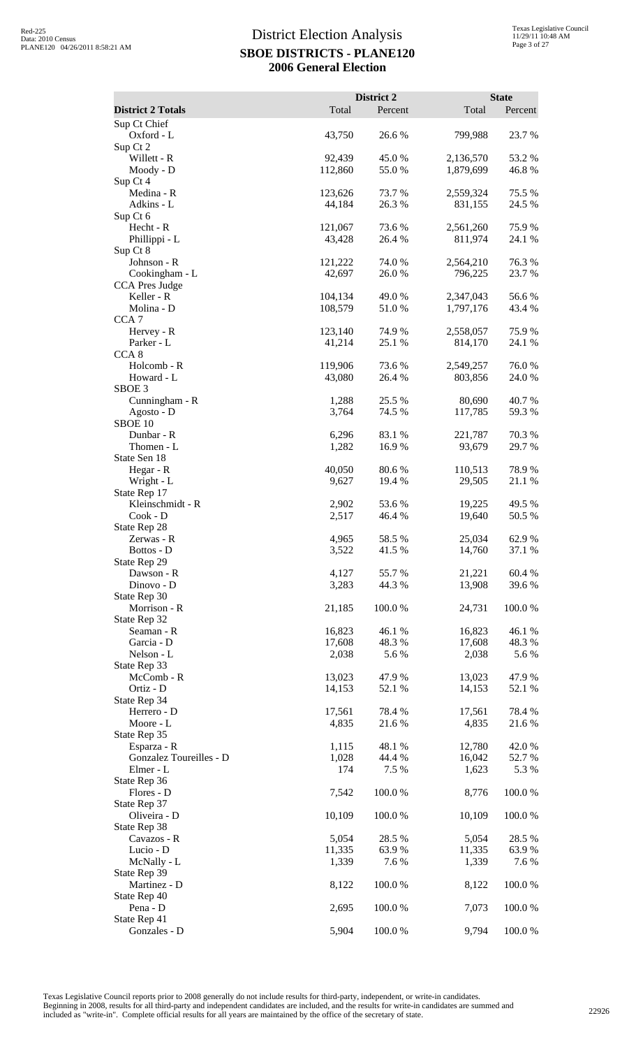# District Election Analysis

## SBOE DISTRICTS - PLANE120

### 2006 General Election

| District 2 Totals | District 2 Total | District 2 Percent | State Total | State Percent |
|---|---|---|---|---|
| Sup Ct Chief | | | | |
| Oxford - L | 43,750 | 26.6 % | 799,988 | 23.7 % |
| Sup Ct 2 | | | | |
| Willett - R | 92,439 | 45.0 % | 2,136,570 | 53.2 % |
| Moody - D | 112,860 | 55.0 % | 1,879,699 | 46.8 % |
| Sup Ct 4 | | | | |
| Medina - R | 123,626 | 73.7 % | 2,559,324 | 75.5 % |
| Adkins - L | 44,184 | 26.3 % | 831,155 | 24.5 % |
| Sup Ct 6 | | | | |
| Hecht - R | 121,067 | 73.6 % | 2,561,260 | 75.9 % |
| Phillippi - L | 43,428 | 26.4 % | 811,974 | 24.1 % |
| Sup Ct 8 | | | | |
| Johnson - R | 121,222 | 74.0 % | 2,564,210 | 76.3 % |
| Cookingham - L | 42,697 | 26.0 % | 796,225 | 23.7 % |
| CCA Pres Judge | | | | |
| Keller - R | 104,134 | 49.0 % | 2,347,043 | 56.6 % |
| Molina - D | 108,579 | 51.0 % | 1,797,176 | 43.4 % |
| CCA 7 | | | | |
| Hervey - R | 123,140 | 74.9 % | 2,558,057 | 75.9 % |
| Parker - L | 41,214 | 25.1 % | 814,170 | 24.1 % |
| CCA 8 | | | | |
| Holcomb - R | 119,906 | 73.6 % | 2,549,257 | 76.0 % |
| Howard - L | 43,080 | 26.4 % | 803,856 | 24.0 % |
| SBOE 3 | | | | |
| Cunningham - R | 1,288 | 25.5 % | 80,690 | 40.7 % |
| Agosto - D | 3,764 | 74.5 % | 117,785 | 59.3 % |
| SBOE 10 | | | | |
| Dunbar - R | 6,296 | 83.1 % | 221,787 | 70.3 % |
| Thomen - L | 1,282 | 16.9 % | 93,679 | 29.7 % |
| State Sen 18 | | | | |
| Hegar - R | 40,050 | 80.6 % | 110,513 | 78.9 % |
| Wright - L | 9,627 | 19.4 % | 29,505 | 21.1 % |
| State Rep 17 | | | | |
| Kleinschmidt - R | 2,902 | 53.6 % | 19,225 | 49.5 % |
| Cook - D | 2,517 | 46.4 % | 19,640 | 50.5 % |
| State Rep 28 | | | | |
| Zerwas - R | 4,965 | 58.5 % | 25,034 | 62.9 % |
| Bottos - D | 3,522 | 41.5 % | 14,760 | 37.1 % |
| State Rep 29 | | | | |
| Dawson - R | 4,127 | 55.7 % | 21,221 | 60.4 % |
| Dinovo - D | 3,283 | 44.3 % | 13,908 | 39.6 % |
| State Rep 30 | | | | |
| Morrison - R | 21,185 | 100.0 % | 24,731 | 100.0 % |
| State Rep 32 | | | | |
| Seaman - R | 16,823 | 46.1 % | 16,823 | 46.1 % |
| Garcia - D | 17,608 | 48.3 % | 17,608 | 48.3 % |
| Nelson - L | 2,038 | 5.6 % | 2,038 | 5.6 % |
| State Rep 33 | | | | |
| McComb - R | 13,023 | 47.9 % | 13,023 | 47.9 % |
| Ortiz - D | 14,153 | 52.1 % | 14,153 | 52.1 % |
| State Rep 34 | | | | |
| Herrero - D | 17,561 | 78.4 % | 17,561 | 78.4 % |
| Moore - L | 4,835 | 21.6 % | 4,835 | 21.6 % |
| State Rep 35 | | | | |
| Esparza - R | 1,115 | 48.1 % | 12,780 | 42.0 % |
| Gonzalez Toureilles - D | 1,028 | 44.4 % | 16,042 | 52.7 % |
| Elmer - L | 174 | 7.5 % | 1,623 | 5.3 % |
| State Rep 36 | | | | |
| Flores - D | 7,542 | 100.0 % | 8,776 | 100.0 % |
| State Rep 37 | | | | |
| Oliveira - D | 10,109 | 100.0 % | 10,109 | 100.0 % |
| State Rep 38 | | | | |
| Cavazos - R | 5,054 | 28.5 % | 5,054 | 28.5 % |
| Lucio - D | 11,335 | 63.9 % | 11,335 | 63.9 % |
| McNally - L | 1,339 | 7.6 % | 1,339 | 7.6 % |
| State Rep 39 | | | | |
| Martinez - D | 8,122 | 100.0 % | 8,122 | 100.0 % |
| State Rep 40 | | | | |
| Pena - D | 2,695 | 100.0 % | 7,073 | 100.0 % |
| State Rep 41 | | | | |
| Gonzales - D | 5,904 | 100.0 % | 9,794 | 100.0 % |

Texas Legislative Council reports prior to 2008 generally do not include results for third-party, independent, or write-in candidates. Beginning in 2008, results for all third-party and independent candidates are included, and the results for write-in candidates are summed and included as "write-in". Complete official results for all years are maintained by the office of the secretary of state.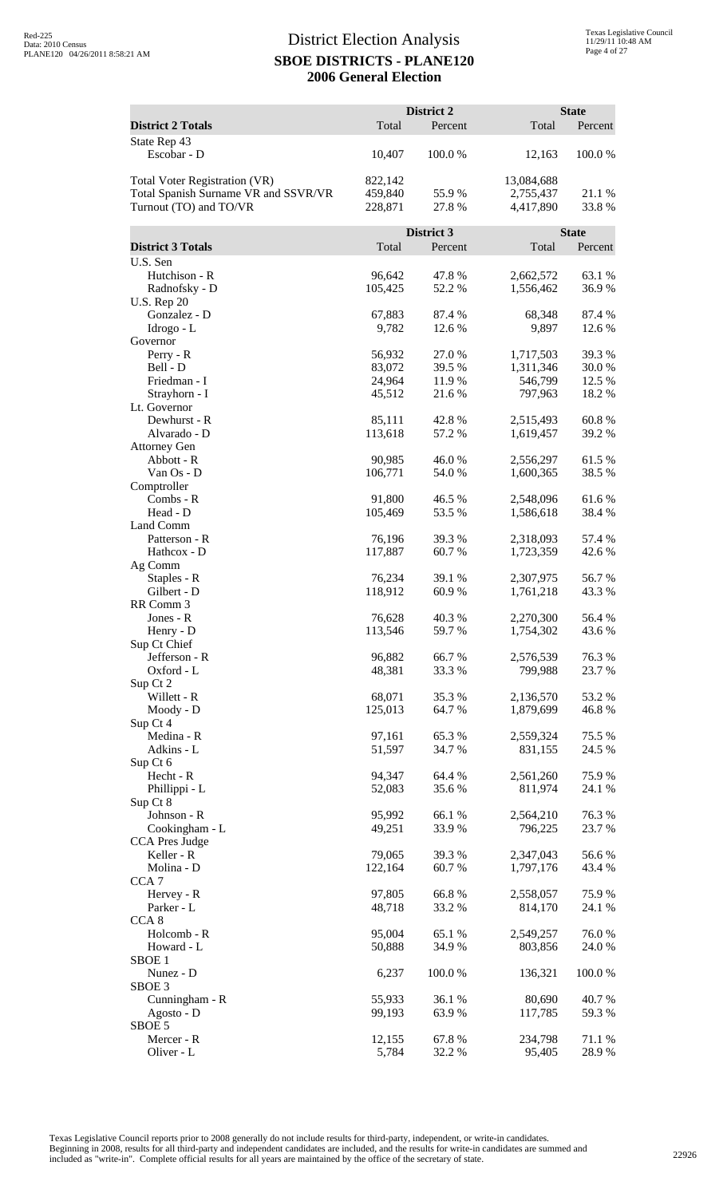# District Election Analysis

## SBOE DISTRICTS - PLANE120

## 2006 General Election

| District 2 Totals | District 2 Total | District 2 Percent | State Total | State Percent |
|---|---|---|---|---|
| State Rep 43 | | | | |
| Escobar - D | 10,407 | 100.0 % | 12,163 | 100.0 % |
| | | | | |
| Total Voter Registration (VR) | 822,142 | | 13,084,688 | |
| Total Spanish Surname VR and SSVR/VR | 459,840 | 55.9 % | 2,755,437 | 21.1 % |
| Turnout (TO) and TO/VR | 228,871 | 27.8 % | 4,417,890 | 33.8 % |

| District 3 Totals | District 3 Total | District 3 Percent | State Total | State Percent |
|---|---|---|---|---|
| U.S. Sen | | | | |
| Hutchison - R | 96,642 | 47.8 % | 2,662,572 | 63.1 % |
| Radnofsky - D | 105,425 | 52.2 % | 1,556,462 | 36.9 % |
| U.S. Rep 20 | | | | |
| Gonzalez - D | 67,883 | 87.4 % | 68,348 | 87.4 % |
| Idrogo - L | 9,782 | 12.6 % | 9,897 | 12.6 % |
| Governor | | | | |
| Perry - R | 56,932 | 27.0 % | 1,717,503 | 39.3 % |
| Bell - D | 83,072 | 39.5 % | 1,311,346 | 30.0 % |
| Friedman - I | 24,964 | 11.9 % | 546,799 | 12.5 % |
| Strayhorn - I | 45,512 | 21.6 % | 797,963 | 18.2 % |
| Lt. Governor | | | | |
| Dewhurst - R | 85,111 | 42.8 % | 2,515,493 | 60.8 % |
| Alvarado - D | 113,618 | 57.2 % | 1,619,457 | 39.2 % |
| Attorney Gen | | | | |
| Abbott - R | 90,985 | 46.0 % | 2,556,297 | 61.5 % |
| Van Os - D | 106,771 | 54.0 % | 1,600,365 | 38.5 % |
| Comptroller | | | | |
| Combs - R | 91,800 | 46.5 % | 2,548,096 | 61.6 % |
| Head - D | 105,469 | 53.5 % | 1,586,618 | 38.4 % |
| Land Comm | | | | |
| Patterson - R | 76,196 | 39.3 % | 2,318,093 | 57.4 % |
| Hathcox - D | 117,887 | 60.7 % | 1,723,359 | 42.6 % |
| Ag Comm | | | | |
| Staples - R | 76,234 | 39.1 % | 2,307,975 | 56.7 % |
| Gilbert - D | 118,912 | 60.9 % | 1,761,218 | 43.3 % |
| RR Comm 3 | | | | |
| Jones - R | 76,628 | 40.3 % | 2,270,300 | 56.4 % |
| Henry - D | 113,546 | 59.7 % | 1,754,302 | 43.6 % |
| Sup Ct Chief | | | | |
| Jefferson - R | 96,882 | 66.7 % | 2,576,539 | 76.3 % |
| Oxford - L | 48,381 | 33.3 % | 799,988 | 23.7 % |
| Sup Ct 2 | | | | |
| Willett - R | 68,071 | 35.3 % | 2,136,570 | 53.2 % |
| Moody - D | 125,013 | 64.7 % | 1,879,699 | 46.8 % |
| Sup Ct 4 | | | | |
| Medina - R | 97,161 | 65.3 % | 2,559,324 | 75.5 % |
| Adkins - L | 51,597 | 34.7 % | 831,155 | 24.5 % |
| Sup Ct 6 | | | | |
| Hecht - R | 94,347 | 64.4 % | 2,561,260 | 75.9 % |
| Phillippi - L | 52,083 | 35.6 % | 811,974 | 24.1 % |
| Sup Ct 8 | | | | |
| Johnson - R | 95,992 | 66.1 % | 2,564,210 | 76.3 % |
| Cookingham - L | 49,251 | 33.9 % | 796,225 | 23.7 % |
| CCA Pres Judge | | | | |
| Keller - R | 79,065 | 39.3 % | 2,347,043 | 56.6 % |
| Molina - D | 122,164 | 60.7 % | 1,797,176 | 43.4 % |
| CCA 7 | | | | |
| Hervey - R | 97,805 | 66.8 % | 2,558,057 | 75.9 % |
| Parker - L | 48,718 | 33.2 % | 814,170 | 24.1 % |
| CCA 8 | | | | |
| Holcomb - R | 95,004 | 65.1 % | 2,549,257 | 76.0 % |
| Howard - L | 50,888 | 34.9 % | 803,856 | 24.0 % |
| SBOE 1 | | | | |
| Nunez - D | 6,237 | 100.0 % | 136,321 | 100.0 % |
| SBOE 3 | | | | |
| Cunningham - R | 55,933 | 36.1 % | 80,690 | 40.7 % |
| Agosto - D | 99,193 | 63.9 % | 117,785 | 59.3 % |
| SBOE 5 | | | | |
| Mercer - R | 12,155 | 67.8 % | 234,798 | 71.1 % |
| Oliver - L | 5,784 | 32.2 % | 95,405 | 28.9 % |

Texas Legislative Council reports prior to 2008 generally do not include results for third-party, independent, or write-in candidates. Beginning in 2008, results for all third-party and independent candidates are included, and the results for write-in candidates are summed and included as "write-in". Complete official results for all years are maintained by the office of the secretary of state.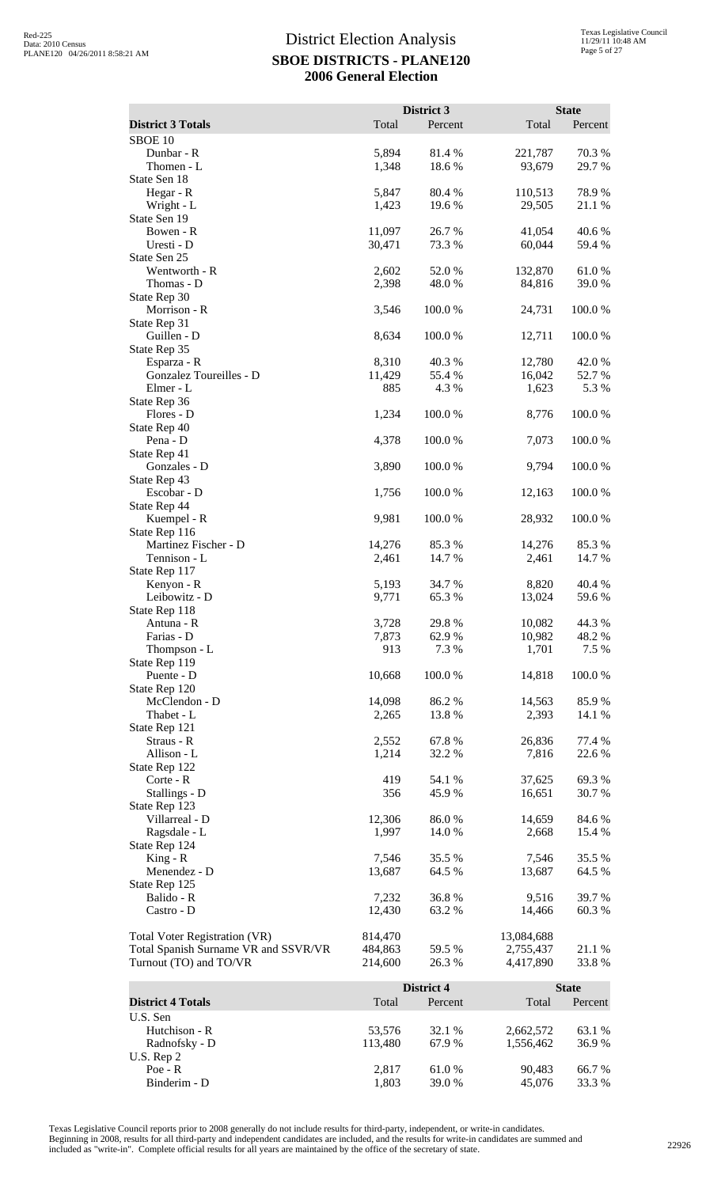# District Election Analysis
## SBOE DISTRICTS - PLANE120
## 2006 General Election

| District 3 Totals | District 3 Total | District 3 Percent | State Total | State Percent |
|---|---|---|---|---|
| SBOE 10 | | | | |
| Dunbar - R | 5,894 | 81.4 % | 221,787 | 70.3 % |
| Thomen - L | 1,348 | 18.6 % | 93,679 | 29.7 % |
| State Sen 18 | | | | |
| Hegar - R | 5,847 | 80.4 % | 110,513 | 78.9 % |
| Wright - L | 1,423 | 19.6 % | 29,505 | 21.1 % |
| State Sen 19 | | | | |
| Bowen - R | 11,097 | 26.7 % | 41,054 | 40.6 % |
| Uresti - D | 30,471 | 73.3 % | 60,044 | 59.4 % |
| State Sen 25 | | | | |
| Wentworth - R | 2,602 | 52.0 % | 132,870 | 61.0 % |
| Thomas - D | 2,398 | 48.0 % | 84,816 | 39.0 % |
| State Rep 30 | | | | |
| Morrison - R | 3,546 | 100.0 % | 24,731 | 100.0 % |
| State Rep 31 | | | | |
| Guillen - D | 8,634 | 100.0 % | 12,711 | 100.0 % |
| State Rep 35 | | | | |
| Esparza - R | 8,310 | 40.3 % | 12,780 | 42.0 % |
| Gonzalez Toureilles - D | 11,429 | 55.4 % | 16,042 | 52.7 % |
| Elmer - L | 885 | 4.3 % | 1,623 | 5.3 % |
| State Rep 36 | | | | |
| Flores - D | 1,234 | 100.0 % | 8,776 | 100.0 % |
| State Rep 40 | | | | |
| Pena - D | 4,378 | 100.0 % | 7,073 | 100.0 % |
| State Rep 41 | | | | |
| Gonzales - D | 3,890 | 100.0 % | 9,794 | 100.0 % |
| State Rep 43 | | | | |
| Escobar - D | 1,756 | 100.0 % | 12,163 | 100.0 % |
| State Rep 44 | | | | |
| Kuempel - R | 9,981 | 100.0 % | 28,932 | 100.0 % |
| State Rep 116 | | | | |
| Martinez Fischer - D | 14,276 | 85.3 % | 14,276 | 85.3 % |
| Tennison - L | 2,461 | 14.7 % | 2,461 | 14.7 % |
| State Rep 117 | | | | |
| Kenyon - R | 5,193 | 34.7 % | 8,820 | 40.4 % |
| Leibowitz - D | 9,771 | 65.3 % | 13,024 | 59.6 % |
| State Rep 118 | | | | |
| Antuna - R | 3,728 | 29.8 % | 10,082 | 44.3 % |
| Farias - D | 7,873 | 62.9 % | 10,982 | 48.2 % |
| Thompson - L | 913 | 7.3 % | 1,701 | 7.5 % |
| State Rep 119 | | | | |
| Puente - D | 10,668 | 100.0 % | 14,818 | 100.0 % |
| State Rep 120 | | | | |
| McClendon - D | 14,098 | 86.2 % | 14,563 | 85.9 % |
| Thabet - L | 2,265 | 13.8 % | 2,393 | 14.1 % |
| State Rep 121 | | | | |
| Straus - R | 2,552 | 67.8 % | 26,836 | 77.4 % |
| Allison - L | 1,214 | 32.2 % | 7,816 | 22.6 % |
| State Rep 122 | | | | |
| Corte - R | 419 | 54.1 % | 37,625 | 69.3 % |
| Stallings - D | 356 | 45.9 % | 16,651 | 30.7 % |
| State Rep 123 | | | | |
| Villarreal - D | 12,306 | 86.0 % | 14,659 | 84.6 % |
| Ragsdale - L | 1,997 | 14.0 % | 2,668 | 15.4 % |
| State Rep 124 | | | | |
| King - R | 7,546 | 35.5 % | 7,546 | 35.5 % |
| Menendez - D | 13,687 | 64.5 % | 13,687 | 64.5 % |
| State Rep 125 | | | | |
| Balido - R | 7,232 | 36.8 % | 9,516 | 39.7 % |
| Castro - D | 12,430 | 63.2 % | 14,466 | 60.3 % |
| | | | | |
| Total Voter Registration (VR) | 814,470 | | 13,084,688 | |
| Total Spanish Surname VR and SSVR/VR | 484,863 | 59.5 % | 2,755,437 | 21.1 % |
| Turnout (TO) and TO/VR | 214,600 | 26.3 % | 4,417,890 | 33.8 % |

| District 4 Totals | District 4 Total | District 4 Percent | State Total | State Percent |
|---|---|---|---|---|
| U.S. Sen | | | | |
| Hutchison - R | 53,576 | 32.1 % | 2,662,572 | 63.1 % |
| Radnofsky - D | 113,480 | 67.9 % | 1,556,462 | 36.9 % |
| U.S. Rep 2 | | | | |
| Poe - R | 2,817 | 61.0 % | 90,483 | 66.7 % |
| Binderim - D | 1,803 | 39.0 % | 45,076 | 33.3 % |

Texas Legislative Council reports prior to 2008 generally do not include results for third-party, independent, or write-in candidates. Beginning in 2008, results for all third-party and independent candidates are included, and the results for write-in candidates are summed and included as "write-in". Complete official results for all years are maintained by the office of the secretary of state.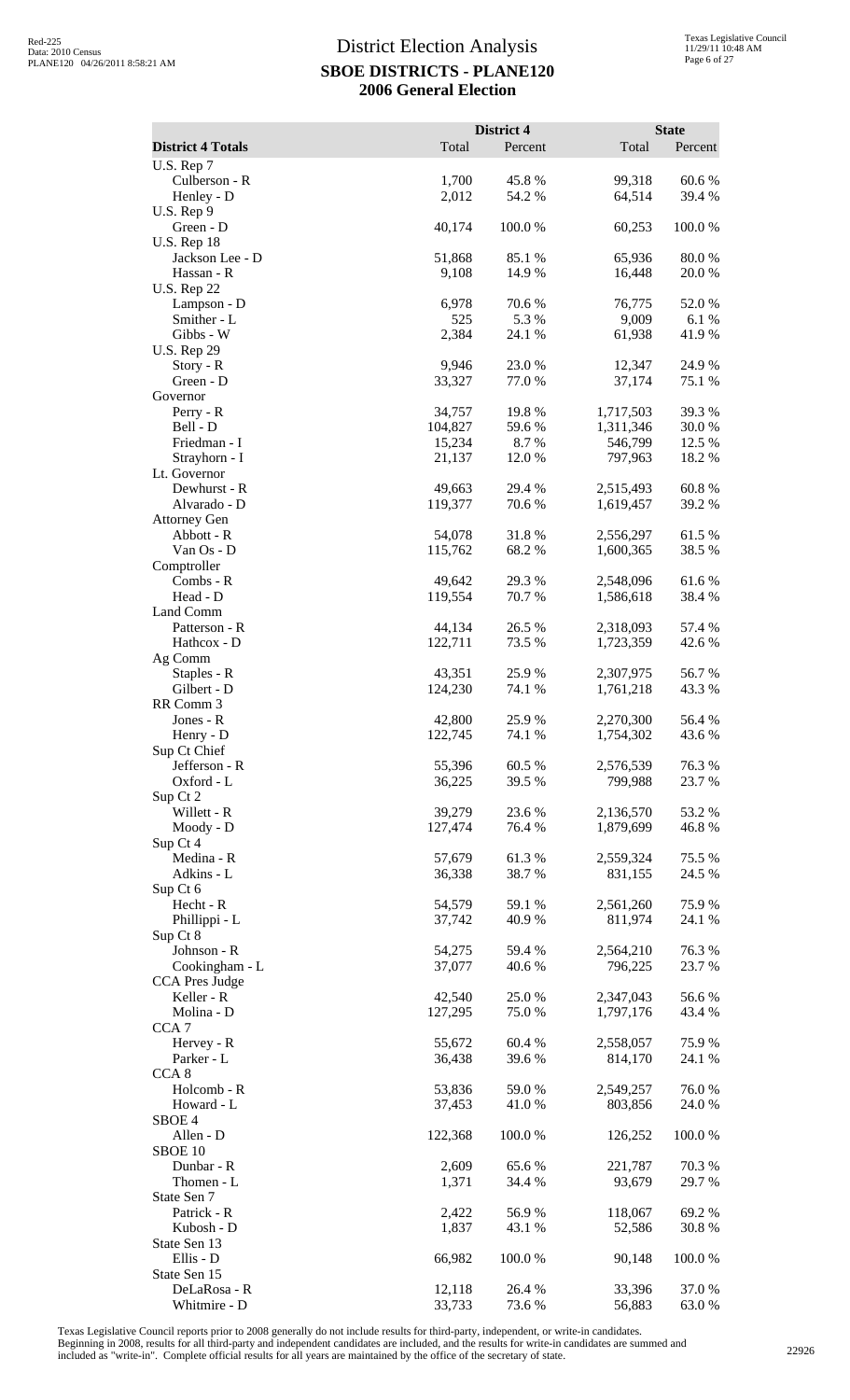# District Election Analysis

## SBOE DISTRICTS - PLANE120

## 2006 General Election

| District 4 Totals | District 4 Total | District 4 Percent | State Total | State Percent |
|---|---|---|---|---|
| U.S. Rep 7 | | | | |
| Culberson - R | 1,700 | 45.8 % | 99,318 | 60.6 % |
| Henley - D | 2,012 | 54.2 % | 64,514 | 39.4 % |
| U.S. Rep 9 | | | | |
| Green - D | 40,174 | 100.0 % | 60,253 | 100.0 % |
| U.S. Rep 18 | | | | |
| Jackson Lee - D | 51,868 | 85.1 % | 65,936 | 80.0 % |
| Hassan - R | 9,108 | 14.9 % | 16,448 | 20.0 % |
| U.S. Rep 22 | | | | |
| Lampson - D | 6,978 | 70.6 % | 76,775 | 52.0 % |
| Smither - L | 525 | 5.3 % | 9,009 | 6.1 % |
| Gibbs - W | 2,384 | 24.1 % | 61,938 | 41.9 % |
| U.S. Rep 29 | | | | |
| Story - R | 9,946 | 23.0 % | 12,347 | 24.9 % |
| Green - D | 33,327 | 77.0 % | 37,174 | 75.1 % |
| Governor | | | | |
| Perry - R | 34,757 | 19.8 % | 1,717,503 | 39.3 % |
| Bell - D | 104,827 | 59.6 % | 1,311,346 | 30.0 % |
| Friedman - I | 15,234 | 8.7 % | 546,799 | 12.5 % |
| Strayhorn - I | 21,137 | 12.0 % | 797,963 | 18.2 % |
| Lt. Governor | | | | |
| Dewhurst - R | 49,663 | 29.4 % | 2,515,493 | 60.8 % |
| Alvarado - D | 119,377 | 70.6 % | 1,619,457 | 39.2 % |
| Attorney Gen | | | | |
| Abbott - R | 54,078 | 31.8 % | 2,556,297 | 61.5 % |
| Van Os - D | 115,762 | 68.2 % | 1,600,365 | 38.5 % |
| Comptroller | | | | |
| Combs - R | 49,642 | 29.3 % | 2,548,096 | 61.6 % |
| Head - D | 119,554 | 70.7 % | 1,586,618 | 38.4 % |
| Land Comm | | | | |
| Patterson - R | 44,134 | 26.5 % | 2,318,093 | 57.4 % |
| Hathcox - D | 122,711 | 73.5 % | 1,723,359 | 42.6 % |
| Ag Comm | | | | |
| Staples - R | 43,351 | 25.9 % | 2,307,975 | 56.7 % |
| Gilbert - D | 124,230 | 74.1 % | 1,761,218 | 43.3 % |
| RR Comm 3 | | | | |
| Jones - R | 42,800 | 25.9 % | 2,270,300 | 56.4 % |
| Henry - D | 122,745 | 74.1 % | 1,754,302 | 43.6 % |
| Sup Ct Chief | | | | |
| Jefferson - R | 55,396 | 60.5 % | 2,576,539 | 76.3 % |
| Oxford - L | 36,225 | 39.5 % | 799,988 | 23.7 % |
| Sup Ct 2 | | | | |
| Willett - R | 39,279 | 23.6 % | 2,136,570 | 53.2 % |
| Moody - D | 127,474 | 76.4 % | 1,879,699 | 46.8 % |
| Sup Ct 4 | | | | |
| Medina - R | 57,679 | 61.3 % | 2,559,324 | 75.5 % |
| Adkins - L | 36,338 | 38.7 % | 831,155 | 24.5 % |
| Sup Ct 6 | | | | |
| Hecht - R | 54,579 | 59.1 % | 2,561,260 | 75.9 % |
| Phillippi - L | 37,742 | 40.9 % | 811,974 | 24.1 % |
| Sup Ct 8 | | | | |
| Johnson - R | 54,275 | 59.4 % | 2,564,210 | 76.3 % |
| Cookingham - L | 37,077 | 40.6 % | 796,225 | 23.7 % |
| CCA Pres Judge | | | | |
| Keller - R | 42,540 | 25.0 % | 2,347,043 | 56.6 % |
| Molina - D | 127,295 | 75.0 % | 1,797,176 | 43.4 % |
| CCA 7 | | | | |
| Hervey - R | 55,672 | 60.4 % | 2,558,057 | 75.9 % |
| Parker - L | 36,438 | 39.6 % | 814,170 | 24.1 % |
| CCA 8 | | | | |
| Holcomb - R | 53,836 | 59.0 % | 2,549,257 | 76.0 % |
| Howard - L | 37,453 | 41.0 % | 803,856 | 24.0 % |
| SBOE 4 | | | | |
| Allen - D | 122,368 | 100.0 % | 126,252 | 100.0 % |
| SBOE 10 | | | | |
| Dunbar - R | 2,609 | 65.6 % | 221,787 | 70.3 % |
| Thomen - L | 1,371 | 34.4 % | 93,679 | 29.7 % |
| State Sen 7 | | | | |
| Patrick - R | 2,422 | 56.9 % | 118,067 | 69.2 % |
| Kubosh - D | 1,837 | 43.1 % | 52,586 | 30.8 % |
| State Sen 13 | | | | |
| Ellis - D | 66,982 | 100.0 % | 90,148 | 100.0 % |
| State Sen 15 | | | | |
| DeLaRosa - R | 12,118 | 26.4 % | 33,396 | 37.0 % |
| Whitmire - D | 33,733 | 73.6 % | 56,883 | 63.0 % |

Texas Legislative Council reports prior to 2008 generally do not include results for third-party, independent, or write-in candidates. Beginning in 2008, results for all third-party and independent candidates are included, and the results for write-in candidates are summed and included as "write-in". Complete official results for all years are maintained by the office of the secretary of state.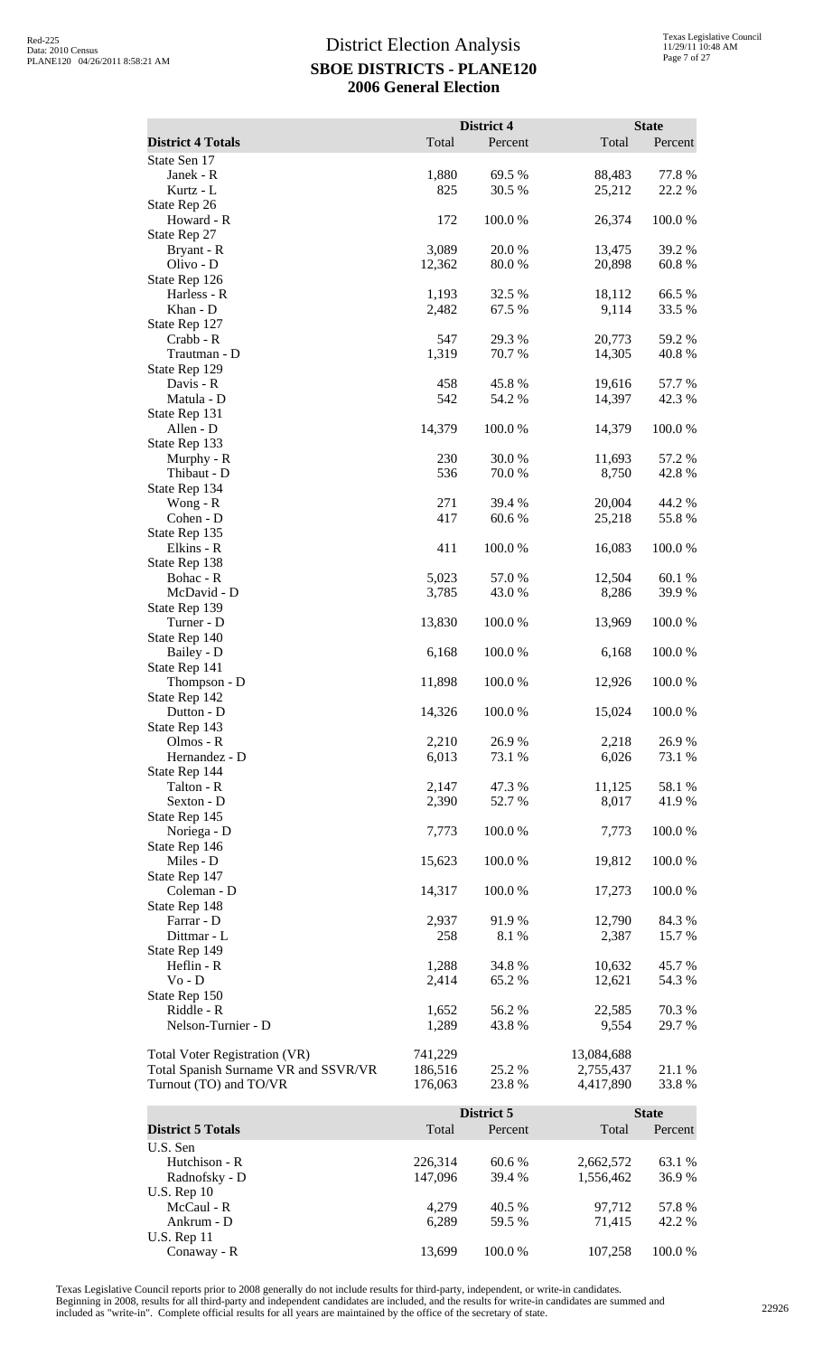# District Election Analysis
## SBOE DISTRICTS - PLANE120
## 2006 General Election

| District 4 Totals | District 4 Total | District 4 Percent | State Total | State Percent |
|---|---|---|---|---|
| State Sen 17 | | | | |
| Janek - R | 1,880 | 69.5 % | 88,483 | 77.8 % |
| Kurtz - L | 825 | 30.5 % | 25,212 | 22.2 % |
| State Rep 26 | | | | |
| Howard - R | 172 | 100.0 % | 26,374 | 100.0 % |
| State Rep 27 | | | | |
| Bryant - R | 3,089 | 20.0 % | 13,475 | 39.2 % |
| Olivo - D | 12,362 | 80.0 % | 20,898 | 60.8 % |
| State Rep 126 | | | | |
| Harless - R | 1,193 | 32.5 % | 18,112 | 66.5 % |
| Khan - D | 2,482 | 67.5 % | 9,114 | 33.5 % |
| State Rep 127 | | | | |
| Crabb - R | 547 | 29.3 % | 20,773 | 59.2 % |
| Trautman - D | 1,319 | 70.7 % | 14,305 | 40.8 % |
| State Rep 129 | | | | |
| Davis - R | 458 | 45.8 % | 19,616 | 57.7 % |
| Matula - D | 542 | 54.2 % | 14,397 | 42.3 % |
| State Rep 131 | | | | |
| Allen - D | 14,379 | 100.0 % | 14,379 | 100.0 % |
| State Rep 133 | | | | |
| Murphy - R | 230 | 30.0 % | 11,693 | 57.2 % |
| Thibaut - D | 536 | 70.0 % | 8,750 | 42.8 % |
| State Rep 134 | | | | |
| Wong - R | 271 | 39.4 % | 20,004 | 44.2 % |
| Cohen - D | 417 | 60.6 % | 25,218 | 55.8 % |
| State Rep 135 | | | | |
| Elkins - R | 411 | 100.0 % | 16,083 | 100.0 % |
| State Rep 138 | | | | |
| Bohac - R | 5,023 | 57.0 % | 12,504 | 60.1 % |
| McDavid - D | 3,785 | 43.0 % | 8,286 | 39.9 % |
| State Rep 139 | | | | |
| Turner - D | 13,830 | 100.0 % | 13,969 | 100.0 % |
| State Rep 140 | | | | |
| Bailey - D | 6,168 | 100.0 % | 6,168 | 100.0 % |
| State Rep 141 | | | | |
| Thompson - D | 11,898 | 100.0 % | 12,926 | 100.0 % |
| State Rep 142 | | | | |
| Dutton - D | 14,326 | 100.0 % | 15,024 | 100.0 % |
| State Rep 143 | | | | |
| Olmos - R | 2,210 | 26.9 % | 2,218 | 26.9 % |
| Hernandez - D | 6,013 | 73.1 % | 6,026 | 73.1 % |
| State Rep 144 | | | | |
| Talton - R | 2,147 | 47.3 % | 11,125 | 58.1 % |
| Sexton - D | 2,390 | 52.7 % | 8,017 | 41.9 % |
| State Rep 145 | | | | |
| Noriega - D | 7,773 | 100.0 % | 7,773 | 100.0 % |
| State Rep 146 | | | | |
| Miles - D | 15,623 | 100.0 % | 19,812 | 100.0 % |
| State Rep 147 | | | | |
| Coleman - D | 14,317 | 100.0 % | 17,273 | 100.0 % |
| State Rep 148 | | | | |
| Farrar - D | 2,937 | 91.9 % | 12,790 | 84.3 % |
| Dittmar - L | 258 | 8.1 % | 2,387 | 15.7 % |
| State Rep 149 | | | | |
| Heflin - R | 1,288 | 34.8 % | 10,632 | 45.7 % |
| Vo - D | 2,414 | 65.2 % | 12,621 | 54.3 % |
| State Rep 150 | | | | |
| Riddle - R | 1,652 | 56.2 % | 22,585 | 70.3 % |
| Nelson-Turnier - D | 1,289 | 43.8 % | 9,554 | 29.7 % |
| | | | | |
| Total Voter Registration (VR) | 741,229 | | 13,084,688 | |
| Total Spanish Surname VR and SSVR/VR | 186,516 | 25.2 % | 2,755,437 | 21.1 % |
| Turnout (TO) and TO/VR | 176,063 | 23.8 % | 4,417,890 | 33.8 % |

| District 5 Totals | District 5 Total | District 5 Percent | State Total | State Percent |
|---|---|---|---|---|
| U.S. Sen | | | | |
| Hutchison - R | 226,314 | 60.6 % | 2,662,572 | 63.1 % |
| Radnofsky - D | 147,096 | 39.4 % | 1,556,462 | 36.9 % |
| U.S. Rep 10 | | | | |
| McCaul - R | 4,279 | 40.5 % | 97,712 | 57.8 % |
| Ankrum - D | 6,289 | 59.5 % | 71,415 | 42.2 % |
| U.S. Rep 11 | | | | |
| Conaway - R | 13,699 | 100.0 % | 107,258 | 100.0 % |

Texas Legislative Council reports prior to 2008 generally do not include results for third-party, independent, or write-in candidates. Beginning in 2008, results for all third-party and independent candidates are included, and the results for write-in candidates are summed and included as "write-in". Complete official results for all years are maintained by the office of the secretary of state.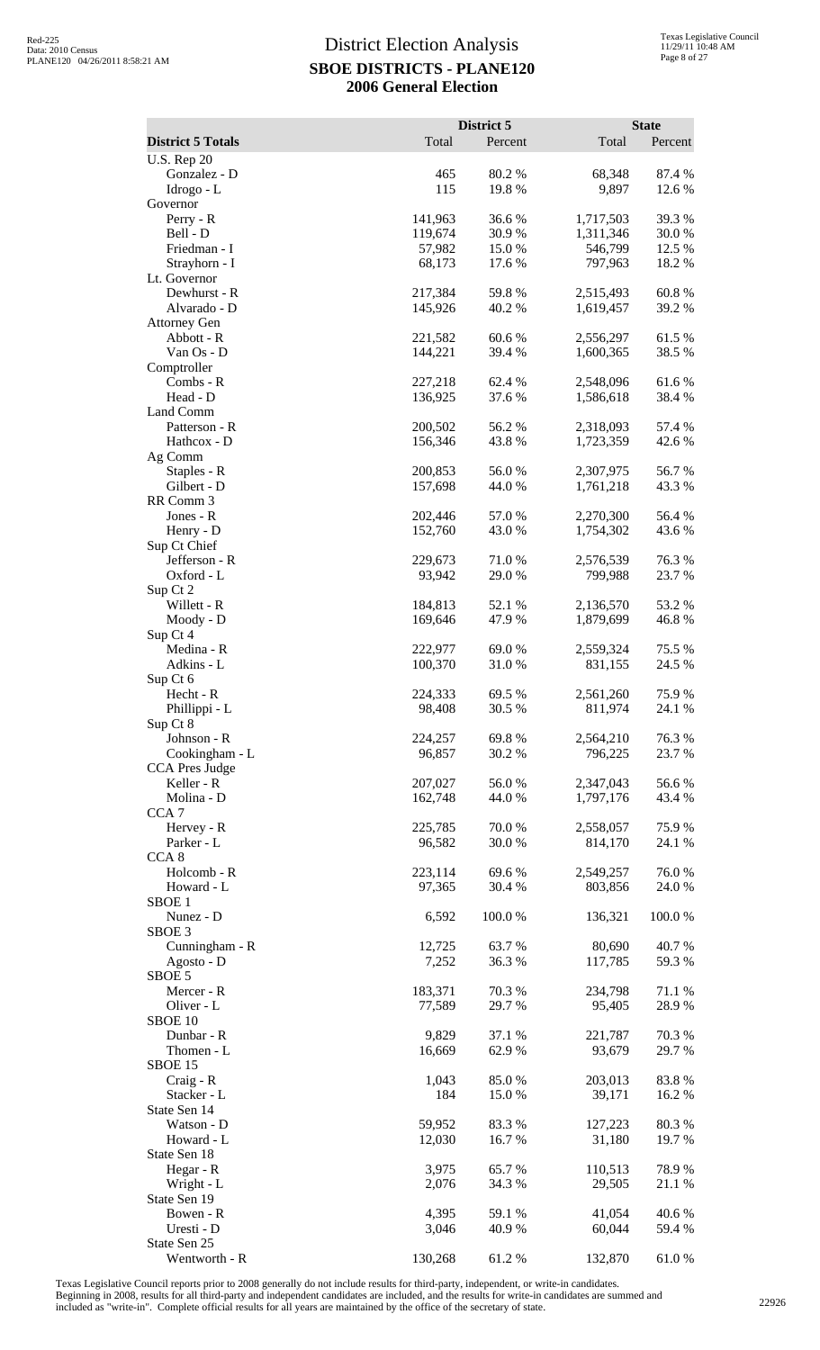# District Election Analysis

## SBOE DISTRICTS - PLANE120

## 2006 General Election

| District 5 Totals | District 5 Total | District 5 Percent | State Total | State Percent |
|---|---|---|---|---|
| U.S. Rep 20 | | | | |
| Gonzalez - D | 465 | 80.2 % | 68,348 | 87.4 % |
| Idrogo - L | 115 | 19.8 % | 9,897 | 12.6 % |
| Governor | | | | |
| Perry - R | 141,963 | 36.6 % | 1,717,503 | 39.3 % |
| Bell - D | 119,674 | 30.9 % | 1,311,346 | 30.0 % |
| Friedman - I | 57,982 | 15.0 % | 546,799 | 12.5 % |
| Strayhorn - I | 68,173 | 17.6 % | 797,963 | 18.2 % |
| Lt. Governor | | | | |
| Dewhurst - R | 217,384 | 59.8 % | 2,515,493 | 60.8 % |
| Alvarado - D | 145,926 | 40.2 % | 1,619,457 | 39.2 % |
| Attorney Gen | | | | |
| Abbott - R | 221,582 | 60.6 % | 2,556,297 | 61.5 % |
| Van Os - D | 144,221 | 39.4 % | 1,600,365 | 38.5 % |
| Comptroller | | | | |
| Combs - R | 227,218 | 62.4 % | 2,548,096 | 61.6 % |
| Head - D | 136,925 | 37.6 % | 1,586,618 | 38.4 % |
| Land Comm | | | | |
| Patterson - R | 200,502 | 56.2 % | 2,318,093 | 57.4 % |
| Hathcox - D | 156,346 | 43.8 % | 1,723,359 | 42.6 % |
| Ag Comm | | | | |
| Staples - R | 200,853 | 56.0 % | 2,307,975 | 56.7 % |
| Gilbert - D | 157,698 | 44.0 % | 1,761,218 | 43.3 % |
| RR Comm 3 | | | | |
| Jones - R | 202,446 | 57.0 % | 2,270,300 | 56.4 % |
| Henry - D | 152,760 | 43.0 % | 1,754,302 | 43.6 % |
| Sup Ct Chief | | | | |
| Jefferson - R | 229,673 | 71.0 % | 2,576,539 | 76.3 % |
| Oxford - L | 93,942 | 29.0 % | 799,988 | 23.7 % |
| Sup Ct 2 | | | | |
| Willett - R | 184,813 | 52.1 % | 2,136,570 | 53.2 % |
| Moody - D | 169,646 | 47.9 % | 1,879,699 | 46.8 % |
| Sup Ct 4 | | | | |
| Medina - R | 222,977 | 69.0 % | 2,559,324 | 75.5 % |
| Adkins - L | 100,370 | 31.0 % | 831,155 | 24.5 % |
| Sup Ct 6 | | | | |
| Hecht - R | 224,333 | 69.5 % | 2,561,260 | 75.9 % |
| Phillippi - L | 98,408 | 30.5 % | 811,974 | 24.1 % |
| Sup Ct 8 | | | | |
| Johnson - R | 224,257 | 69.8 % | 2,564,210 | 76.3 % |
| Cookingham - L | 96,857 | 30.2 % | 796,225 | 23.7 % |
| CCA Pres Judge | | | | |
| Keller - R | 207,027 | 56.0 % | 2,347,043 | 56.6 % |
| Molina - D | 162,748 | 44.0 % | 1,797,176 | 43.4 % |
| CCA 7 | | | | |
| Hervey - R | 225,785 | 70.0 % | 2,558,057 | 75.9 % |
| Parker - L | 96,582 | 30.0 % | 814,170 | 24.1 % |
| CCA 8 | | | | |
| Holcomb - R | 223,114 | 69.6 % | 2,549,257 | 76.0 % |
| Howard - L | 97,365 | 30.4 % | 803,856 | 24.0 % |
| SBOE 1 | | | | |
| Nunez - D | 6,592 | 100.0 % | 136,321 | 100.0 % |
| SBOE 3 | | | | |
| Cunningham - R | 12,725 | 63.7 % | 80,690 | 40.7 % |
| Agosto - D | 7,252 | 36.3 % | 117,785 | 59.3 % |
| SBOE 5 | | | | |
| Mercer - R | 183,371 | 70.3 % | 234,798 | 71.1 % |
| Oliver - L | 77,589 | 29.7 % | 95,405 | 28.9 % |
| SBOE 10 | | | | |
| Dunbar - R | 9,829 | 37.1 % | 221,787 | 70.3 % |
| Thomen - L | 16,669 | 62.9 % | 93,679 | 29.7 % |
| SBOE 15 | | | | |
| Craig - R | 1,043 | 85.0 % | 203,013 | 83.8 % |
| Stacker - L | 184 | 15.0 % | 39,171 | 16.2 % |
| State Sen 14 | | | | |
| Watson - D | 59,952 | 83.3 % | 127,223 | 80.3 % |
| Howard - L | 12,030 | 16.7 % | 31,180 | 19.7 % |
| State Sen 18 | | | | |
| Hegar - R | 3,975 | 65.7 % | 110,513 | 78.9 % |
| Wright - L | 2,076 | 34.3 % | 29,505 | 21.1 % |
| State Sen 19 | | | | |
| Bowen - R | 4,395 | 59.1 % | 41,054 | 40.6 % |
| Uresti - D | 3,046 | 40.9 % | 60,044 | 59.4 % |
| State Sen 25 | | | | |
| Wentworth - R | 130,268 | 61.2 % | 132,870 | 61.0 % |

Texas Legislative Council reports prior to 2008 generally do not include results for third-party, independent, or write-in candidates. Beginning in 2008, results for all third-party and independent candidates are included, and the results for write-in candidates are summed and included as "write-in". Complete official results for all years are maintained by the office of the secretary of state.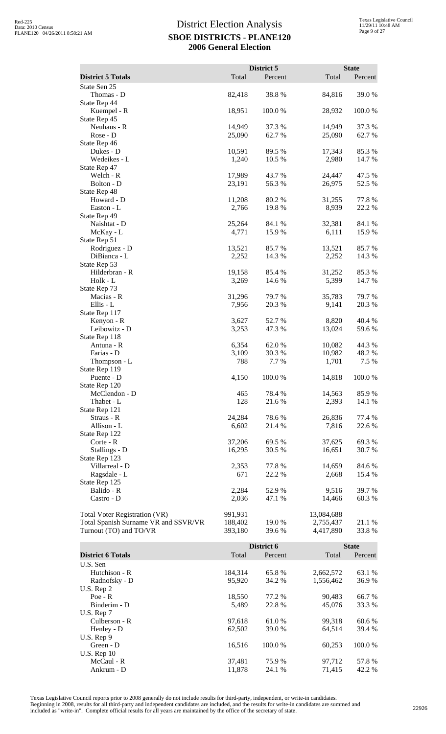# District Election Analysis

## SBOE DISTRICTS - PLANE120

## 2006 General Election

| District 5 Totals | District 5 Total | District 5 Percent | State Total | State Percent |
|---|---|---|---|---|
| State Sen 25 | | | | |
| Thomas - D | 82,418 | 38.8 % | 84,816 | 39.0 % |
| State Rep 44 | | | | |
| Kuempel - R | 18,951 | 100.0 % | 28,932 | 100.0 % |
| State Rep 45 | | | | |
| Neuhaus - R | 14,949 | 37.3 % | 14,949 | 37.3 % |
| Rose - D | 25,090 | 62.7 % | 25,090 | 62.7 % |
| State Rep 46 | | | | |
| Dukes - D | 10,591 | 89.5 % | 17,343 | 85.3 % |
| Wedeikes - L | 1,240 | 10.5 % | 2,980 | 14.7 % |
| State Rep 47 | | | | |
| Welch - R | 17,989 | 43.7 % | 24,447 | 47.5 % |
| Bolton - D | 23,191 | 56.3 % | 26,975 | 52.5 % |
| State Rep 48 | | | | |
| Howard - D | 11,208 | 80.2 % | 31,255 | 77.8 % |
| Easton - L | 2,766 | 19.8 % | 8,939 | 22.2 % |
| State Rep 49 | | | | |
| Naishtat - D | 25,264 | 84.1 % | 32,381 | 84.1 % |
| McKay - L | 4,771 | 15.9 % | 6,111 | 15.9 % |
| State Rep 51 | | | | |
| Rodriguez - D | 13,521 | 85.7 % | 13,521 | 85.7 % |
| DiBianca - L | 2,252 | 14.3 % | 2,252 | 14.3 % |
| State Rep 53 | | | | |
| Hilderbran - R | 19,158 | 85.4 % | 31,252 | 85.3 % |
| Holk - L | 3,269 | 14.6 % | 5,399 | 14.7 % |
| State Rep 73 | | | | |
| Macias - R | 31,296 | 79.7 % | 35,783 | 79.7 % |
| Ellis - L | 7,956 | 20.3 % | 9,141 | 20.3 % |
| State Rep 117 | | | | |
| Kenyon - R | 3,627 | 52.7 % | 8,820 | 40.4 % |
| Leibowitz - D | 3,253 | 47.3 % | 13,024 | 59.6 % |
| State Rep 118 | | | | |
| Antuna - R | 6,354 | 62.0 % | 10,082 | 44.3 % |
| Farias - D | 3,109 | 30.3 % | 10,982 | 48.2 % |
| Thompson - L | 788 | 7.7 % | 1,701 | 7.5 % |
| State Rep 119 | | | | |
| Puente - D | 4,150 | 100.0 % | 14,818 | 100.0 % |
| State Rep 120 | | | | |
| McClendon - D | 465 | 78.4 % | 14,563 | 85.9 % |
| Thabet - L | 128 | 21.6 % | 2,393 | 14.1 % |
| State Rep 121 | | | | |
| Straus - R | 24,284 | 78.6 % | 26,836 | 77.4 % |
| Allison - L | 6,602 | 21.4 % | 7,816 | 22.6 % |
| State Rep 122 | | | | |
| Corte - R | 37,206 | 69.5 % | 37,625 | 69.3 % |
| Stallings - D | 16,295 | 30.5 % | 16,651 | 30.7 % |
| State Rep 123 | | | | |
| Villarreal - D | 2,353 | 77.8 % | 14,659 | 84.6 % |
| Ragsdale - L | 671 | 22.2 % | 2,668 | 15.4 % |
| State Rep 125 | | | | |
| Balido - R | 2,284 | 52.9 % | 9,516 | 39.7 % |
| Castro - D | 2,036 | 47.1 % | 14,466 | 60.3 % |
| Total Voter Registration (VR) | 991,931 | | 13,084,688 | |
| Total Spanish Surname VR and SSVR/VR | 188,402 | 19.0 % | 2,755,437 | 21.1 % |
| Turnout (TO) and TO/VR | 393,180 | 39.6 % | 4,417,890 | 33.8 % |

| District 6 Totals | District 6 Total | District 6 Percent | State Total | State Percent |
|---|---|---|---|---|
| U.S. Sen | | | | |
| Hutchison - R | 184,314 | 65.8 % | 2,662,572 | 63.1 % |
| Radnofsky - D | 95,920 | 34.2 % | 1,556,462 | 36.9 % |
| U.S. Rep 2 | | | | |
| Poe - R | 18,550 | 77.2 % | 90,483 | 66.7 % |
| Binderim - D | 5,489 | 22.8 % | 45,076 | 33.3 % |
| U.S. Rep 7 | | | | |
| Culberson - R | 97,618 | 61.0 % | 99,318 | 60.6 % |
| Henley - D | 62,502 | 39.0 % | 64,514 | 39.4 % |
| U.S. Rep 9 | | | | |
| Green - D | 16,516 | 100.0 % | 60,253 | 100.0 % |
| U.S. Rep 10 | | | | |
| McCaul - R | 37,481 | 75.9 % | 97,712 | 57.8 % |
| Ankrum - D | 11,878 | 24.1 % | 71,415 | 42.2 % |

Texas Legislative Council reports prior to 2008 generally do not include results for third-party, independent, or write-in candidates. Beginning in 2008, results for all third-party and independent candidates are included, and the results for write-in candidates are summed and included as "write-in". Complete official results for all years are maintained by the office of the secretary of state.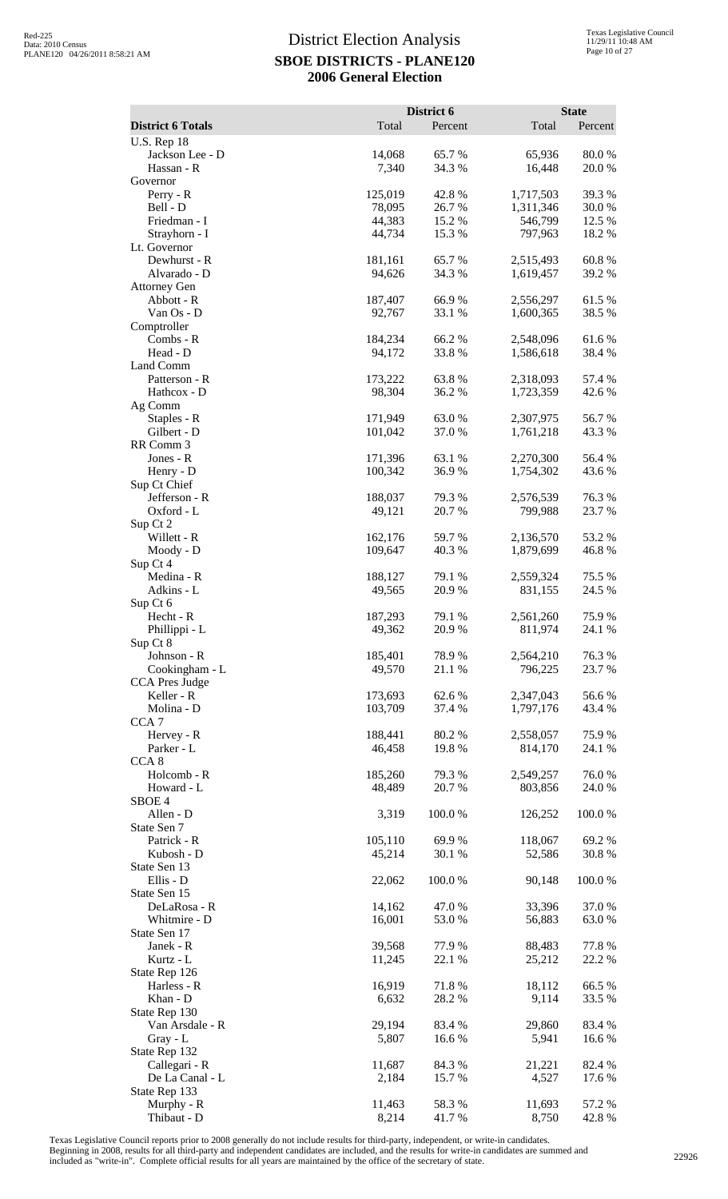# District Election Analysis
## SBOE DISTRICTS - PLANE120
## 2006 General Election

Red-225
Data: 2010 Census
PLANE120 04/26/2011 8:58:21 AM

Texas Legislative Council
11/29/11 10:48 AM

| District 6 Totals | District 6 Total | District 6 Percent | State Total | State Percent |
|---|---|---|---|---|
| U.S. Rep 18 | | | | |
| Jackson Lee - D | 14,068 | 65.7 % | 65,936 | 80.0 % |
| Hassan - R | 7,340 | 34.3 % | 16,448 | 20.0 % |
| Governor | | | | |
| Perry - R | 125,019 | 42.8 % | 1,717,503 | 39.3 % |
| Bell - D | 78,095 | 26.7 % | 1,311,346 | 30.0 % |
| Friedman - I | 44,383 | 15.2 % | 546,799 | 12.5 % |
| Strayhorn - I | 44,734 | 15.3 % | 797,963 | 18.2 % |
| Lt. Governor | | | | |
| Dewhurst - R | 181,161 | 65.7 % | 2,515,493 | 60.8 % |
| Alvarado - D | 94,626 | 34.3 % | 1,619,457 | 39.2 % |
| Attorney Gen | | | | |
| Abbott - R | 187,407 | 66.9 % | 2,556,297 | 61.5 % |
| Van Os - D | 92,767 | 33.1 % | 1,600,365 | 38.5 % |
| Comptroller | | | | |
| Combs - R | 184,234 | 66.2 % | 2,548,096 | 61.6 % |
| Head - D | 94,172 | 33.8 % | 1,586,618 | 38.4 % |
| Land Comm | | | | |
| Patterson - R | 173,222 | 63.8 % | 2,318,093 | 57.4 % |
| Hathcox - D | 98,304 | 36.2 % | 1,723,359 | 42.6 % |
| Ag Comm | | | | |
| Staples - R | 171,949 | 63.0 % | 2,307,975 | 56.7 % |
| Gilbert - D | 101,042 | 37.0 % | 1,761,218 | 43.3 % |
| RR Comm 3 | | | | |
| Jones - R | 171,396 | 63.1 % | 2,270,300 | 56.4 % |
| Henry - D | 100,342 | 36.9 % | 1,754,302 | 43.6 % |
| Sup Ct Chief | | | | |
| Jefferson - R | 188,037 | 79.3 % | 2,576,539 | 76.3 % |
| Oxford - L | 49,121 | 20.7 % | 799,988 | 23.7 % |
| Sup Ct 2 | | | | |
| Willett - R | 162,176 | 59.7 % | 2,136,570 | 53.2 % |
| Moody - D | 109,647 | 40.3 % | 1,879,699 | 46.8 % |
| Sup Ct 4 | | | | |
| Medina - R | 188,127 | 79.1 % | 2,559,324 | 75.5 % |
| Adkins - L | 49,565 | 20.9 % | 831,155 | 24.5 % |
| Sup Ct 6 | | | | |
| Hecht - R | 187,293 | 79.1 % | 2,561,260 | 75.9 % |
| Phillippi - L | 49,362 | 20.9 % | 811,974 | 24.1 % |
| Sup Ct 8 | | | | |
| Johnson - R | 185,401 | 78.9 % | 2,564,210 | 76.3 % |
| Cookingham - L | 49,570 | 21.1 % | 796,225 | 23.7 % |
| CCA Pres Judge | | | | |
| Keller - R | 173,693 | 62.6 % | 2,347,043 | 56.6 % |
| Molina - D | 103,709 | 37.4 % | 1,797,176 | 43.4 % |
| CCA 7 | | | | |
| Hervey - R | 188,441 | 80.2 % | 2,558,057 | 75.9 % |
| Parker - L | 46,458 | 19.8 % | 814,170 | 24.1 % |
| CCA 8 | | | | |
| Holcomb - R | 185,260 | 79.3 % | 2,549,257 | 76.0 % |
| Howard - L | 48,489 | 20.7 % | 803,856 | 24.0 % |
| SBOE 4 | | | | |
| Allen - D | 3,319 | 100.0 % | 126,252 | 100.0 % |
| State Sen 7 | | | | |
| Patrick - R | 105,110 | 69.9 % | 118,067 | 69.2 % |
| Kubosh - D | 45,214 | 30.1 % | 52,586 | 30.8 % |
| State Sen 13 | | | | |
| Ellis - D | 22,062 | 100.0 % | 90,148 | 100.0 % |
| State Sen 15 | | | | |
| DeLaRosa - R | 14,162 | 47.0 % | 33,396 | 37.0 % |
| Whitmire - D | 16,001 | 53.0 % | 56,883 | 63.0 % |
| State Sen 17 | | | | |
| Janek - R | 39,568 | 77.9 % | 88,483 | 77.8 % |
| Kurtz - L | 11,245 | 22.1 % | 25,212 | 22.2 % |
| State Rep 126 | | | | |
| Harless - R | 16,919 | 71.8 % | 18,112 | 66.5 % |
| Khan - D | 6,632 | 28.2 % | 9,114 | 33.5 % |
| State Rep 130 | | | | |
| Van Arsdale - R | 29,194 | 83.4 % | 29,860 | 83.4 % |
| Gray - L | 5,807 | 16.6 % | 5,941 | 16.6 % |
| State Rep 132 | | | | |
| Callegari - R | 11,687 | 84.3 % | 21,221 | 82.4 % |
| De La Canal - L | 2,184 | 15.7 % | 4,527 | 17.6 % |
| State Rep 133 | | | | |
| Murphy - R | 11,463 | 58.3 % | 11,693 | 57.2 % |
| Thibaut - D | 8,214 | 41.7 % | 8,750 | 42.8 % |

Texas Legislative Council reports prior to 2008 generally do not include results for third-party, independent, or write-in candidates. Beginning in 2008, results for all third-party and independent candidates are included, and the results for write-in candidates are summed and included as "write-in". Complete official results for all years are maintained by the office of the secretary of state.

22926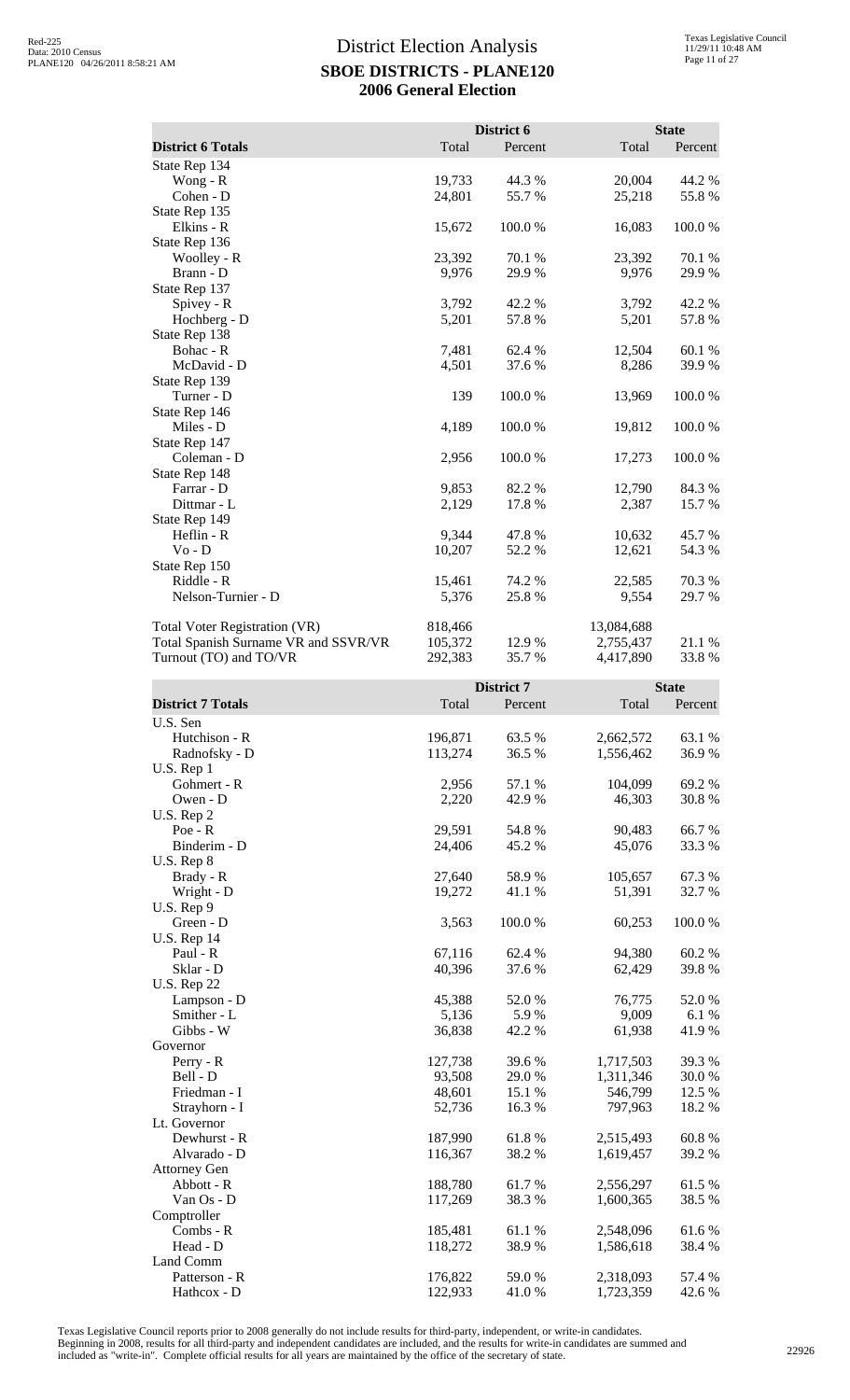# District Election Analysis

## SBOE DISTRICTS - PLANE120

## 2006 General Election

| District 6 Totals | District 6 Total | District 6 Percent | State Total | State Percent |
|---|---|---|---|---|
| State Rep 134 | | | | |
| Wong - R | 19,733 | 44.3 % | 20,004 | 44.2 % |
| Cohen - D | 24,801 | 55.7 % | 25,218 | 55.8 % |
| State Rep 135 | | | | |
| Elkins - R | 15,672 | 100.0 % | 16,083 | 100.0 % |
| State Rep 136 | | | | |
| Woolley - R | 23,392 | 70.1 % | 23,392 | 70.1 % |
| Brann - D | 9,976 | 29.9 % | 9,976 | 29.9 % |
| State Rep 137 | | | | |
| Spivey - R | 3,792 | 42.2 % | 3,792 | 42.2 % |
| Hochberg - D | 5,201 | 57.8 % | 5,201 | 57.8 % |
| State Rep 138 | | | | |
| Bohac - R | 7,481 | 62.4 % | 12,504 | 60.1 % |
| McDavid - D | 4,501 | 37.6 % | 8,286 | 39.9 % |
| State Rep 139 | | | | |
| Turner - D | 139 | 100.0 % | 13,969 | 100.0 % |
| State Rep 146 | | | | |
| Miles - D | 4,189 | 100.0 % | 19,812 | 100.0 % |
| State Rep 147 | | | | |
| Coleman - D | 2,956 | 100.0 % | 17,273 | 100.0 % |
| State Rep 148 | | | | |
| Farrar - D | 9,853 | 82.2 % | 12,790 | 84.3 % |
| Dittmar - L | 2,129 | 17.8 % | 2,387 | 15.7 % |
| State Rep 149 | | | | |
| Heflin - R | 9,344 | 47.8 % | 10,632 | 45.7 % |
| Vo - D | 10,207 | 52.2 % | 12,621 | 54.3 % |
| State Rep 150 | | | | |
| Riddle - R | 15,461 | 74.2 % | 22,585 | 70.3 % |
| Nelson-Turnier - D | 5,376 | 25.8 % | 9,554 | 29.7 % |
| | | | | |
| Total Voter Registration (VR) | 818,466 | | 13,084,688 | |
| Total Spanish Surname VR and SSVR/VR | 105,372 | 12.9 % | 2,755,437 | 21.1 % |
| Turnout (TO) and TO/VR | 292,383 | 35.7 % | 4,417,890 | 33.8 % |

| District 7 Totals | District 7 Total | District 7 Percent | State Total | State Percent |
|---|---|---|---|---|
| U.S. Sen | | | | |
| Hutchison - R | 196,871 | 63.5 % | 2,662,572 | 63.1 % |
| Radnofsky - D | 113,274 | 36.5 % | 1,556,462 | 36.9 % |
| U.S. Rep 1 | | | | |
| Gohmert - R | 2,956 | 57.1 % | 104,099 | 69.2 % |
| Owen - D | 2,220 | 42.9 % | 46,303 | 30.8 % |
| U.S. Rep 2 | | | | |
| Poe - R | 29,591 | 54.8 % | 90,483 | 66.7 % |
| Binderim - D | 24,406 | 45.2 % | 45,076 | 33.3 % |
| U.S. Rep 8 | | | | |
| Brady - R | 27,640 | 58.9 % | 105,657 | 67.3 % |
| Wright - D | 19,272 | 41.1 % | 51,391 | 32.7 % |
| U.S. Rep 9 | | | | |
| Green - D | 3,563 | 100.0 % | 60,253 | 100.0 % |
| U.S. Rep 14 | | | | |
| Paul - R | 67,116 | 62.4 % | 94,380 | 60.2 % |
| Sklar - D | 40,396 | 37.6 % | 62,429 | 39.8 % |
| U.S. Rep 22 | | | | |
| Lampson - D | 45,388 | 52.0 % | 76,775 | 52.0 % |
| Smither - L | 5,136 | 5.9 % | 9,009 | 6.1 % |
| Gibbs - W | 36,838 | 42.2 % | 61,938 | 41.9 % |
| Governor | | | | |
| Perry - R | 127,738 | 39.6 % | 1,717,503 | 39.3 % |
| Bell - D | 93,508 | 29.0 % | 1,311,346 | 30.0 % |
| Friedman - I | 48,601 | 15.1 % | 546,799 | 12.5 % |
| Strayhorn - I | 52,736 | 16.3 % | 797,963 | 18.2 % |
| Lt. Governor | | | | |
| Dewhurst - R | 187,990 | 61.8 % | 2,515,493 | 60.8 % |
| Alvarado - D | 116,367 | 38.2 % | 1,619,457 | 39.2 % |
| Attorney Gen | | | | |
| Abbott - R | 188,780 | 61.7 % | 2,556,297 | 61.5 % |
| Van Os - D | 117,269 | 38.3 % | 1,600,365 | 38.5 % |
| Comptroller | | | | |
| Combs - R | 185,481 | 61.1 % | 2,548,096 | 61.6 % |
| Head - D | 118,272 | 38.9 % | 1,586,618 | 38.4 % |
| Land Comm | | | | |
| Patterson - R | 176,822 | 59.0 % | 2,318,093 | 57.4 % |
| Hathcox - D | 122,933 | 41.0 % | 1,723,359 | 42.6 % |

Texas Legislative Council reports prior to 2008 generally do not include results for third-party, independent, or write-in candidates. Beginning in 2008, results for all third-party and independent candidates are included, and the results for write-in candidates are summed and included as "write-in". Complete official results for all years are maintained by the office of the secretary of state.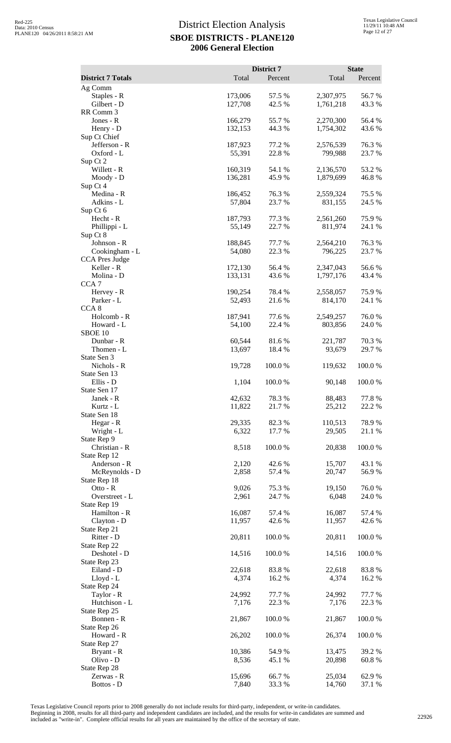# District Election Analysis

## SBOE DISTRICTS - PLANE120

## 2006 General Election

| District 7 Totals | District 7 Total | District 7 Percent | State Total | State Percent |
|---|---|---|---|---|
| Ag Comm | | | | |
| Staples - R | 173,006 | 57.5 % | 2,307,975 | 56.7 % |
| Gilbert - D | 127,708 | 42.5 % | 1,761,218 | 43.3 % |
| RR Comm 3 | | | | |
| Jones - R | 166,279 | 55.7 % | 2,270,300 | 56.4 % |
| Henry - D | 132,153 | 44.3 % | 1,754,302 | 43.6 % |
| Sup Ct Chief | | | | |
| Jefferson - R | 187,923 | 77.2 % | 2,576,539 | 76.3 % |
| Oxford - L | 55,391 | 22.8 % | 799,988 | 23.7 % |
| Sup Ct 2 | | | | |
| Willett - R | 160,319 | 54.1 % | 2,136,570 | 53.2 % |
| Moody - D | 136,281 | 45.9 % | 1,879,699 | 46.8 % |
| Sup Ct 4 | | | | |
| Medina - R | 186,452 | 76.3 % | 2,559,324 | 75.5 % |
| Adkins - L | 57,804 | 23.7 % | 831,155 | 24.5 % |
| Sup Ct 6 | | | | |
| Hecht - R | 187,793 | 77.3 % | 2,561,260 | 75.9 % |
| Phillippi - L | 55,149 | 22.7 % | 811,974 | 24.1 % |
| Sup Ct 8 | | | | |
| Johnson - R | 188,845 | 77.7 % | 2,564,210 | 76.3 % |
| Cookingham - L | 54,080 | 22.3 % | 796,225 | 23.7 % |
| CCA Pres Judge | | | | |
| Keller - R | 172,130 | 56.4 % | 2,347,043 | 56.6 % |
| Molina - D | 133,131 | 43.6 % | 1,797,176 | 43.4 % |
| CCA 7 | | | | |
| Hervey - R | 190,254 | 78.4 % | 2,558,057 | 75.9 % |
| Parker - L | 52,493 | 21.6 % | 814,170 | 24.1 % |
| CCA 8 | | | | |
| Holcomb - R | 187,941 | 77.6 % | 2,549,257 | 76.0 % |
| Howard - L | 54,100 | 22.4 % | 803,856 | 24.0 % |
| SBOE 10 | | | | |
| Dunbar - R | 60,544 | 81.6 % | 221,787 | 70.3 % |
| Thomen - L | 13,697 | 18.4 % | 93,679 | 29.7 % |
| State Sen 3 | | | | |
| Nichols - R | 19,728 | 100.0 % | 119,632 | 100.0 % |
| State Sen 13 | | | | |
| Ellis - D | 1,104 | 100.0 % | 90,148 | 100.0 % |
| State Sen 17 | | | | |
| Janek - R | 42,632 | 78.3 % | 88,483 | 77.8 % |
| Kurtz - L | 11,822 | 21.7 % | 25,212 | 22.2 % |
| State Sen 18 | | | | |
| Hegar - R | 29,335 | 82.3 % | 110,513 | 78.9 % |
| Wright - L | 6,322 | 17.7 % | 29,505 | 21.1 % |
| State Rep 9 | | | | |
| Christian - R | 8,518 | 100.0 % | 20,838 | 100.0 % |
| State Rep 12 | | | | |
| Anderson - R | 2,120 | 42.6 % | 15,707 | 43.1 % |
| McReynolds - D | 2,858 | 57.4 % | 20,747 | 56.9 % |
| State Rep 18 | | | | |
| Otto - R | 9,026 | 75.3 % | 19,150 | 76.0 % |
| Overstreet - L | 2,961 | 24.7 % | 6,048 | 24.0 % |
| State Rep 19 | | | | |
| Hamilton - R | 16,087 | 57.4 % | 16,087 | 57.4 % |
| Clayton - D | 11,957 | 42.6 % | 11,957 | 42.6 % |
| State Rep 21 | | | | |
| Ritter - D | 20,811 | 100.0 % | 20,811 | 100.0 % |
| State Rep 22 | | | | |
| Deshotel - D | 14,516 | 100.0 % | 14,516 | 100.0 % |
| State Rep 23 | | | | |
| Eiland - D | 22,618 | 83.8 % | 22,618 | 83.8 % |
| Lloyd - L | 4,374 | 16.2 % | 4,374 | 16.2 % |
| State Rep 24 | | | | |
| Taylor - R | 24,992 | 77.7 % | 24,992 | 77.7 % |
| Hutchison - L | 7,176 | 22.3 % | 7,176 | 22.3 % |
| State Rep 25 | | | | |
| Bonnen - R | 21,867 | 100.0 % | 21,867 | 100.0 % |
| State Rep 26 | | | | |
| Howard - R | 26,202 | 100.0 % | 26,374 | 100.0 % |
| State Rep 27 | | | | |
| Bryant - R | 10,386 | 54.9 % | 13,475 | 39.2 % |
| Olivo - D | 8,536 | 45.1 % | 20,898 | 60.8 % |
| State Rep 28 | | | | |
| Zerwas - R | 15,696 | 66.7 % | 25,034 | 62.9 % |
| Bottos - D | 7,840 | 33.3 % | 14,760 | 37.1 % |

Texas Legislative Council reports prior to 2008 generally do not include results for third-party, independent, or write-in candidates. Beginning in 2008, results for all third-party and independent candidates are included, and the results for write-in candidates are summed and included as "write-in". Complete official results for all years are maintained by the office of the secretary of state.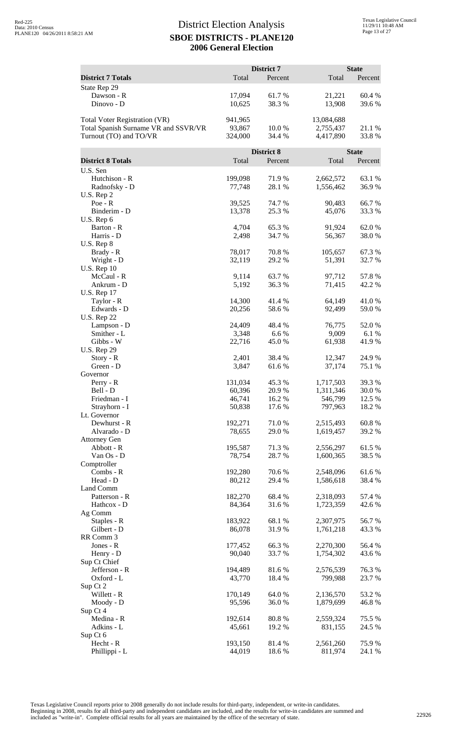# District Election Analysis
## SBOE DISTRICTS - PLANE120
## 2006 General Election

| District 7 Totals | District 7 Total | District 7 Percent | State Total | State Percent |
|---|---|---|---|---|
| State Rep 29 | | | | |
| Dawson - R | 17,094 | 61.7 % | 21,221 | 60.4 % |
| Dinovo - D | 10,625 | 38.3 % | 13,908 | 39.6 % |
| | | | | |
| Total Voter Registration (VR) | 941,965 | | 13,084,688 | |
| Total Spanish Surname VR and SSVR/VR | 93,867 | 10.0 % | 2,755,437 | 21.1 % |
| Turnout (TO) and TO/VR | 324,000 | 34.4 % | 4,417,890 | 33.8 % |

| District 8 Totals | District 8 Total | District 8 Percent | State Total | State Percent |
|---|---|---|---|---|
| U.S. Sen | | | | |
| Hutchison - R | 199,098 | 71.9 % | 2,662,572 | 63.1 % |
| Radnofsky - D | 77,748 | 28.1 % | 1,556,462 | 36.9 % |
| U.S. Rep 2 | | | | |
| Poe - R | 39,525 | 74.7 % | 90,483 | 66.7 % |
| Binderim - D | 13,378 | 25.3 % | 45,076 | 33.3 % |
| U.S. Rep 6 | | | | |
| Barton - R | 4,704 | 65.3 % | 91,924 | 62.0 % |
| Harris - D | 2,498 | 34.7 % | 56,367 | 38.0 % |
| U.S. Rep 8 | | | | |
| Brady - R | 78,017 | 70.8 % | 105,657 | 67.3 % |
| Wright - D | 32,119 | 29.2 % | 51,391 | 32.7 % |
| U.S. Rep 10 | | | | |
| McCaul - R | 9,114 | 63.7 % | 97,712 | 57.8 % |
| Ankrum - D | 5,192 | 36.3 % | 71,415 | 42.2 % |
| U.S. Rep 17 | | | | |
| Taylor - R | 14,300 | 41.4 % | 64,149 | 41.0 % |
| Edwards - D | 20,256 | 58.6 % | 92,499 | 59.0 % |
| U.S. Rep 22 | | | | |
| Lampson - D | 24,409 | 48.4 % | 76,775 | 52.0 % |
| Smither - L | 3,348 | 6.6 % | 9,009 | 6.1 % |
| Gibbs - W | 22,716 | 45.0 % | 61,938 | 41.9 % |
| U.S. Rep 29 | | | | |
| Story - R | 2,401 | 38.4 % | 12,347 | 24.9 % |
| Green - D | 3,847 | 61.6 % | 37,174 | 75.1 % |
| Governor | | | | |
| Perry - R | 131,034 | 45.3 % | 1,717,503 | 39.3 % |
| Bell - D | 60,396 | 20.9 % | 1,311,346 | 30.0 % |
| Friedman - I | 46,741 | 16.2 % | 546,799 | 12.5 % |
| Strayhorn - I | 50,838 | 17.6 % | 797,963 | 18.2 % |
| Lt. Governor | | | | |
| Dewhurst - R | 192,271 | 71.0 % | 2,515,493 | 60.8 % |
| Alvarado - D | 78,655 | 29.0 % | 1,619,457 | 39.2 % |
| Attorney Gen | | | | |
| Abbott - R | 195,587 | 71.3 % | 2,556,297 | 61.5 % |
| Van Os - D | 78,754 | 28.7 % | 1,600,365 | 38.5 % |
| Comptroller | | | | |
| Combs - R | 192,280 | 70.6 % | 2,548,096 | 61.6 % |
| Head - D | 80,212 | 29.4 % | 1,586,618 | 38.4 % |
| Land Comm | | | | |
| Patterson - R | 182,270 | 68.4 % | 2,318,093 | 57.4 % |
| Hathcox - D | 84,364 | 31.6 % | 1,723,359 | 42.6 % |
| Ag Comm | | | | |
| Staples - R | 183,922 | 68.1 % | 2,307,975 | 56.7 % |
| Gilbert - D | 86,078 | 31.9 % | 1,761,218 | 43.3 % |
| RR Comm 3 | | | | |
| Jones - R | 177,452 | 66.3 % | 2,270,300 | 56.4 % |
| Henry - D | 90,040 | 33.7 % | 1,754,302 | 43.6 % |
| Sup Ct Chief | | | | |
| Jefferson - R | 194,489 | 81.6 % | 2,576,539 | 76.3 % |
| Oxford - L | 43,770 | 18.4 % | 799,988 | 23.7 % |
| Sup Ct 2 | | | | |
| Willett - R | 170,149 | 64.0 % | 2,136,570 | 53.2 % |
| Moody - D | 95,596 | 36.0 % | 1,879,699 | 46.8 % |
| Sup Ct 4 | | | | |
| Medina - R | 192,614 | 80.8 % | 2,559,324 | 75.5 % |
| Adkins - L | 45,661 | 19.2 % | 831,155 | 24.5 % |
| Sup Ct 6 | | | | |
| Hecht - R | 193,150 | 81.4 % | 2,561,260 | 75.9 % |
| Phillippi - L | 44,019 | 18.6 % | 811,974 | 24.1 % |

Texas Legislative Council reports prior to 2008 generally do not include results for third-party, independent, or write-in candidates. Beginning in 2008, results for all third-party and independent candidates are included, and the results for write-in candidates are summed and included as "write-in". Complete official results for all years are maintained by the office of the secretary of state.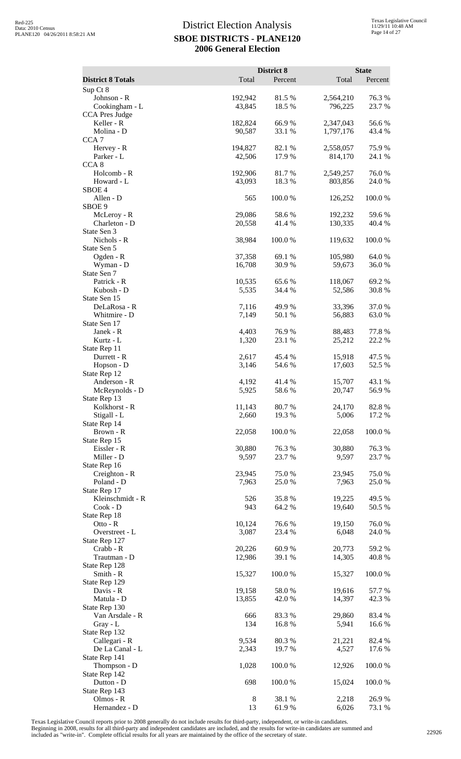# District Election Analysis

## SBOE DISTRICTS - PLANE120

## 2006 General Election

| District 8 Totals | District 8 Total | District 8 Percent | State Total | State Percent |
|---|---|---|---|---|
| Sup Ct 8 | | | | |
| Johnson - R | 192,942 | 81.5 % | 2,564,210 | 76.3 % |
| Cookingham - L | 43,845 | 18.5 % | 796,225 | 23.7 % |
| CCA Pres Judge | | | | |
| Keller - R | 182,824 | 66.9 % | 2,347,043 | 56.6 % |
| Molina - D | 90,587 | 33.1 % | 1,797,176 | 43.4 % |
| CCA 7 | | | | |
| Hervey - R | 194,827 | 82.1 % | 2,558,057 | 75.9 % |
| Parker - L | 42,506 | 17.9 % | 814,170 | 24.1 % |
| CCA 8 | | | | |
| Holcomb - R | 192,906 | 81.7 % | 2,549,257 | 76.0 % |
| Howard - L | 43,093 | 18.3 % | 803,856 | 24.0 % |
| SBOE 4 | | | | |
| Allen - D | 565 | 100.0 % | 126,252 | 100.0 % |
| SBOE 9 | | | | |
| McLeroy - R | 29,086 | 58.6 % | 192,232 | 59.6 % |
| Charleton - D | 20,558 | 41.4 % | 130,335 | 40.4 % |
| State Sen 3 | | | | |
| Nichols - R | 38,984 | 100.0 % | 119,632 | 100.0 % |
| State Sen 5 | | | | |
| Ogden - R | 37,358 | 69.1 % | 105,980 | 64.0 % |
| Wyman - D | 16,708 | 30.9 % | 59,673 | 36.0 % |
| State Sen 7 | | | | |
| Patrick - R | 10,535 | 65.6 % | 118,067 | 69.2 % |
| Kubosh - D | 5,535 | 34.4 % | 52,586 | 30.8 % |
| State Sen 15 | | | | |
| DeLaRosa - R | 7,116 | 49.9 % | 33,396 | 37.0 % |
| Whitmire - D | 7,149 | 50.1 % | 56,883 | 63.0 % |
| State Sen 17 | | | | |
| Janek - R | 4,403 | 76.9 % | 88,483 | 77.8 % |
| Kurtz - L | 1,320 | 23.1 % | 25,212 | 22.2 % |
| State Rep 11 | | | | |
| Durrett - R | 2,617 | 45.4 % | 15,918 | 47.5 % |
| Hopson - D | 3,146 | 54.6 % | 17,603 | 52.5 % |
| State Rep 12 | | | | |
| Anderson - R | 4,192 | 41.4 % | 15,707 | 43.1 % |
| McReynolds - D | 5,925 | 58.6 % | 20,747 | 56.9 % |
| State Rep 13 | | | | |
| Kolkhorst - R | 11,143 | 80.7 % | 24,170 | 82.8 % |
| Stigall - L | 2,660 | 19.3 % | 5,006 | 17.2 % |
| State Rep 14 | | | | |
| Brown - R | 22,058 | 100.0 % | 22,058 | 100.0 % |
| State Rep 15 | | | | |
| Eissler - R | 30,880 | 76.3 % | 30,880 | 76.3 % |
| Miller - D | 9,597 | 23.7 % | 9,597 | 23.7 % |
| State Rep 16 | | | | |
| Creighton - R | 23,945 | 75.0 % | 23,945 | 75.0 % |
| Poland - D | 7,963 | 25.0 % | 7,963 | 25.0 % |
| State Rep 17 | | | | |
| Kleinschmidt - R | 526 | 35.8 % | 19,225 | 49.5 % |
| Cook - D | 943 | 64.2 % | 19,640 | 50.5 % |
| State Rep 18 | | | | |
| Otto - R | 10,124 | 76.6 % | 19,150 | 76.0 % |
| Overstreet - L | 3,087 | 23.4 % | 6,048 | 24.0 % |
| State Rep 127 | | | | |
| Crabb - R | 20,226 | 60.9 % | 20,773 | 59.2 % |
| Trautman - D | 12,986 | 39.1 % | 14,305 | 40.8 % |
| State Rep 128 | | | | |
| Smith - R | 15,327 | 100.0 % | 15,327 | 100.0 % |
| State Rep 129 | | | | |
| Davis - R | 19,158 | 58.0 % | 19,616 | 57.7 % |
| Matula - D | 13,855 | 42.0 % | 14,397 | 42.3 % |
| State Rep 130 | | | | |
| Van Arsdale - R | 666 | 83.3 % | 29,860 | 83.4 % |
| Gray - L | 134 | 16.8 % | 5,941 | 16.6 % |
| State Rep 132 | | | | |
| Callegari - R | 9,534 | 80.3 % | 21,221 | 82.4 % |
| De La Canal - L | 2,343 | 19.7 % | 4,527 | 17.6 % |
| State Rep 141 | | | | |
| Thompson - D | 1,028 | 100.0 % | 12,926 | 100.0 % |
| State Rep 142 | | | | |
| Dutton - D | 698 | 100.0 % | 15,024 | 100.0 % |
| State Rep 143 | | | | |
| Olmos - R | 8 | 38.1 % | 2,218 | 26.9 % |
| Hernandez - D | 13 | 61.9 % | 6,026 | 73.1 % |

Texas Legislative Council reports prior to 2008 generally do not include results for third-party, independent, or write-in candidates. Beginning in 2008, results for all third-party and independent candidates are included, and the results for write-in candidates are summed and included as "write-in". Complete official results for all years are maintained by the office of the secretary of state.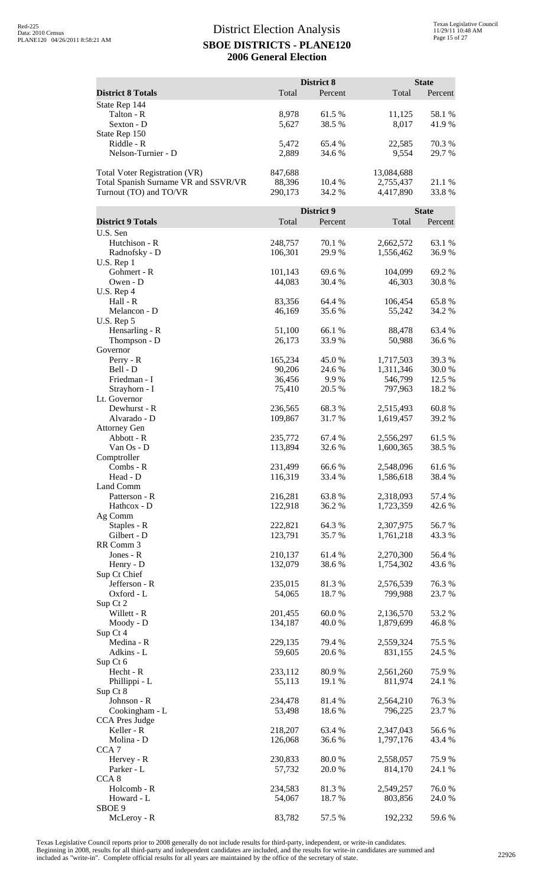# District Election Analysis

## SBOE DISTRICTS - PLANE120

## 2006 General Election

| District 8 Totals | District 8 Total | District 8 Percent | State Total | State Percent |
|---|---|---|---|---|
| State Rep 144 | | | | |
| Talton - R | 8,978 | 61.5 % | 11,125 | 58.1 % |
| Sexton - D | 5,627 | 38.5 % | 8,017 | 41.9 % |
| State Rep 150 | | | | |
| Riddle - R | 5,472 | 65.4 % | 22,585 | 70.3 % |
| Nelson-Turnier - D | 2,889 | 34.6 % | 9,554 | 29.7 % |
| | | | | |
| Total Voter Registration (VR) | 847,688 | | 13,084,688 | |
| Total Spanish Surname VR and SSVR/VR | 88,396 | 10.4 % | 2,755,437 | 21.1 % |
| Turnout (TO) and TO/VR | 290,173 | 34.2 % | 4,417,890 | 33.8 % |

| District 9 Totals | District 9 Total | District 9 Percent | State Total | State Percent |
|---|---|---|---|---|
| U.S. Sen | | | | |
| Hutchison - R | 248,757 | 70.1 % | 2,662,572 | 63.1 % |
| Radnofsky - D | 106,301 | 29.9 % | 1,556,462 | 36.9 % |
| U.S. Rep 1 | | | | |
| Gohmert - R | 101,143 | 69.6 % | 104,099 | 69.2 % |
| Owen - D | 44,083 | 30.4 % | 46,303 | 30.8 % |
| U.S. Rep 4 | | | | |
| Hall - R | 83,356 | 64.4 % | 106,454 | 65.8 % |
| Melancon - D | 46,169 | 35.6 % | 55,242 | 34.2 % |
| U.S. Rep 5 | | | | |
| Hensarling - R | 51,100 | 66.1 % | 88,478 | 63.4 % |
| Thompson - D | 26,173 | 33.9 % | 50,988 | 36.6 % |
| Governor | | | | |
| Perry - R | 165,234 | 45.0 % | 1,717,503 | 39.3 % |
| Bell - D | 90,206 | 24.6 % | 1,311,346 | 30.0 % |
| Friedman - I | 36,456 | 9.9 % | 546,799 | 12.5 % |
| Strayhorn - I | 75,410 | 20.5 % | 797,963 | 18.2 % |
| Lt. Governor | | | | |
| Dewhurst - R | 236,565 | 68.3 % | 2,515,493 | 60.8 % |
| Alvarado - D | 109,867 | 31.7 % | 1,619,457 | 39.2 % |
| Attorney Gen | | | | |
| Abbott - R | 235,772 | 67.4 % | 2,556,297 | 61.5 % |
| Van Os - D | 113,894 | 32.6 % | 1,600,365 | 38.5 % |
| Comptroller | | | | |
| Combs - R | 231,499 | 66.6 % | 2,548,096 | 61.6 % |
| Head - D | 116,319 | 33.4 % | 1,586,618 | 38.4 % |
| Land Comm | | | | |
| Patterson - R | 216,281 | 63.8 % | 2,318,093 | 57.4 % |
| Hathcox - D | 122,918 | 36.2 % | 1,723,359 | 42.6 % |
| Ag Comm | | | | |
| Staples - R | 222,821 | 64.3 % | 2,307,975 | 56.7 % |
| Gilbert - D | 123,791 | 35.7 % | 1,761,218 | 43.3 % |
| RR Comm 3 | | | | |
| Jones - R | 210,137 | 61.4 % | 2,270,300 | 56.4 % |
| Henry - D | 132,079 | 38.6 % | 1,754,302 | 43.6 % |
| Sup Ct Chief | | | | |
| Jefferson - R | 235,015 | 81.3 % | 2,576,539 | 76.3 % |
| Oxford - L | 54,065 | 18.7 % | 799,988 | 23.7 % |
| Sup Ct 2 | | | | |
| Willett - R | 201,455 | 60.0 % | 2,136,570 | 53.2 % |
| Moody - D | 134,187 | 40.0 % | 1,879,699 | 46.8 % |
| Sup Ct 4 | | | | |
| Medina - R | 229,135 | 79.4 % | 2,559,324 | 75.5 % |
| Adkins - L | 59,605 | 20.6 % | 831,155 | 24.5 % |
| Sup Ct 6 | | | | |
| Hecht - R | 233,112 | 80.9 % | 2,561,260 | 75.9 % |
| Phillippi - L | 55,113 | 19.1 % | 811,974 | 24.1 % |
| Sup Ct 8 | | | | |
| Johnson - R | 234,478 | 81.4 % | 2,564,210 | 76.3 % |
| Cookingham - L | 53,498 | 18.6 % | 796,225 | 23.7 % |
| CCA Pres Judge | | | | |
| Keller - R | 218,207 | 63.4 % | 2,347,043 | 56.6 % |
| Molina - D | 126,068 | 36.6 % | 1,797,176 | 43.4 % |
| CCA 7 | | | | |
| Hervey - R | 230,833 | 80.0 % | 2,558,057 | 75.9 % |
| Parker - L | 57,732 | 20.0 % | 814,170 | 24.1 % |
| CCA 8 | | | | |
| Holcomb - R | 234,583 | 81.3 % | 2,549,257 | 76.0 % |
| Howard - L | 54,067 | 18.7 % | 803,856 | 24.0 % |
| SBOE 9 | | | | |
| McLeroy - R | 83,782 | 57.5 % | 192,232 | 59.6 % |

Texas Legislative Council reports prior to 2008 generally do not include results for third-party, independent, or write-in candidates. Beginning in 2008, results for all third-party and independent candidates are included, and the results for write-in candidates are summed and included as "write-in". Complete official results for all years are maintained by the office of the secretary of state.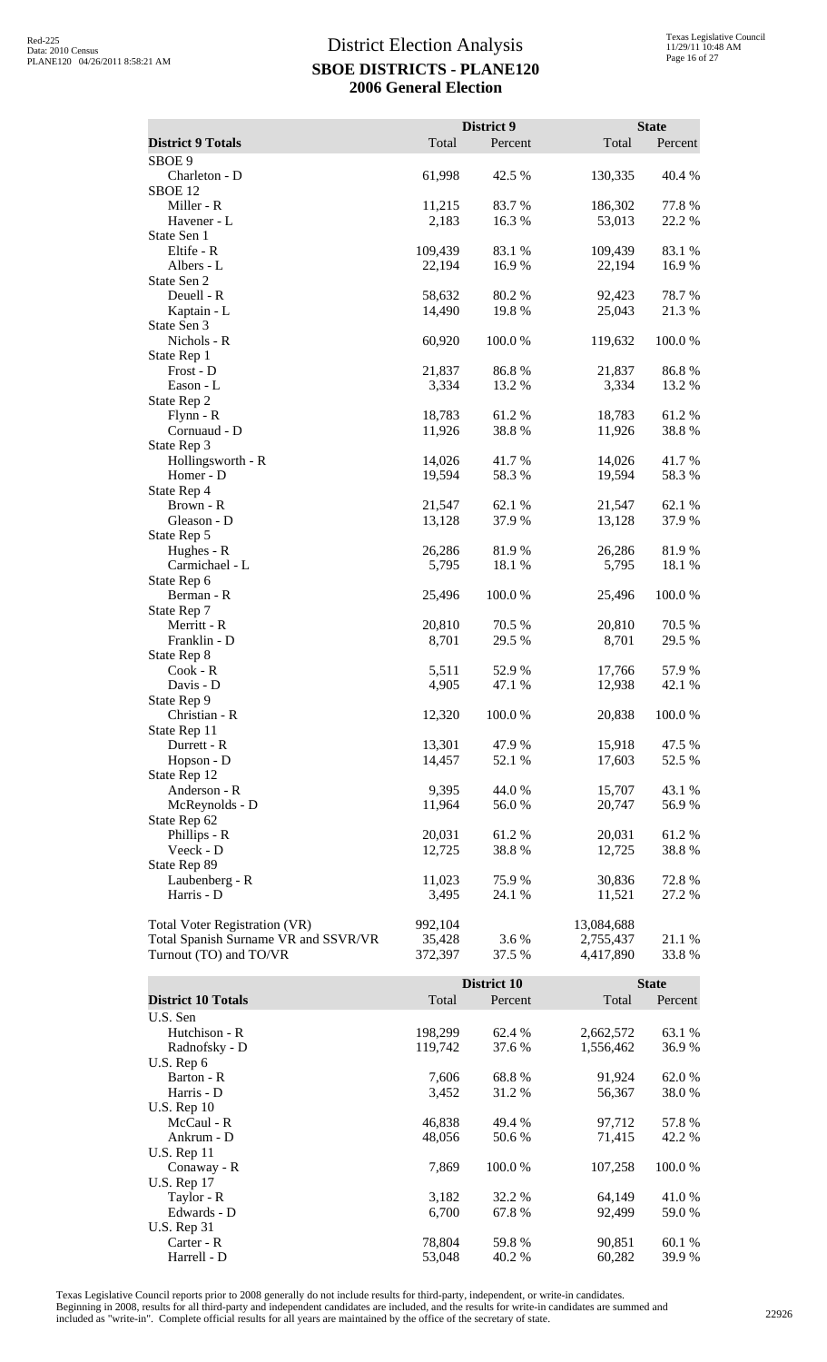# District Election Analysis

## SBOE DISTRICTS - PLANE120

## 2006 General Election

| District 9 Totals | District 9 Total | District 9 Percent | State Total | State Percent |
|---|---|---|---|---|
| SBOE 9 | | | | |
| Charleton - D | 61,998 | 42.5 % | 130,335 | 40.4 % |
| SBOE 12 | | | | |
| Miller - R | 11,215 | 83.7 % | 186,302 | 77.8 % |
| Havener - L | 2,183 | 16.3 % | 53,013 | 22.2 % |
| State Sen 1 | | | | |
| Eltife - R | 109,439 | 83.1 % | 109,439 | 83.1 % |
| Albers - L | 22,194 | 16.9 % | 22,194 | 16.9 % |
| State Sen 2 | | | | |
| Deuell - R | 58,632 | 80.2 % | 92,423 | 78.7 % |
| Kaptain - L | 14,490 | 19.8 % | 25,043 | 21.3 % |
| State Sen 3 | | | | |
| Nichols - R | 60,920 | 100.0 % | 119,632 | 100.0 % |
| State Rep 1 | | | | |
| Frost - D | 21,837 | 86.8 % | 21,837 | 86.8 % |
| Eason - L | 3,334 | 13.2 % | 3,334 | 13.2 % |
| State Rep 2 | | | | |
| Flynn - R | 18,783 | 61.2 % | 18,783 | 61.2 % |
| Cornuaud - D | 11,926 | 38.8 % | 11,926 | 38.8 % |
| State Rep 3 | | | | |
| Hollingsworth - R | 14,026 | 41.7 % | 14,026 | 41.7 % |
| Homer - D | 19,594 | 58.3 % | 19,594 | 58.3 % |
| State Rep 4 | | | | |
| Brown - R | 21,547 | 62.1 % | 21,547 | 62.1 % |
| Gleason - D | 13,128 | 37.9 % | 13,128 | 37.9 % |
| State Rep 5 | | | | |
| Hughes - R | 26,286 | 81.9 % | 26,286 | 81.9 % |
| Carmichael - L | 5,795 | 18.1 % | 5,795 | 18.1 % |
| State Rep 6 | | | | |
| Berman - R | 25,496 | 100.0 % | 25,496 | 100.0 % |
| State Rep 7 | | | | |
| Merritt - R | 20,810 | 70.5 % | 20,810 | 70.5 % |
| Franklin - D | 8,701 | 29.5 % | 8,701 | 29.5 % |
| State Rep 8 | | | | |
| Cook - R | 5,511 | 52.9 % | 17,766 | 57.9 % |
| Davis - D | 4,905 | 47.1 % | 12,938 | 42.1 % |
| State Rep 9 | | | | |
| Christian - R | 12,320 | 100.0 % | 20,838 | 100.0 % |
| State Rep 11 | | | | |
| Durrett - R | 13,301 | 47.9 % | 15,918 | 47.5 % |
| Hopson - D | 14,457 | 52.1 % | 17,603 | 52.5 % |
| State Rep 12 | | | | |
| Anderson - R | 9,395 | 44.0 % | 15,707 | 43.1 % |
| McReynolds - D | 11,964 | 56.0 % | 20,747 | 56.9 % |
| State Rep 62 | | | | |
| Phillips - R | 20,031 | 61.2 % | 20,031 | 61.2 % |
| Veeck - D | 12,725 | 38.8 % | 12,725 | 38.8 % |
| State Rep 89 | | | | |
| Laubenberg - R | 11,023 | 75.9 % | 30,836 | 72.8 % |
| Harris - D | 3,495 | 24.1 % | 11,521 | 27.2 % |
| Total Voter Registration (VR) | 992,104 | | 13,084,688 | |
| Total Spanish Surname VR and SSVR/VR | 35,428 | 3.6 % | 2,755,437 | 21.1 % |
| Turnout (TO) and TO/VR | 372,397 | 37.5 % | 4,417,890 | 33.8 % |

| District 10 Totals | District 10 Total | District 10 Percent | State Total | State Percent |
|---|---|---|---|---|
| U.S. Sen | | | | |
| Hutchison - R | 198,299 | 62.4 % | 2,662,572 | 63.1 % |
| Radnofsky - D | 119,742 | 37.6 % | 1,556,462 | 36.9 % |
| U.S. Rep 6 | | | | |
| Barton - R | 7,606 | 68.8 % | 91,924 | 62.0 % |
| Harris - D | 3,452 | 31.2 % | 56,367 | 38.0 % |
| U.S. Rep 10 | | | | |
| McCaul - R | 46,838 | 49.4 % | 97,712 | 57.8 % |
| Ankrum - D | 48,056 | 50.6 % | 71,415 | 42.2 % |
| U.S. Rep 11 | | | | |
| Conaway - R | 7,869 | 100.0 % | 107,258 | 100.0 % |
| U.S. Rep 17 | | | | |
| Taylor - R | 3,182 | 32.2 % | 64,149 | 41.0 % |
| Edwards - D | 6,700 | 67.8 % | 92,499 | 59.0 % |
| U.S. Rep 31 | | | | |
| Carter - R | 78,804 | 59.8 % | 90,851 | 60.1 % |
| Harrell - D | 53,048 | 40.2 % | 60,282 | 39.9 % |

Texas Legislative Council reports prior to 2008 generally do not include results for third-party, independent, or write-in candidates. Beginning in 2008, results for all third-party and independent candidates are included, and the results for write-in candidates are summed and included as "write-in". Complete official results for all years are maintained by the office of the secretary of state.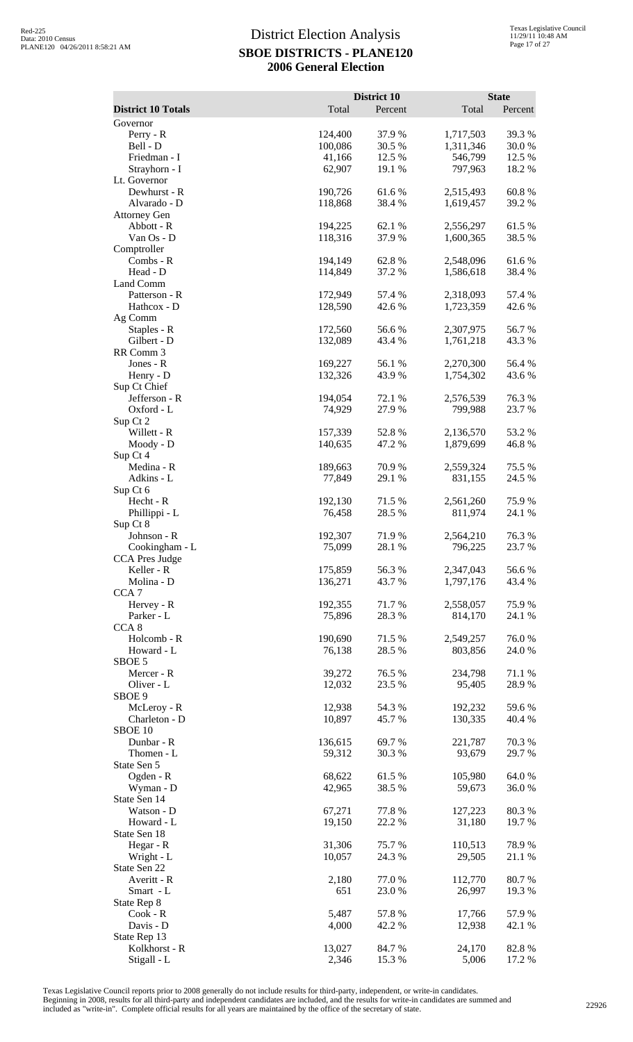# District Election Analysis

## SBOE DISTRICTS - PLANE120

## 2006 General Election

| District 10 Totals | District 10 Total | District 10 Percent | State Total | State Percent |
|---|---|---|---|---|
| Governor | | | | |
| Perry - R | 124,400 | 37.9 % | 1,717,503 | 39.3 % |
| Bell - D | 100,086 | 30.5 % | 1,311,346 | 30.0 % |
| Friedman - I | 41,166 | 12.5 % | 546,799 | 12.5 % |
| Strayhorn - I | 62,907 | 19.1 % | 797,963 | 18.2 % |
| Lt. Governor | | | | |
| Dewhurst - R | 190,726 | 61.6 % | 2,515,493 | 60.8 % |
| Alvarado - D | 118,868 | 38.4 % | 1,619,457 | 39.2 % |
| Attorney Gen | | | | |
| Abbott - R | 194,225 | 62.1 % | 2,556,297 | 61.5 % |
| Van Os - D | 118,316 | 37.9 % | 1,600,365 | 38.5 % |
| Comptroller | | | | |
| Combs - R | 194,149 | 62.8 % | 2,548,096 | 61.6 % |
| Head - D | 114,849 | 37.2 % | 1,586,618 | 38.4 % |
| Land Comm | | | | |
| Patterson - R | 172,949 | 57.4 % | 2,318,093 | 57.4 % |
| Hathcox - D | 128,590 | 42.6 % | 1,723,359 | 42.6 % |
| Ag Comm | | | | |
| Staples - R | 172,560 | 56.6 % | 2,307,975 | 56.7 % |
| Gilbert - D | 132,089 | 43.4 % | 1,761,218 | 43.3 % |
| RR Comm 3 | | | | |
| Jones - R | 169,227 | 56.1 % | 2,270,300 | 56.4 % |
| Henry - D | 132,326 | 43.9 % | 1,754,302 | 43.6 % |
| Sup Ct Chief | | | | |
| Jefferson - R | 194,054 | 72.1 % | 2,576,539 | 76.3 % |
| Oxford - L | 74,929 | 27.9 % | 799,988 | 23.7 % |
| Sup Ct 2 | | | | |
| Willett - R | 157,339 | 52.8 % | 2,136,570 | 53.2 % |
| Moody - D | 140,635 | 47.2 % | 1,879,699 | 46.8 % |
| Sup Ct 4 | | | | |
| Medina - R | 189,663 | 70.9 % | 2,559,324 | 75.5 % |
| Adkins - L | 77,849 | 29.1 % | 831,155 | 24.5 % |
| Sup Ct 6 | | | | |
| Hecht - R | 192,130 | 71.5 % | 2,561,260 | 75.9 % |
| Phillippi - L | 76,458 | 28.5 % | 811,974 | 24.1 % |
| Sup Ct 8 | | | | |
| Johnson - R | 192,307 | 71.9 % | 2,564,210 | 76.3 % |
| Cookingham - L | 75,099 | 28.1 % | 796,225 | 23.7 % |
| CCA Pres Judge | | | | |
| Keller - R | 175,859 | 56.3 % | 2,347,043 | 56.6 % |
| Molina - D | 136,271 | 43.7 % | 1,797,176 | 43.4 % |
| CCA 7 | | | | |
| Hervey - R | 192,355 | 71.7 % | 2,558,057 | 75.9 % |
| Parker - L | 75,896 | 28.3 % | 814,170 | 24.1 % |
| CCA 8 | | | | |
| Holcomb - R | 190,690 | 71.5 % | 2,549,257 | 76.0 % |
| Howard - L | 76,138 | 28.5 % | 803,856 | 24.0 % |
| SBOE 5 | | | | |
| Mercer - R | 39,272 | 76.5 % | 234,798 | 71.1 % |
| Oliver - L | 12,032 | 23.5 % | 95,405 | 28.9 % |
| SBOE 9 | | | | |
| McLeroy - R | 12,938 | 54.3 % | 192,232 | 59.6 % |
| Charleton - D | 10,897 | 45.7 % | 130,335 | 40.4 % |
| SBOE 10 | | | | |
| Dunbar - R | 136,615 | 69.7 % | 221,787 | 70.3 % |
| Thomen - L | 59,312 | 30.3 % | 93,679 | 29.7 % |
| State Sen 5 | | | | |
| Ogden - R | 68,622 | 61.5 % | 105,980 | 64.0 % |
| Wyman - D | 42,965 | 38.5 % | 59,673 | 36.0 % |
| State Sen 14 | | | | |
| Watson - D | 67,271 | 77.8 % | 127,223 | 80.3 % |
| Howard - L | 19,150 | 22.2 % | 31,180 | 19.7 % |
| State Sen 18 | | | | |
| Hegar - R | 31,306 | 75.7 % | 110,513 | 78.9 % |
| Wright - L | 10,057 | 24.3 % | 29,505 | 21.1 % |
| State Sen 22 | | | | |
| Averitt - R | 2,180 | 77.0 % | 112,770 | 80.7 % |
| Smart - L | 651 | 23.0 % | 26,997 | 19.3 % |
| State Rep 8 | | | | |
| Cook - R | 5,487 | 57.8 % | 17,766 | 57.9 % |
| Davis - D | 4,000 | 42.2 % | 12,938 | 42.1 % |
| State Rep 13 | | | | |
| Kolkhorst - R | 13,027 | 84.7 % | 24,170 | 82.8 % |
| Stigall - L | 2,346 | 15.3 % | 5,006 | 17.2 % |

Texas Legislative Council reports prior to 2008 generally do not include results for third-party, independent, or write-in candidates. Beginning in 2008, results for all third-party and independent candidates are included, and the results for write-in candidates are summed and included as "write-in". Complete official results for all years are maintained by the office of the secretary of state.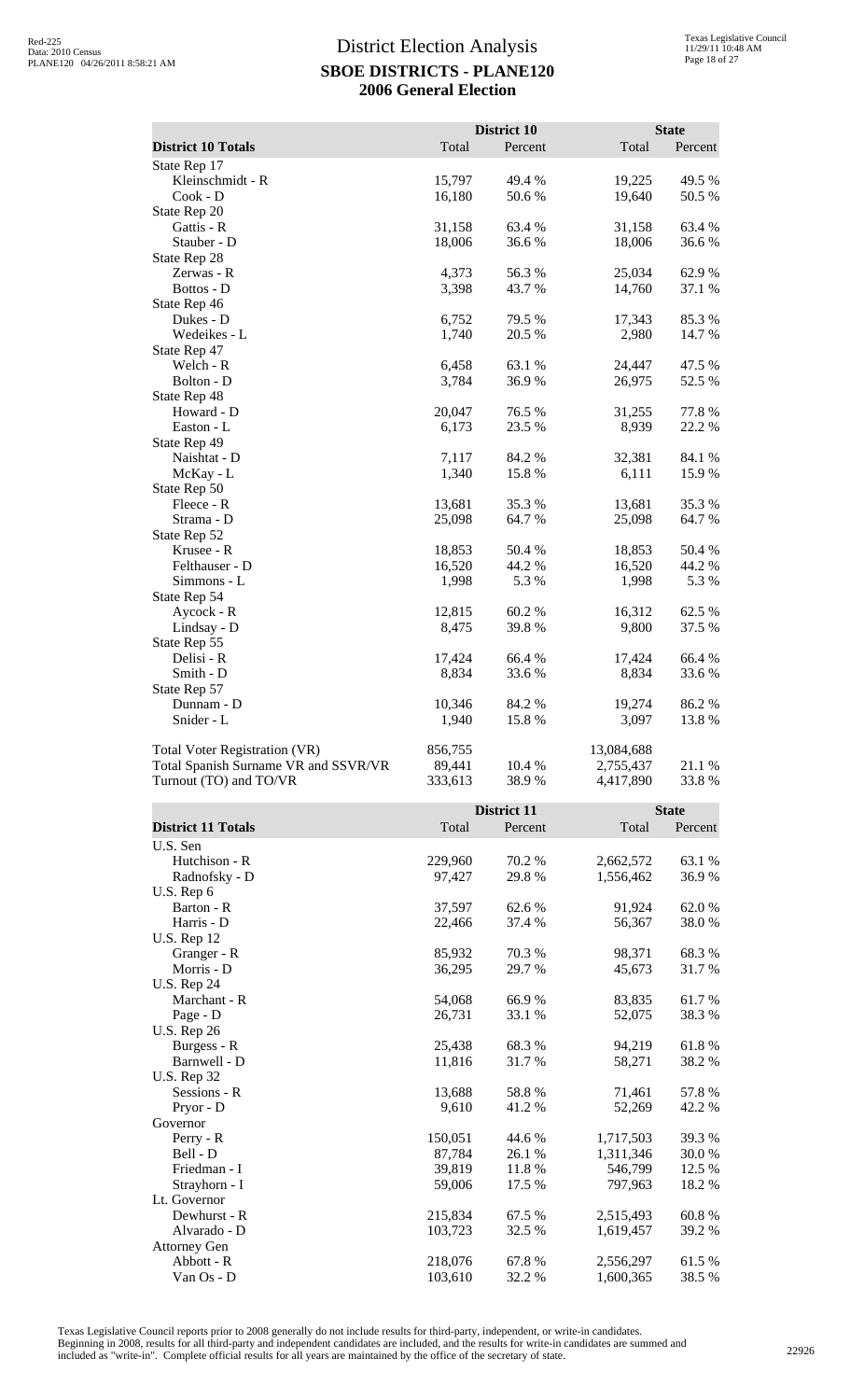# District Election Analysis
## SBOE DISTRICTS - PLANE120
## 2006 General Election

| District 10 Totals | District 10 Total | District 10 Percent | State Total | State Percent |
|---|---|---|---|---|
| State Rep 17 | | | | |
| Kleinschmidt - R | 15,797 | 49.4 % | 19,225 | 49.5 % |
| Cook - D | 16,180 | 50.6 % | 19,640 | 50.5 % |
| State Rep 20 | | | | |
| Gattis - R | 31,158 | 63.4 % | 31,158 | 63.4 % |
| Stauber - D | 18,006 | 36.6 % | 18,006 | 36.6 % |
| State Rep 28 | | | | |
| Zerwas - R | 4,373 | 56.3 % | 25,034 | 62.9 % |
| Bottos - D | 3,398 | 43.7 % | 14,760 | 37.1 % |
| State Rep 46 | | | | |
| Dukes - D | 6,752 | 79.5 % | 17,343 | 85.3 % |
| Wedeikes - L | 1,740 | 20.5 % | 2,980 | 14.7 % |
| State Rep 47 | | | | |
| Welch - R | 6,458 | 63.1 % | 24,447 | 47.5 % |
| Bolton - D | 3,784 | 36.9 % | 26,975 | 52.5 % |
| State Rep 48 | | | | |
| Howard - D | 20,047 | 76.5 % | 31,255 | 77.8 % |
| Easton - L | 6,173 | 23.5 % | 8,939 | 22.2 % |
| State Rep 49 | | | | |
| Naishtat - D | 7,117 | 84.2 % | 32,381 | 84.1 % |
| McKay - L | 1,340 | 15.8 % | 6,111 | 15.9 % |
| State Rep 50 | | | | |
| Fleece - R | 13,681 | 35.3 % | 13,681 | 35.3 % |
| Strama - D | 25,098 | 64.7 % | 25,098 | 64.7 % |
| State Rep 52 | | | | |
| Krusee - R | 18,853 | 50.4 % | 18,853 | 50.4 % |
| Felthauser - D | 16,520 | 44.2 % | 16,520 | 44.2 % |
| Simmons - L | 1,998 | 5.3 % | 1,998 | 5.3 % |
| State Rep 54 | | | | |
| Aycock - R | 12,815 | 60.2 % | 16,312 | 62.5 % |
| Lindsay - D | 8,475 | 39.8 % | 9,800 | 37.5 % |
| State Rep 55 | | | | |
| Delisi - R | 17,424 | 66.4 % | 17,424 | 66.4 % |
| Smith - D | 8,834 | 33.6 % | 8,834 | 33.6 % |
| State Rep 57 | | | | |
| Dunnam - D | 10,346 | 84.2 % | 19,274 | 86.2 % |
| Snider - L | 1,940 | 15.8 % | 3,097 | 13.8 % |
| Total Voter Registration (VR) | 856,755 | | 13,084,688 | |
| Total Spanish Surname VR and SSVR/VR | 89,441 | 10.4 % | 2,755,437 | 21.1 % |
| Turnout (TO) and TO/VR | 333,613 | 38.9 % | 4,417,890 | 33.8 % |

| District 11 Totals | District 11 Total | District 11 Percent | State Total | State Percent |
|---|---|---|---|---|
| U.S. Sen | | | | |
| Hutchison - R | 229,960 | 70.2 % | 2,662,572 | 63.1 % |
| Radnofsky - D | 97,427 | 29.8 % | 1,556,462 | 36.9 % |
| U.S. Rep 6 | | | | |
| Barton - R | 37,597 | 62.6 % | 91,924 | 62.0 % |
| Harris - D | 22,466 | 37.4 % | 56,367 | 38.0 % |
| U.S. Rep 12 | | | | |
| Granger - R | 85,932 | 70.3 % | 98,371 | 68.3 % |
| Morris - D | 36,295 | 29.7 % | 45,673 | 31.7 % |
| U.S. Rep 24 | | | | |
| Marchant - R | 54,068 | 66.9 % | 83,835 | 61.7 % |
| Page - D | 26,731 | 33.1 % | 52,075 | 38.3 % |
| U.S. Rep 26 | | | | |
| Burgess - R | 25,438 | 68.3 % | 94,219 | 61.8 % |
| Barnwell - D | 11,816 | 31.7 % | 58,271 | 38.2 % |
| U.S. Rep 32 | | | | |
| Sessions - R | 13,688 | 58.8 % | 71,461 | 57.8 % |
| Pryor - D | 9,610 | 41.2 % | 52,269 | 42.2 % |
| Governor | | | | |
| Perry - R | 150,051 | 44.6 % | 1,717,503 | 39.3 % |
| Bell - D | 87,784 | 26.1 % | 1,311,346 | 30.0 % |
| Friedman - I | 39,819 | 11.8 % | 546,799 | 12.5 % |
| Strayhorn - I | 59,006 | 17.5 % | 797,963 | 18.2 % |
| Lt. Governor | | | | |
| Dewhurst - R | 215,834 | 67.5 % | 2,515,493 | 60.8 % |
| Alvarado - D | 103,723 | 32.5 % | 1,619,457 | 39.2 % |
| Attorney Gen | | | | |
| Abbott - R | 218,076 | 67.8 % | 2,556,297 | 61.5 % |
| Van Os - D | 103,610 | 32.2 % | 1,600,365 | 38.5 % |

Texas Legislative Council reports prior to 2008 generally do not include results for third-party, independent, or write-in candidates. Beginning in 2008, results for all third-party and independent candidates are included, and the results for write-in candidates are summed and included as "write-in". Complete official results for all years are maintained by the office of the secretary of state.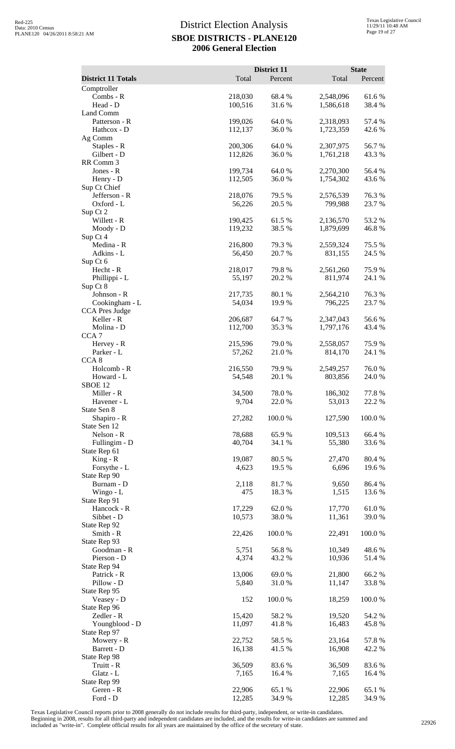# District Election Analysis
## SBOE DISTRICTS - PLANE120
## 2006 General Election

| District 11 Totals | District 11 Total | District 11 Percent | State Total | State Percent |
|---|---|---|---|---|
| Comptroller | | | | |
| Combs - R | 218,030 | 68.4 % | 2,548,096 | 61.6 % |
| Head - D | 100,516 | 31.6 % | 1,586,618 | 38.4 % |
| Land Comm | | | | |
| Patterson - R | 199,026 | 64.0 % | 2,318,093 | 57.4 % |
| Hathcox - D | 112,137 | 36.0 % | 1,723,359 | 42.6 % |
| Ag Comm | | | | |
| Staples - R | 200,306 | 64.0 % | 2,307,975 | 56.7 % |
| Gilbert - D | 112,826 | 36.0 % | 1,761,218 | 43.3 % |
| RR Comm 3 | | | | |
| Jones - R | 199,734 | 64.0 % | 2,270,300 | 56.4 % |
| Henry - D | 112,505 | 36.0 % | 1,754,302 | 43.6 % |
| Sup Ct Chief | | | | |
| Jefferson - R | 218,076 | 79.5 % | 2,576,539 | 76.3 % |
| Oxford - L | 56,226 | 20.5 % | 799,988 | 23.7 % |
| Sup Ct 2 | | | | |
| Willett - R | 190,425 | 61.5 % | 2,136,570 | 53.2 % |
| Moody - D | 119,232 | 38.5 % | 1,879,699 | 46.8 % |
| Sup Ct 4 | | | | |
| Medina - R | 216,800 | 79.3 % | 2,559,324 | 75.5 % |
| Adkins - L | 56,450 | 20.7 % | 831,155 | 24.5 % |
| Sup Ct 6 | | | | |
| Hecht - R | 218,017 | 79.8 % | 2,561,260 | 75.9 % |
| Phillippi - L | 55,197 | 20.2 % | 811,974 | 24.1 % |
| Sup Ct 8 | | | | |
| Johnson - R | 217,735 | 80.1 % | 2,564,210 | 76.3 % |
| Cookingham - L | 54,034 | 19.9 % | 796,225 | 23.7 % |
| CCA Pres Judge | | | | |
| Keller - R | 206,687 | 64.7 % | 2,347,043 | 56.6 % |
| Molina - D | 112,700 | 35.3 % | 1,797,176 | 43.4 % |
| CCA 7 | | | | |
| Hervey - R | 215,596 | 79.0 % | 2,558,057 | 75.9 % |
| Parker - L | 57,262 | 21.0 % | 814,170 | 24.1 % |
| CCA 8 | | | | |
| Holcomb - R | 216,550 | 79.9 % | 2,549,257 | 76.0 % |
| Howard - L | 54,548 | 20.1 % | 803,856 | 24.0 % |
| SBOE 12 | | | | |
| Miller - R | 34,500 | 78.0 % | 186,302 | 77.8 % |
| Havener - L | 9,704 | 22.0 % | 53,013 | 22.2 % |
| State Sen 8 | | | | |
| Shapiro - R | 27,282 | 100.0 % | 127,590 | 100.0 % |
| State Sen 12 | | | | |
| Nelson - R | 78,688 | 65.9 % | 109,513 | 66.4 % |
| Fullingim - D | 40,704 | 34.1 % | 55,380 | 33.6 % |
| State Rep 61 | | | | |
| King - R | 19,087 | 80.5 % | 27,470 | 80.4 % |
| Forsythe - L | 4,623 | 19.5 % | 6,696 | 19.6 % |
| State Rep 90 | | | | |
| Burnam - D | 2,118 | 81.7 % | 9,650 | 86.4 % |
| Wingo - L | 475 | 18.3 % | 1,515 | 13.6 % |
| State Rep 91 | | | | |
| Hancock - R | 17,229 | 62.0 % | 17,770 | 61.0 % |
| Sibbet - D | 10,573 | 38.0 % | 11,361 | 39.0 % |
| State Rep 92 | | | | |
| Smith - R | 22,426 | 100.0 % | 22,491 | 100.0 % |
| State Rep 93 | | | | |
| Goodman - R | 5,751 | 56.8 % | 10,349 | 48.6 % |
| Pierson - D | 4,374 | 43.2 % | 10,936 | 51.4 % |
| State Rep 94 | | | | |
| Patrick - R | 13,006 | 69.0 % | 21,800 | 66.2 % |
| Pillow - D | 5,840 | 31.0 % | 11,147 | 33.8 % |
| State Rep 95 | | | | |
| Veasey - D | 152 | 100.0 % | 18,259 | 100.0 % |
| State Rep 96 | | | | |
| Zedler - R | 15,420 | 58.2 % | 19,520 | 54.2 % |
| Youngblood - D | 11,097 | 41.8 % | 16,483 | 45.8 % |
| State Rep 97 | | | | |
| Mowery - R | 22,752 | 58.5 % | 23,164 | 57.8 % |
| Barrett - D | 16,138 | 41.5 % | 16,908 | 42.2 % |
| State Rep 98 | | | | |
| Truitt - R | 36,509 | 83.6 % | 36,509 | 83.6 % |
| Glatz - L | 7,165 | 16.4 % | 7,165 | 16.4 % |
| State Rep 99 | | | | |
| Geren - R | 22,906 | 65.1 % | 22,906 | 65.1 % |
| Ford - D | 12,285 | 34.9 % | 12,285 | 34.9 % |

Texas Legislative Council reports prior to 2008 generally do not include results for third-party, independent, or write-in candidates. Beginning in 2008, results for all third-party and independent candidates are included, and the results for write-in candidates are summed and included as "write-in". Complete official results for all years are maintained by the office of the secretary of state.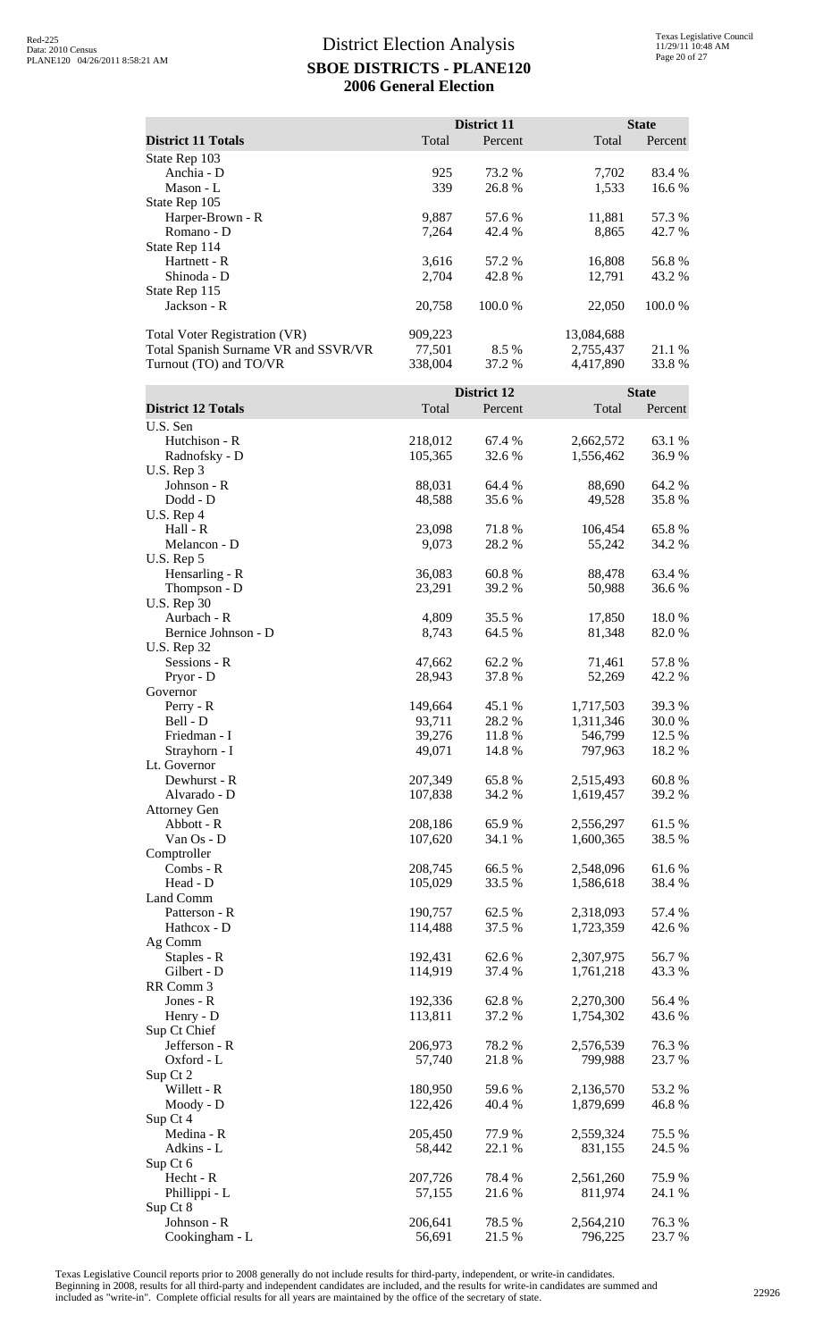# District Election Analysis

## SBOE DISTRICTS - PLANE120

## 2006 General Election

| District 11 Totals | District 11 Total | District 11 Percent | State Total | State Percent |
|---|---|---|---|---|
| State Rep 103 | | | | |
| Anchia - D | 925 | 73.2 % | 7,702 | 83.4 % |
| Mason - L | 339 | 26.8 % | 1,533 | 16.6 % |
| State Rep 105 | | | | |
| Harper-Brown - R | 9,887 | 57.6 % | 11,881 | 57.3 % |
| Romano - D | 7,264 | 42.4 % | 8,865 | 42.7 % |
| State Rep 114 | | | | |
| Hartnett - R | 3,616 | 57.2 % | 16,808 | 56.8 % |
| Shinoda - D | 2,704 | 42.8 % | 12,791 | 43.2 % |
| State Rep 115 | | | | |
| Jackson - R | 20,758 | 100.0 % | 22,050 | 100.0 % |
| Total Voter Registration (VR) | 909,223 | | 13,084,688 | |
| Total Spanish Surname VR and SSVR/VR | 77,501 | 8.5 % | 2,755,437 | 21.1 % |
| Turnout (TO) and TO/VR | 338,004 | 37.2 % | 4,417,890 | 33.8 % |

| District 12 Totals | District 12 Total | District 12 Percent | State Total | State Percent |
|---|---|---|---|---|
| U.S. Sen | | | | |
| Hutchison - R | 218,012 | 67.4 % | 2,662,572 | 63.1 % |
| Radnofsky - D | 105,365 | 32.6 % | 1,556,462 | 36.9 % |
| U.S. Rep 3 | | | | |
| Johnson - R | 88,031 | 64.4 % | 88,690 | 64.2 % |
| Dodd - D | 48,588 | 35.6 % | 49,528 | 35.8 % |
| U.S. Rep 4 | | | | |
| Hall - R | 23,098 | 71.8 % | 106,454 | 65.8 % |
| Melancon - D | 9,073 | 28.2 % | 55,242 | 34.2 % |
| U.S. Rep 5 | | | | |
| Hensarling - R | 36,083 | 60.8 % | 88,478 | 63.4 % |
| Thompson - D | 23,291 | 39.2 % | 50,988 | 36.6 % |
| U.S. Rep 30 | | | | |
| Aurbach - R | 4,809 | 35.5 % | 17,850 | 18.0 % |
| Bernice Johnson - D | 8,743 | 64.5 % | 81,348 | 82.0 % |
| U.S. Rep 32 | | | | |
| Sessions - R | 47,662 | 62.2 % | 71,461 | 57.8 % |
| Pryor - D | 28,943 | 37.8 % | 52,269 | 42.2 % |
| Governor | | | | |
| Perry - R | 149,664 | 45.1 % | 1,717,503 | 39.3 % |
| Bell - D | 93,711 | 28.2 % | 1,311,346 | 30.0 % |
| Friedman - I | 39,276 | 11.8 % | 546,799 | 12.5 % |
| Strayhorn - I | 49,071 | 14.8 % | 797,963 | 18.2 % |
| Lt. Governor | | | | |
| Dewhurst - R | 207,349 | 65.8 % | 2,515,493 | 60.8 % |
| Alvarado - D | 107,838 | 34.2 % | 1,619,457 | 39.2 % |
| Attorney Gen | | | | |
| Abbott - R | 208,186 | 65.9 % | 2,556,297 | 61.5 % |
| Van Os - D | 107,620 | 34.1 % | 1,600,365 | 38.5 % |
| Comptroller | | | | |
| Combs - R | 208,745 | 66.5 % | 2,548,096 | 61.6 % |
| Head - D | 105,029 | 33.5 % | 1,586,618 | 38.4 % |
| Land Comm | | | | |
| Patterson - R | 190,757 | 62.5 % | 2,318,093 | 57.4 % |
| Hathcox - D | 114,488 | 37.5 % | 1,723,359 | 42.6 % |
| Ag Comm | | | | |
| Staples - R | 192,431 | 62.6 % | 2,307,975 | 56.7 % |
| Gilbert - D | 114,919 | 37.4 % | 1,761,218 | 43.3 % |
| RR Comm 3 | | | | |
| Jones - R | 192,336 | 62.8 % | 2,270,300 | 56.4 % |
| Henry - D | 113,811 | 37.2 % | 1,754,302 | 43.6 % |
| Sup Ct Chief | | | | |
| Jefferson - R | 206,973 | 78.2 % | 2,576,539 | 76.3 % |
| Oxford - L | 57,740 | 21.8 % | 799,988 | 23.7 % |
| Sup Ct 2 | | | | |
| Willett - R | 180,950 | 59.6 % | 2,136,570 | 53.2 % |
| Moody - D | 122,426 | 40.4 % | 1,879,699 | 46.8 % |
| Sup Ct 4 | | | | |
| Medina - R | 205,450 | 77.9 % | 2,559,324 | 75.5 % |
| Adkins - L | 58,442 | 22.1 % | 831,155 | 24.5 % |
| Sup Ct 6 | | | | |
| Hecht - R | 207,726 | 78.4 % | 2,561,260 | 75.9 % |
| Phillippi - L | 57,155 | 21.6 % | 811,974 | 24.1 % |
| Sup Ct 8 | | | | |
| Johnson - R | 206,641 | 78.5 % | 2,564,210 | 76.3 % |
| Cookingham - L | 56,691 | 21.5 % | 796,225 | 23.7 % |

Texas Legislative Council reports prior to 2008 generally do not include results for third-party, independent, or write-in candidates. Beginning in 2008, results for all third-party and independent candidates are included, and the results for write-in candidates are summed and included as "write-in". Complete official results for all years are maintained by the office of the secretary of state.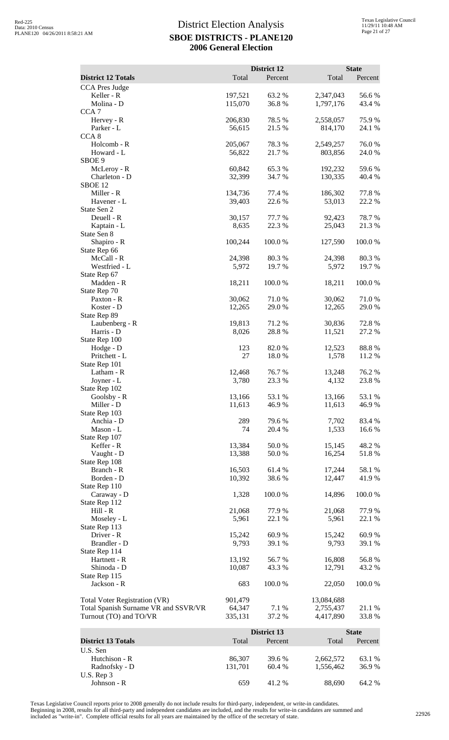# District Election Analysis

## SBOE DISTRICTS - PLANE120

## 2006 General Election

| District 12 Totals | District 12 Total | District 12 Percent | State Total | State Percent |
|---|---|---|---|---|
| CCA Pres Judge | | | | |
| Keller - R | 197,521 | 63.2 % | 2,347,043 | 56.6 % |
| Molina - D | 115,070 | 36.8 % | 1,797,176 | 43.4 % |
| CCA 7 | | | | |
| Hervey - R | 206,830 | 78.5 % | 2,558,057 | 75.9 % |
| Parker - L | 56,615 | 21.5 % | 814,170 | 24.1 % |
| CCA 8 | | | | |
| Holcomb - R | 205,067 | 78.3 % | 2,549,257 | 76.0 % |
| Howard - L | 56,822 | 21.7 % | 803,856 | 24.0 % |
| SBOE 9 | | | | |
| McLeroy - R | 60,842 | 65.3 % | 192,232 | 59.6 % |
| Charleton - D | 32,399 | 34.7 % | 130,335 | 40.4 % |
| SBOE 12 | | | | |
| Miller - R | 134,736 | 77.4 % | 186,302 | 77.8 % |
| Havener - L | 39,403 | 22.6 % | 53,013 | 22.2 % |
| State Sen 2 | | | | |
| Deuell - R | 30,157 | 77.7 % | 92,423 | 78.7 % |
| Kaptain - L | 8,635 | 22.3 % | 25,043 | 21.3 % |
| State Sen 8 | | | | |
| Shapiro - R | 100,244 | 100.0 % | 127,590 | 100.0 % |
| State Rep 66 | | | | |
| McCall - R | 24,398 | 80.3 % | 24,398 | 80.3 % |
| Westfried - L | 5,972 | 19.7 % | 5,972 | 19.7 % |
| State Rep 67 | | | | |
| Madden - R | 18,211 | 100.0 % | 18,211 | 100.0 % |
| State Rep 70 | | | | |
| Paxton - R | 30,062 | 71.0 % | 30,062 | 71.0 % |
| Koster - D | 12,265 | 29.0 % | 12,265 | 29.0 % |
| State Rep 89 | | | | |
| Laubenberg - R | 19,813 | 71.2 % | 30,836 | 72.8 % |
| Harris - D | 8,026 | 28.8 % | 11,521 | 27.2 % |
| State Rep 100 | | | | |
| Hodge - D | 123 | 82.0 % | 12,523 | 88.8 % |
| Pritchett - L | 27 | 18.0 % | 1,578 | 11.2 % |
| State Rep 101 | | | | |
| Latham - R | 12,468 | 76.7 % | 13,248 | 76.2 % |
| Joyner - L | 3,780 | 23.3 % | 4,132 | 23.8 % |
| State Rep 102 | | | | |
| Goolsby - R | 13,166 | 53.1 % | 13,166 | 53.1 % |
| Miller - D | 11,613 | 46.9 % | 11,613 | 46.9 % |
| State Rep 103 | | | | |
| Anchia - D | 289 | 79.6 % | 7,702 | 83.4 % |
| Mason - L | 74 | 20.4 % | 1,533 | 16.6 % |
| State Rep 107 | | | | |
| Keffer - R | 13,384 | 50.0 % | 15,145 | 48.2 % |
| Vaught - D | 13,388 | 50.0 % | 16,254 | 51.8 % |
| State Rep 108 | | | | |
| Branch - R | 16,503 | 61.4 % | 17,244 | 58.1 % |
| Borden - D | 10,392 | 38.6 % | 12,447 | 41.9 % |
| State Rep 110 | | | | |
| Caraway - D | 1,328 | 100.0 % | 14,896 | 100.0 % |
| State Rep 112 | | | | |
| Hill - R | 21,068 | 77.9 % | 21,068 | 77.9 % |
| Moseley - L | 5,961 | 22.1 % | 5,961 | 22.1 % |
| State Rep 113 | | | | |
| Driver - R | 15,242 | 60.9 % | 15,242 | 60.9 % |
| Brandler - D | 9,793 | 39.1 % | 9,793 | 39.1 % |
| State Rep 114 | | | | |
| Hartnett - R | 13,192 | 56.7 % | 16,808 | 56.8 % |
| Shinoda - D | 10,087 | 43.3 % | 12,791 | 43.2 % |
| State Rep 115 | | | | |
| Jackson - R | 683 | 100.0 % | 22,050 | 100.0 % |
| Total Voter Registration (VR) | 901,479 | | 13,084,688 | |
| Total Spanish Surname VR and SSVR/VR | 64,347 | 7.1 % | 2,755,437 | 21.1 % |
| Turnout (TO) and TO/VR | 335,131 | 37.2 % | 4,417,890 | 33.8 % |

| District 13 Totals | District 13 Total | District 13 Percent | State Total | State Percent |
|---|---|---|---|---|
| U.S. Sen | | | | |
| Hutchison - R | 86,307 | 39.6 % | 2,662,572 | 63.1 % |
| Radnofsky - D | 131,701 | 60.4 % | 1,556,462 | 36.9 % |
| U.S. Rep 3 | | | | |
| Johnson - R | 659 | 41.2 % | 88,690 | 64.2 % |

Texas Legislative Council reports prior to 2008 generally do not include results for third-party, independent, or write-in candidates. Beginning in 2008, results for all third-party and independent candidates are included, and the results for write-in candidates are summed and included as "write-in". Complete official results for all years are maintained by the office of the secretary of state.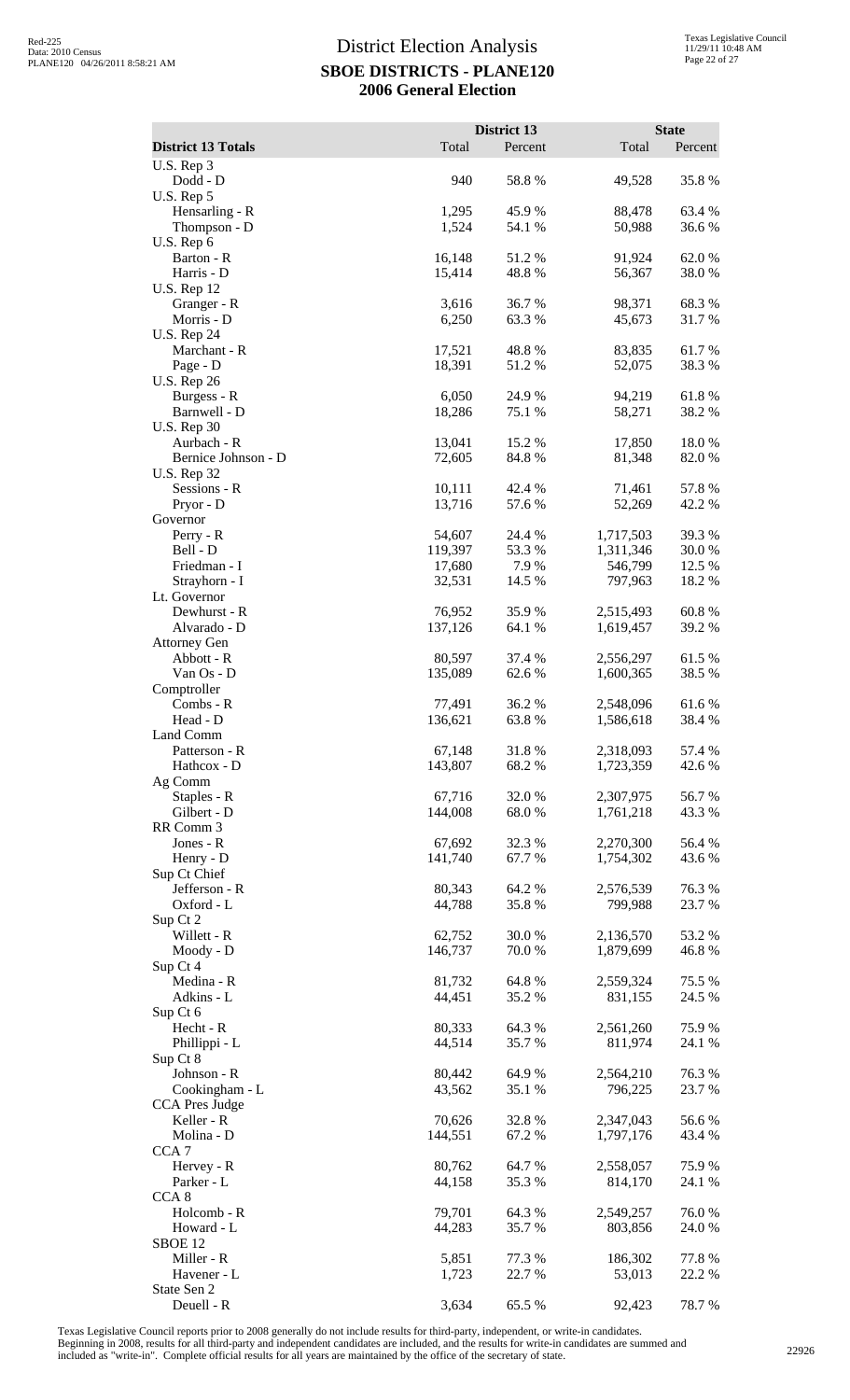# District Election Analysis
## SBOE DISTRICTS - PLANE120
## 2006 General Election

Red-225
Data: 2010 Census
PLANE120 04/26/2011 8:58:21 AM

Texas Legislative Council
11/29/11 10:48 AM

| District 13 Totals | District 13 Total | District 13 Percent | State Total | State Percent |
|---|---|---|---|---|
| U.S. Rep 3 | | | | |
| Dodd - D | 940 | 58.8 % | 49,528 | 35.8 % |
| U.S. Rep 5 | | | | |
| Hensarling - R | 1,295 | 45.9 % | 88,478 | 63.4 % |
| Thompson - D | 1,524 | 54.1 % | 50,988 | 36.6 % |
| U.S. Rep 6 | | | | |
| Barton - R | 16,148 | 51.2 % | 91,924 | 62.0 % |
| Harris - D | 15,414 | 48.8 % | 56,367 | 38.0 % |
| U.S. Rep 12 | | | | |
| Granger - R | 3,616 | 36.7 % | 98,371 | 68.3 % |
| Morris - D | 6,250 | 63.3 % | 45,673 | 31.7 % |
| U.S. Rep 24 | | | | |
| Marchant - R | 17,521 | 48.8 % | 83,835 | 61.7 % |
| Page - D | 18,391 | 51.2 % | 52,075 | 38.3 % |
| U.S. Rep 26 | | | | |
| Burgess - R | 6,050 | 24.9 % | 94,219 | 61.8 % |
| Barnwell - D | 18,286 | 75.1 % | 58,271 | 38.2 % |
| U.S. Rep 30 | | | | |
| Aurbach - R | 13,041 | 15.2 % | 17,850 | 18.0 % |
| Bernice Johnson - D | 72,605 | 84.8 % | 81,348 | 82.0 % |
| U.S. Rep 32 | | | | |
| Sessions - R | 10,111 | 42.4 % | 71,461 | 57.8 % |
| Pryor - D | 13,716 | 57.6 % | 52,269 | 42.2 % |
| Governor | | | | |
| Perry - R | 54,607 | 24.4 % | 1,717,503 | 39.3 % |
| Bell - D | 119,397 | 53.3 % | 1,311,346 | 30.0 % |
| Friedman - I | 17,680 | 7.9 % | 546,799 | 12.5 % |
| Strayhorn - I | 32,531 | 14.5 % | 797,963 | 18.2 % |
| Lt. Governor | | | | |
| Dewhurst - R | 76,952 | 35.9 % | 2,515,493 | 60.8 % |
| Alvarado - D | 137,126 | 64.1 % | 1,619,457 | 39.2 % |
| Attorney Gen | | | | |
| Abbott - R | 80,597 | 37.4 % | 2,556,297 | 61.5 % |
| Van Os - D | 135,089 | 62.6 % | 1,600,365 | 38.5 % |
| Comptroller | | | | |
| Combs - R | 77,491 | 36.2 % | 2,548,096 | 61.6 % |
| Head - D | 136,621 | 63.8 % | 1,586,618 | 38.4 % |
| Land Comm | | | | |
| Patterson - R | 67,148 | 31.8 % | 2,318,093 | 57.4 % |
| Hathcox - D | 143,807 | 68.2 % | 1,723,359 | 42.6 % |
| Ag Comm | | | | |
| Staples - R | 67,716 | 32.0 % | 2,307,975 | 56.7 % |
| Gilbert - D | 144,008 | 68.0 % | 1,761,218 | 43.3 % |
| RR Comm 3 | | | | |
| Jones - R | 67,692 | 32.3 % | 2,270,300 | 56.4 % |
| Henry - D | 141,740 | 67.7 % | 1,754,302 | 43.6 % |
| Sup Ct Chief | | | | |
| Jefferson - R | 80,343 | 64.2 % | 2,576,539 | 76.3 % |
| Oxford - L | 44,788 | 35.8 % | 799,988 | 23.7 % |
| Sup Ct 2 | | | | |
| Willett - R | 62,752 | 30.0 % | 2,136,570 | 53.2 % |
| Moody - D | 146,737 | 70.0 % | 1,879,699 | 46.8 % |
| Sup Ct 4 | | | | |
| Medina - R | 81,732 | 64.8 % | 2,559,324 | 75.5 % |
| Adkins - L | 44,451 | 35.2 % | 831,155 | 24.5 % |
| Sup Ct 6 | | | | |
| Hecht - R | 80,333 | 64.3 % | 2,561,260 | 75.9 % |
| Phillippi - L | 44,514 | 35.7 % | 811,974 | 24.1 % |
| Sup Ct 8 | | | | |
| Johnson - R | 80,442 | 64.9 % | 2,564,210 | 76.3 % |
| Cookingham - L | 43,562 | 35.1 % | 796,225 | 23.7 % |
| CCA Pres Judge | | | | |
| Keller - R | 70,626 | 32.8 % | 2,347,043 | 56.6 % |
| Molina - D | 144,551 | 67.2 % | 1,797,176 | 43.4 % |
| CCA 7 | | | | |
| Hervey - R | 80,762 | 64.7 % | 2,558,057 | 75.9 % |
| Parker - L | 44,158 | 35.3 % | 814,170 | 24.1 % |
| CCA 8 | | | | |
| Holcomb - R | 79,701 | 64.3 % | 2,549,257 | 76.0 % |
| Howard - L | 44,283 | 35.7 % | 803,856 | 24.0 % |
| SBOE 12 | | | | |
| Miller - R | 5,851 | 77.3 % | 186,302 | 77.8 % |
| Havener - L | 1,723 | 22.7 % | 53,013 | 22.2 % |
| State Sen 2 | | | | |
| Deuell - R | 3,634 | 65.5 % | 92,423 | 78.7 % |

Texas Legislative Council reports prior to 2008 generally do not include results for third-party, independent, or write-in candidates. Beginning in 2008, results for all third-party and independent candidates are included, and the results for write-in candidates are summed and included as "write-in". Complete official results for all years are maintained by the office of the secretary of state.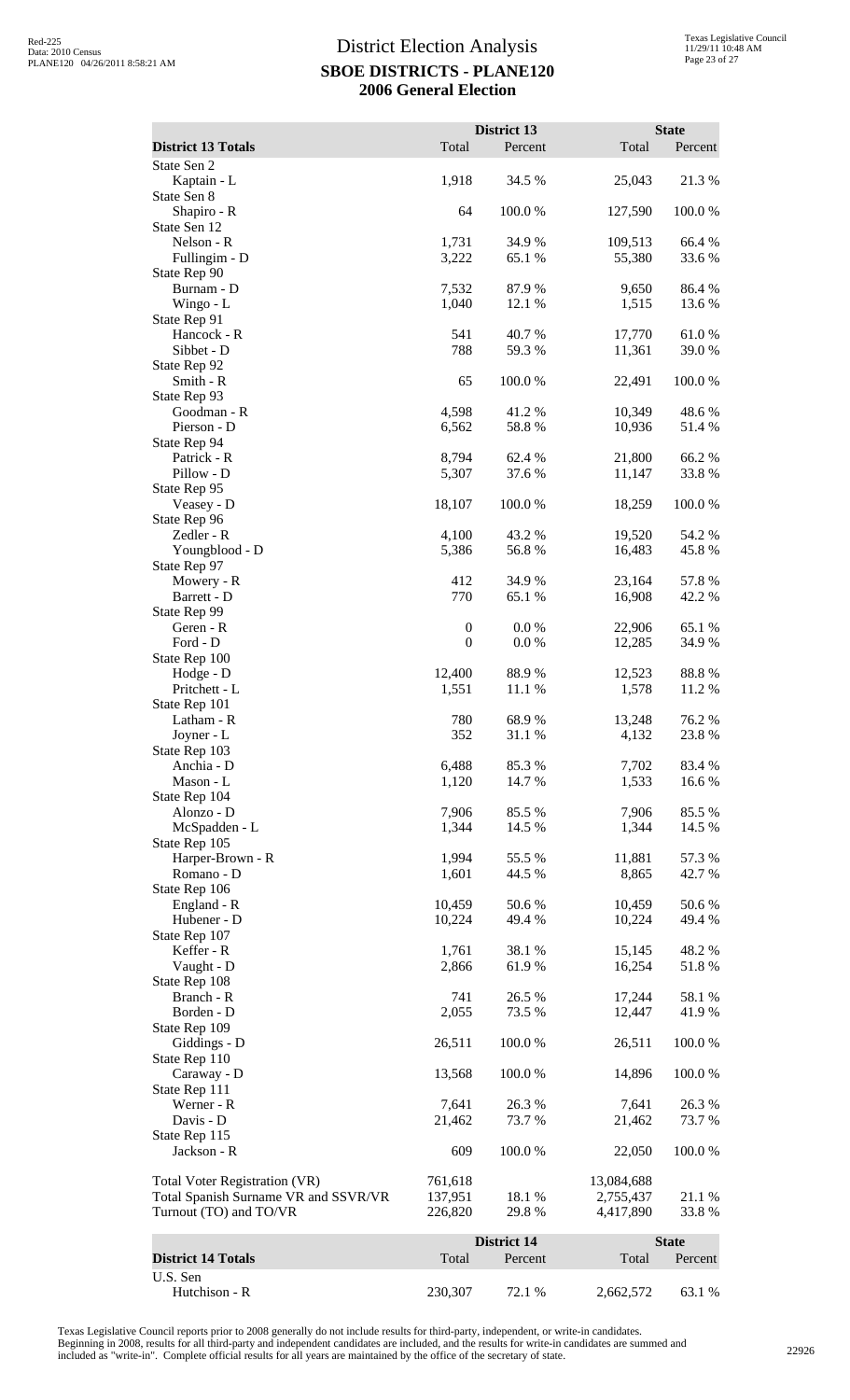# District Election Analysis
## SBOE DISTRICTS - PLANE120
## 2006 General Election

| District 13 Totals | District 13 Total | District 13 Percent | State Total | State Percent |
|---|---|---|---|---|
| State Sen 2 | | | | |
| Kaptain - L | 1,918 | 34.5 % | 25,043 | 21.3 % |
| State Sen 8 | | | | |
| Shapiro - R | 64 | 100.0 % | 127,590 | 100.0 % |
| State Sen 12 | | | | |
| Nelson - R | 1,731 | 34.9 % | 109,513 | 66.4 % |
| Fullingim - D | 3,222 | 65.1 % | 55,380 | 33.6 % |
| State Rep 90 | | | | |
| Burnam - D | 7,532 | 87.9 % | 9,650 | 86.4 % |
| Wingo - L | 1,040 | 12.1 % | 1,515 | 13.6 % |
| State Rep 91 | | | | |
| Hancock - R | 541 | 40.7 % | 17,770 | 61.0 % |
| Sibbet - D | 788 | 59.3 % | 11,361 | 39.0 % |
| State Rep 92 | | | | |
| Smith - R | 65 | 100.0 % | 22,491 | 100.0 % |
| State Rep 93 | | | | |
| Goodman - R | 4,598 | 41.2 % | 10,349 | 48.6 % |
| Pierson - D | 6,562 | 58.8 % | 10,936 | 51.4 % |
| State Rep 94 | | | | |
| Patrick - R | 8,794 | 62.4 % | 21,800 | 66.2 % |
| Pillow - D | 5,307 | 37.6 % | 11,147 | 33.8 % |
| State Rep 95 | | | | |
| Veasey - D | 18,107 | 100.0 % | 18,259 | 100.0 % |
| State Rep 96 | | | | |
| Zedler - R | 4,100 | 43.2 % | 19,520 | 54.2 % |
| Youngblood - D | 5,386 | 56.8 % | 16,483 | 45.8 % |
| State Rep 97 | | | | |
| Mowery - R | 412 | 34.9 % | 23,164 | 57.8 % |
| Barrett - D | 770 | 65.1 % | 16,908 | 42.2 % |
| State Rep 99 | | | | |
| Geren - R | 0 | 0.0 % | 22,906 | 65.1 % |
| Ford - D | 0 | 0.0 % | 12,285 | 34.9 % |
| State Rep 100 | | | | |
| Hodge - D | 12,400 | 88.9 % | 12,523 | 88.8 % |
| Pritchett - L | 1,551 | 11.1 % | 1,578 | 11.2 % |
| State Rep 101 | | | | |
| Latham - R | 780 | 68.9 % | 13,248 | 76.2 % |
| Joyner - L | 352 | 31.1 % | 4,132 | 23.8 % |
| State Rep 103 | | | | |
| Anchia - D | 6,488 | 85.3 % | 7,702 | 83.4 % |
| Mason - L | 1,120 | 14.7 % | 1,533 | 16.6 % |
| State Rep 104 | | | | |
| Alonzo - D | 7,906 | 85.5 % | 7,906 | 85.5 % |
| McSpadden - L | 1,344 | 14.5 % | 1,344 | 14.5 % |
| State Rep 105 | | | | |
| Harper-Brown - R | 1,994 | 55.5 % | 11,881 | 57.3 % |
| Romano - D | 1,601 | 44.5 % | 8,865 | 42.7 % |
| State Rep 106 | | | | |
| England - R | 10,459 | 50.6 % | 10,459 | 50.6 % |
| Hubener - D | 10,224 | 49.4 % | 10,224 | 49.4 % |
| State Rep 107 | | | | |
| Keffer - R | 1,761 | 38.1 % | 15,145 | 48.2 % |
| Vaught - D | 2,866 | 61.9 % | 16,254 | 51.8 % |
| State Rep 108 | | | | |
| Branch - R | 741 | 26.5 % | 17,244 | 58.1 % |
| Borden - D | 2,055 | 73.5 % | 12,447 | 41.9 % |
| State Rep 109 | | | | |
| Giddings - D | 26,511 | 100.0 % | 26,511 | 100.0 % |
| State Rep 110 | | | | |
| Caraway - D | 13,568 | 100.0 % | 14,896 | 100.0 % |
| State Rep 111 | | | | |
| Werner - R | 7,641 | 26.3 % | 7,641 | 26.3 % |
| Davis - D | 21,462 | 73.7 % | 21,462 | 73.7 % |
| State Rep 115 | | | | |
| Jackson - R | 609 | 100.0 % | 22,050 | 100.0 % |
| Total Voter Registration (VR) | 761,618 | | 13,084,688 | |
| Total Spanish Surname VR and SSVR/VR | 137,951 | 18.1 % | 2,755,437 | 21.1 % |
| Turnout (TO) and TO/VR | 226,820 | 29.8 % | 4,417,890 | 33.8 % |

| District 14 Totals | District 14 Total | District 14 Percent | State Total | State Percent |
|---|---|---|---|---|
| U.S. Sen | | | | |
| Hutchison - R | 230,307 | 72.1 % | 2,662,572 | 63.1 % |

Texas Legislative Council reports prior to 2008 generally do not include results for third-party, independent, or write-in candidates. Beginning in 2008, results for all third-party and independent candidates are included, and the results for write-in candidates are summed and included as "write-in". Complete official results for all years are maintained by the office of the secretary of state.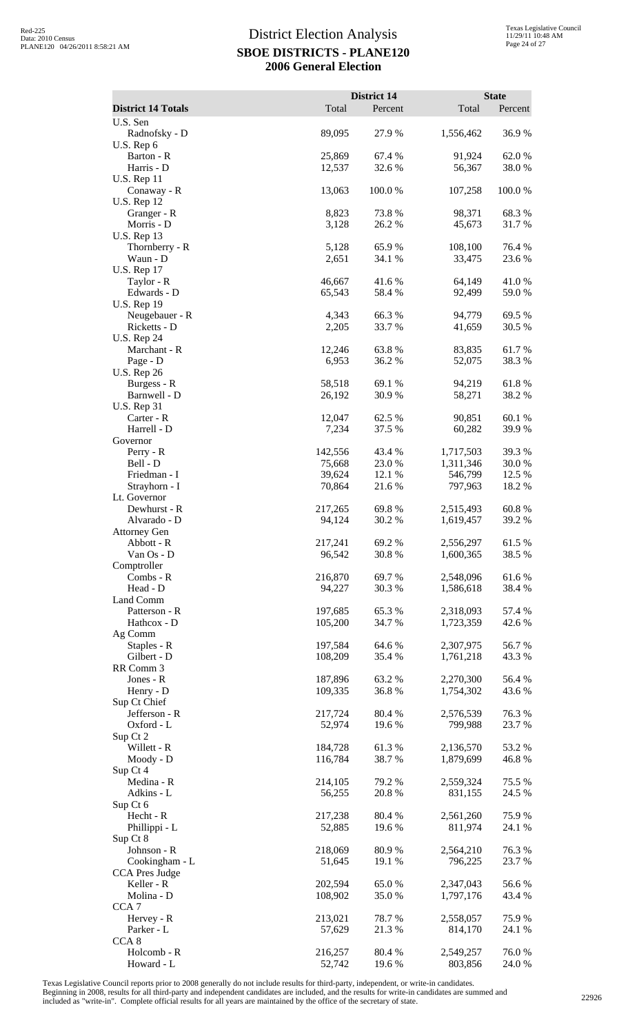# District Election Analysis

## SBOE DISTRICTS - PLANE120

## 2006 General Election

| District 14 Totals | District 14 Total | District 14 Percent | State Total | State Percent |
|---|---|---|---|---|
| **U.S. Sen** | | | | |
| Radnofsky - D | 89,095 | 27.9 % | 1,556,462 | 36.9 % |
| **U.S. Rep 6** | | | | |
| Barton - R | 25,869 | 67.4 % | 91,924 | 62.0 % |
| Harris - D | 12,537 | 32.6 % | 56,367 | 38.0 % |
| **U.S. Rep 11** | | | | |
| Conaway - R | 13,063 | 100.0 % | 107,258 | 100.0 % |
| **U.S. Rep 12** | | | | |
| Granger - R | 8,823 | 73.8 % | 98,371 | 68.3 % |
| Morris - D | 3,128 | 26.2 % | 45,673 | 31.7 % |
| **U.S. Rep 13** | | | | |
| Thornberry - R | 5,128 | 65.9 % | 108,100 | 76.4 % |
| Waun - D | 2,651 | 34.1 % | 33,475 | 23.6 % |
| **U.S. Rep 17** | | | | |
| Taylor - R | 46,667 | 41.6 % | 64,149 | 41.0 % |
| Edwards - D | 65,543 | 58.4 % | 92,499 | 59.0 % |
| **U.S. Rep 19** | | | | |
| Neugebauer - R | 4,343 | 66.3 % | 94,779 | 69.5 % |
| Ricketts - D | 2,205 | 33.7 % | 41,659 | 30.5 % |
| **U.S. Rep 24** | | | | |
| Marchant - R | 12,246 | 63.8 % | 83,835 | 61.7 % |
| Page - D | 6,953 | 36.2 % | 52,075 | 38.3 % |
| **U.S. Rep 26** | | | | |
| Burgess - R | 58,518 | 69.1 % | 94,219 | 61.8 % |
| Barnwell - D | 26,192 | 30.9 % | 58,271 | 38.2 % |
| **U.S. Rep 31** | | | | |
| Carter - R | 12,047 | 62.5 % | 90,851 | 60.1 % |
| Harrell - D | 7,234 | 37.5 % | 60,282 | 39.9 % |
| **Governor** | | | | |
| Perry - R | 142,556 | 43.4 % | 1,717,503 | 39.3 % |
| Bell - D | 75,668 | 23.0 % | 1,311,346 | 30.0 % |
| Friedman - I | 39,624 | 12.1 % | 546,799 | 12.5 % |
| Strayhorn - I | 70,864 | 21.6 % | 797,963 | 18.2 % |
| **Lt. Governor** | | | | |
| Dewhurst - R | 217,265 | 69.8 % | 2,515,493 | 60.8 % |
| Alvarado - D | 94,124 | 30.2 % | 1,619,457 | 39.2 % |
| **Attorney Gen** | | | | |
| Abbott - R | 217,241 | 69.2 % | 2,556,297 | 61.5 % |
| Van Os - D | 96,542 | 30.8 % | 1,600,365 | 38.5 % |
| **Comptroller** | | | | |
| Combs - R | 216,870 | 69.7 % | 2,548,096 | 61.6 % |
| Head - D | 94,227 | 30.3 % | 1,586,618 | 38.4 % |
| **Land Comm** | | | | |
| Patterson - R | 197,685 | 65.3 % | 2,318,093 | 57.4 % |
| Hathcox - D | 105,200 | 34.7 % | 1,723,359 | 42.6 % |
| **Ag Comm** | | | | |
| Staples - R | 197,584 | 64.6 % | 2,307,975 | 56.7 % |
| Gilbert - D | 108,209 | 35.4 % | 1,761,218 | 43.3 % |
| **RR Comm 3** | | | | |
| Jones - R | 187,896 | 63.2 % | 2,270,300 | 56.4 % |
| Henry - D | 109,335 | 36.8 % | 1,754,302 | 43.6 % |
| **Sup Ct Chief** | | | | |
| Jefferson - R | 217,724 | 80.4 % | 2,576,539 | 76.3 % |
| Oxford - L | 52,974 | 19.6 % | 799,988 | 23.7 % |
| **Sup Ct 2** | | | | |
| Willett - R | 184,728 | 61.3 % | 2,136,570 | 53.2 % |
| Moody - D | 116,784 | 38.7 % | 1,879,699 | 46.8 % |
| **Sup Ct 4** | | | | |
| Medina - R | 214,105 | 79.2 % | 2,559,324 | 75.5 % |
| Adkins - L | 56,255 | 20.8 % | 831,155 | 24.5 % |
| **Sup Ct 6** | | | | |
| Hecht - R | 217,238 | 80.4 % | 2,561,260 | 75.9 % |
| Phillippi - L | 52,885 | 19.6 % | 811,974 | 24.1 % |
| **Sup Ct 8** | | | | |
| Johnson - R | 218,069 | 80.9 % | 2,564,210 | 76.3 % |
| Cookingham - L | 51,645 | 19.1 % | 796,225 | 23.7 % |
| **CCA Pres Judge** | | | | |
| Keller - R | 202,594 | 65.0 % | 2,347,043 | 56.6 % |
| Molina - D | 108,902 | 35.0 % | 1,797,176 | 43.4 % |
| **CCA 7** | | | | |
| Hervey - R | 213,021 | 78.7 % | 2,558,057 | 75.9 % |
| Parker - L | 57,629 | 21.3 % | 814,170 | 24.1 % |
| **CCA 8** | | | | |
| Holcomb - R | 216,257 | 80.4 % | 2,549,257 | 76.0 % |
| Howard - L | 52,742 | 19.6 % | 803,856 | 24.0 % |

Texas Legislative Council reports prior to 2008 generally do not include results for third-party, independent, or write-in candidates. Beginning in 2008, results for all third-party and independent candidates are included, and the results for write-in candidates are summed and included as "write-in". Complete official results for all years are maintained by the office of the secretary of state.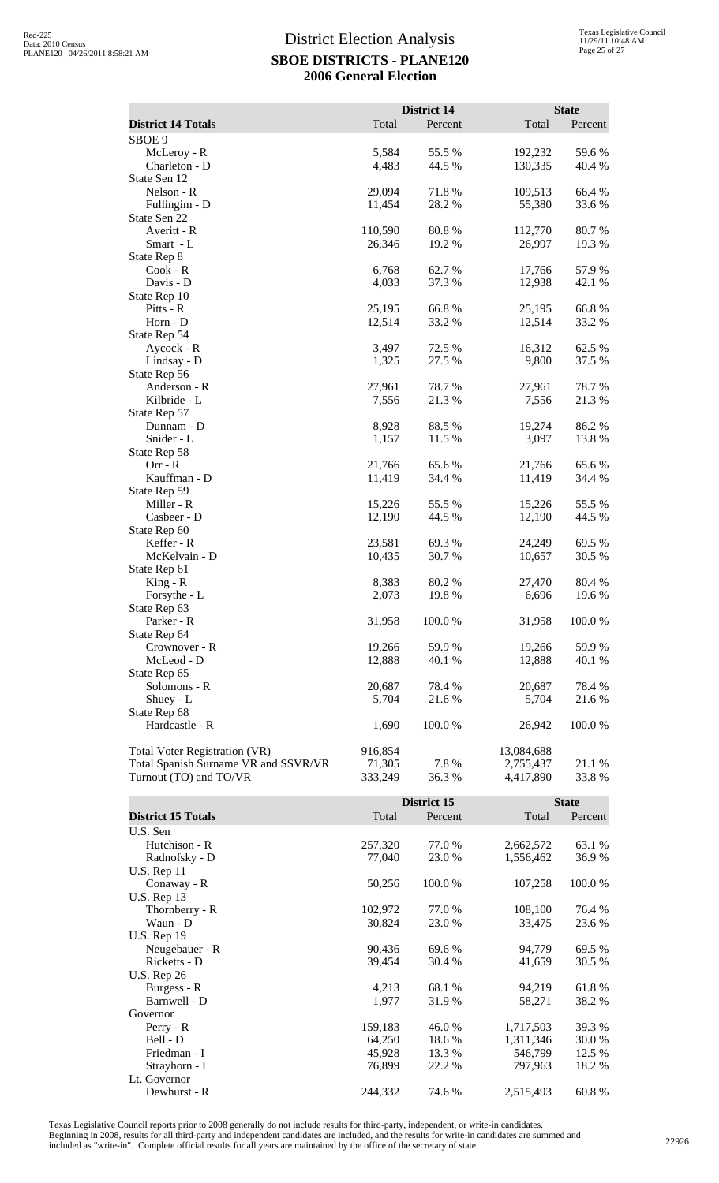# District Election Analysis
## SBOE DISTRICTS - PLANE120
## 2006 General Election

| District 14 Totals | District 14 Total | District 14 Percent | State Total | State Percent |
|---|---|---|---|---|
| SBOE 9 | | | | |
| McLeroy - R | 5,584 | 55.5 % | 192,232 | 59.6 % |
| Charleton - D | 4,483 | 44.5 % | 130,335 | 40.4 % |
| State Sen 12 | | | | |
| Nelson - R | 29,094 | 71.8 % | 109,513 | 66.4 % |
| Fullingim - D | 11,454 | 28.2 % | 55,380 | 33.6 % |
| State Sen 22 | | | | |
| Averitt - R | 110,590 | 80.8 % | 112,770 | 80.7 % |
| Smart - L | 26,346 | 19.2 % | 26,997 | 19.3 % |
| State Rep 8 | | | | |
| Cook - R | 6,768 | 62.7 % | 17,766 | 57.9 % |
| Davis - D | 4,033 | 37.3 % | 12,938 | 42.1 % |
| State Rep 10 | | | | |
| Pitts - R | 25,195 | 66.8 % | 25,195 | 66.8 % |
| Horn - D | 12,514 | 33.2 % | 12,514 | 33.2 % |
| State Rep 54 | | | | |
| Aycock - R | 3,497 | 72.5 % | 16,312 | 62.5 % |
| Lindsay - D | 1,325 | 27.5 % | 9,800 | 37.5 % |
| State Rep 56 | | | | |
| Anderson - R | 27,961 | 78.7 % | 27,961 | 78.7 % |
| Kilbride - L | 7,556 | 21.3 % | 7,556 | 21.3 % |
| State Rep 57 | | | | |
| Dunnam - D | 8,928 | 88.5 % | 19,274 | 86.2 % |
| Snider - L | 1,157 | 11.5 % | 3,097 | 13.8 % |
| State Rep 58 | | | | |
| Orr - R | 21,766 | 65.6 % | 21,766 | 65.6 % |
| Kauffman - D | 11,419 | 34.4 % | 11,419 | 34.4 % |
| State Rep 59 | | | | |
| Miller - R | 15,226 | 55.5 % | 15,226 | 55.5 % |
| Casbeer - D | 12,190 | 44.5 % | 12,190 | 44.5 % |
| State Rep 60 | | | | |
| Keffer - R | 23,581 | 69.3 % | 24,249 | 69.5 % |
| McKelvain - D | 10,435 | 30.7 % | 10,657 | 30.5 % |
| State Rep 61 | | | | |
| King - R | 8,383 | 80.2 % | 27,470 | 80.4 % |
| Forsythe - L | 2,073 | 19.8 % | 6,696 | 19.6 % |
| State Rep 63 | | | | |
| Parker - R | 31,958 | 100.0 % | 31,958 | 100.0 % |
| State Rep 64 | | | | |
| Crownover - R | 19,266 | 59.9 % | 19,266 | 59.9 % |
| McLeod - D | 12,888 | 40.1 % | 12,888 | 40.1 % |
| State Rep 65 | | | | |
| Solomons - R | 20,687 | 78.4 % | 20,687 | 78.4 % |
| Shuey - L | 5,704 | 21.6 % | 5,704 | 21.6 % |
| State Rep 68 | | | | |
| Hardcastle - R | 1,690 | 100.0 % | 26,942 | 100.0 % |
| Total Voter Registration (VR) | 916,854 | | 13,084,688 | |
| Total Spanish Surname VR and SSVR/VR | 71,305 | 7.8 % | 2,755,437 | 21.1 % |
| Turnout (TO) and TO/VR | 333,249 | 36.3 % | 4,417,890 | 33.8 % |

| District 15 Totals | District 15 Total | District 15 Percent | State Total | State Percent |
|---|---|---|---|---|
| U.S. Sen | | | | |
| Hutchison - R | 257,320 | 77.0 % | 2,662,572 | 63.1 % |
| Radnofsky - D | 77,040 | 23.0 % | 1,556,462 | 36.9 % |
| U.S. Rep 11 | | | | |
| Conaway - R | 50,256 | 100.0 % | 107,258 | 100.0 % |
| U.S. Rep 13 | | | | |
| Thornberry - R | 102,972 | 77.0 % | 108,100 | 76.4 % |
| Waun - D | 30,824 | 23.0 % | 33,475 | 23.6 % |
| U.S. Rep 19 | | | | |
| Neugebauer - R | 90,436 | 69.6 % | 94,779 | 69.5 % |
| Ricketts - D | 39,454 | 30.4 % | 41,659 | 30.5 % |
| U.S. Rep 26 | | | | |
| Burgess - R | 4,213 | 68.1 % | 94,219 | 61.8 % |
| Barnwell - D | 1,977 | 31.9 % | 58,271 | 38.2 % |
| Governor | | | | |
| Perry - R | 159,183 | 46.0 % | 1,717,503 | 39.3 % |
| Bell - D | 64,250 | 18.6 % | 1,311,346 | 30.0 % |
| Friedman - I | 45,928 | 13.3 % | 546,799 | 12.5 % |
| Strayhorn - I | 76,899 | 22.2 % | 797,963 | 18.2 % |
| Lt. Governor | | | | |
| Dewhurst - R | 244,332 | 74.6 % | 2,515,493 | 60.8 % |

Texas Legislative Council reports prior to 2008 generally do not include results for third-party, independent, or write-in candidates. Beginning in 2008, results for all third-party and independent candidates are included, and the results for write-in candidates are summed and included as "write-in". Complete official results for all years are maintained by the office of the secretary of state.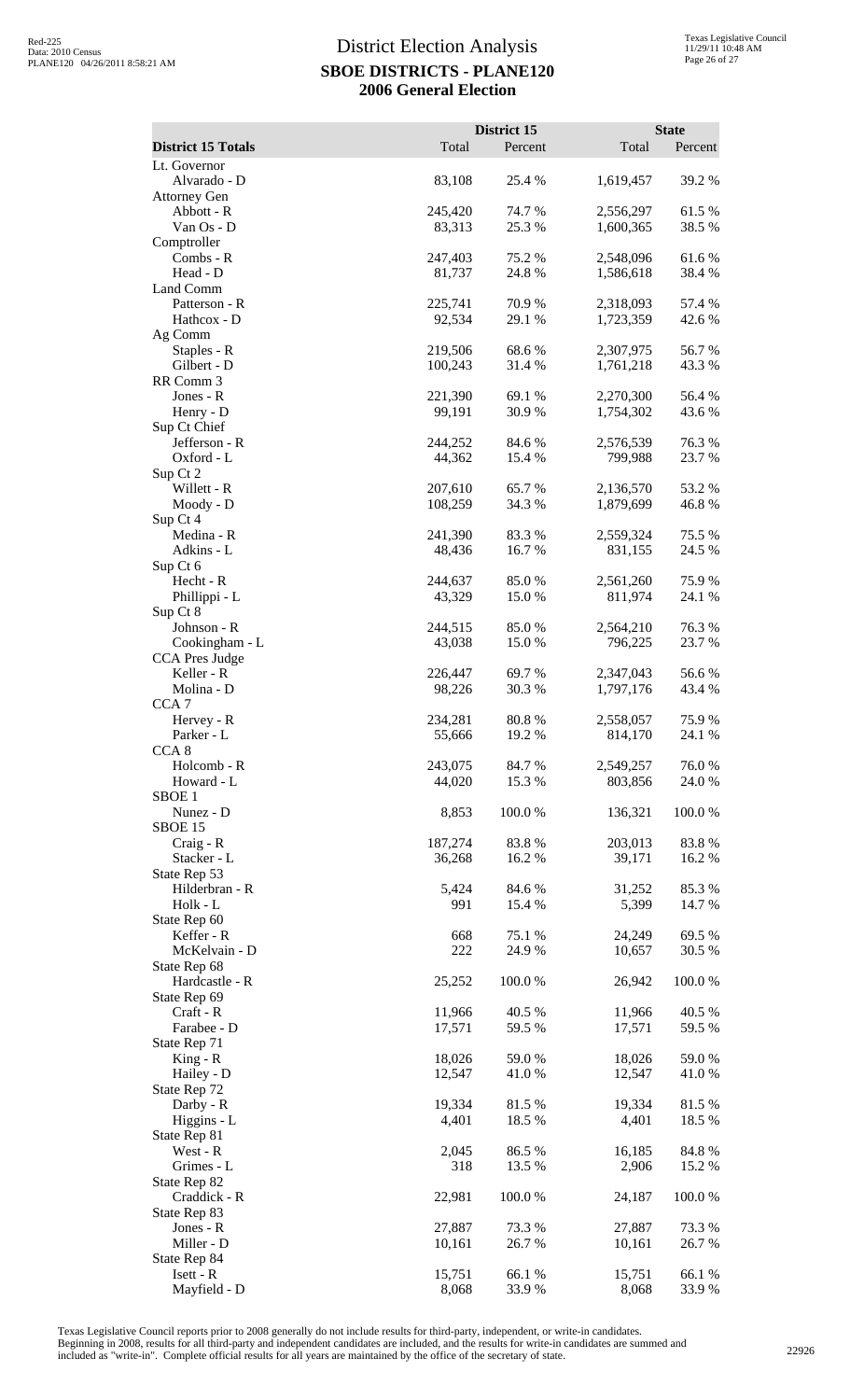# District Election Analysis
## SBOE DISTRICTS - PLANE120
## 2006 General Election

| District 15 Totals | District 15 Total | District 15 Percent | State Total | State Percent |
|---|---|---|---|---|
| Lt. Governor | | | | |
| Alvarado - D | 83,108 | 25.4 % | 1,619,457 | 39.2 % |
| Attorney Gen | | | | |
| Abbott - R | 245,420 | 74.7 % | 2,556,297 | 61.5 % |
| Van Os - D | 83,313 | 25.3 % | 1,600,365 | 38.5 % |
| Comptroller | | | | |
| Combs - R | 247,403 | 75.2 % | 2,548,096 | 61.6 % |
| Head - D | 81,737 | 24.8 % | 1,586,618 | 38.4 % |
| Land Comm | | | | |
| Patterson - R | 225,741 | 70.9 % | 2,318,093 | 57.4 % |
| Hathcox - D | 92,534 | 29.1 % | 1,723,359 | 42.6 % |
| Ag Comm | | | | |
| Staples - R | 219,506 | 68.6 % | 2,307,975 | 56.7 % |
| Gilbert - D | 100,243 | 31.4 % | 1,761,218 | 43.3 % |
| RR Comm 3 | | | | |
| Jones - R | 221,390 | 69.1 % | 2,270,300 | 56.4 % |
| Henry - D | 99,191 | 30.9 % | 1,754,302 | 43.6 % |
| Sup Ct Chief | | | | |
| Jefferson - R | 244,252 | 84.6 % | 2,576,539 | 76.3 % |
| Oxford - L | 44,362 | 15.4 % | 799,988 | 23.7 % |
| Sup Ct 2 | | | | |
| Willett - R | 207,610 | 65.7 % | 2,136,570 | 53.2 % |
| Moody - D | 108,259 | 34.3 % | 1,879,699 | 46.8 % |
| Sup Ct 4 | | | | |
| Medina - R | 241,390 | 83.3 % | 2,559,324 | 75.5 % |
| Adkins - L | 48,436 | 16.7 % | 831,155 | 24.5 % |
| Sup Ct 6 | | | | |
| Hecht - R | 244,637 | 85.0 % | 2,561,260 | 75.9 % |
| Phillippi - L | 43,329 | 15.0 % | 811,974 | 24.1 % |
| Sup Ct 8 | | | | |
| Johnson - R | 244,515 | 85.0 % | 2,564,210 | 76.3 % |
| Cookingham - L | 43,038 | 15.0 % | 796,225 | 23.7 % |
| CCA Pres Judge | | | | |
| Keller - R | 226,447 | 69.7 % | 2,347,043 | 56.6 % |
| Molina - D | 98,226 | 30.3 % | 1,797,176 | 43.4 % |
| CCA 7 | | | | |
| Hervey - R | 234,281 | 80.8 % | 2,558,057 | 75.9 % |
| Parker - L | 55,666 | 19.2 % | 814,170 | 24.1 % |
| CCA 8 | | | | |
| Holcomb - R | 243,075 | 84.7 % | 2,549,257 | 76.0 % |
| Howard - L | 44,020 | 15.3 % | 803,856 | 24.0 % |
| SBOE 1 | | | | |
| Nunez - D | 8,853 | 100.0 % | 136,321 | 100.0 % |
| SBOE 15 | | | | |
| Craig - R | 187,274 | 83.8 % | 203,013 | 83.8 % |
| Stacker - L | 36,268 | 16.2 % | 39,171 | 16.2 % |
| State Rep 53 | | | | |
| Hilderbran - R | 5,424 | 84.6 % | 31,252 | 85.3 % |
| Holk - L | 991 | 15.4 % | 5,399 | 14.7 % |
| State Rep 60 | | | | |
| Keffer - R | 668 | 75.1 % | 24,249 | 69.5 % |
| McKelvain - D | 222 | 24.9 % | 10,657 | 30.5 % |
| State Rep 68 | | | | |
| Hardcastle - R | 25,252 | 100.0 % | 26,942 | 100.0 % |
| State Rep 69 | | | | |
| Craft - R | 11,966 | 40.5 % | 11,966 | 40.5 % |
| Farabee - D | 17,571 | 59.5 % | 17,571 | 59.5 % |
| State Rep 71 | | | | |
| King - R | 18,026 | 59.0 % | 18,026 | 59.0 % |
| Hailey - D | 12,547 | 41.0 % | 12,547 | 41.0 % |
| State Rep 72 | | | | |
| Darby - R | 19,334 | 81.5 % | 19,334 | 81.5 % |
| Higgins - L | 4,401 | 18.5 % | 4,401 | 18.5 % |
| State Rep 81 | | | | |
| West - R | 2,045 | 86.5 % | 16,185 | 84.8 % |
| Grimes - L | 318 | 13.5 % | 2,906 | 15.2 % |
| State Rep 82 | | | | |
| Craddick - R | 22,981 | 100.0 % | 24,187 | 100.0 % |
| State Rep 83 | | | | |
| Jones - R | 27,887 | 73.3 % | 27,887 | 73.3 % |
| Miller - D | 10,161 | 26.7 % | 10,161 | 26.7 % |
| State Rep 84 | | | | |
| Isett - R | 15,751 | 66.1 % | 15,751 | 66.1 % |
| Mayfield - D | 8,068 | 33.9 % | 8,068 | 33.9 % |

Texas Legislative Council reports prior to 2008 generally do not include results for third-party, independent, or write-in candidates. Beginning in 2008, results for all third-party and independent candidates are included, and the results for write-in candidates are summed and included as "write-in". Complete official results for all years are maintained by the office of the secretary of state.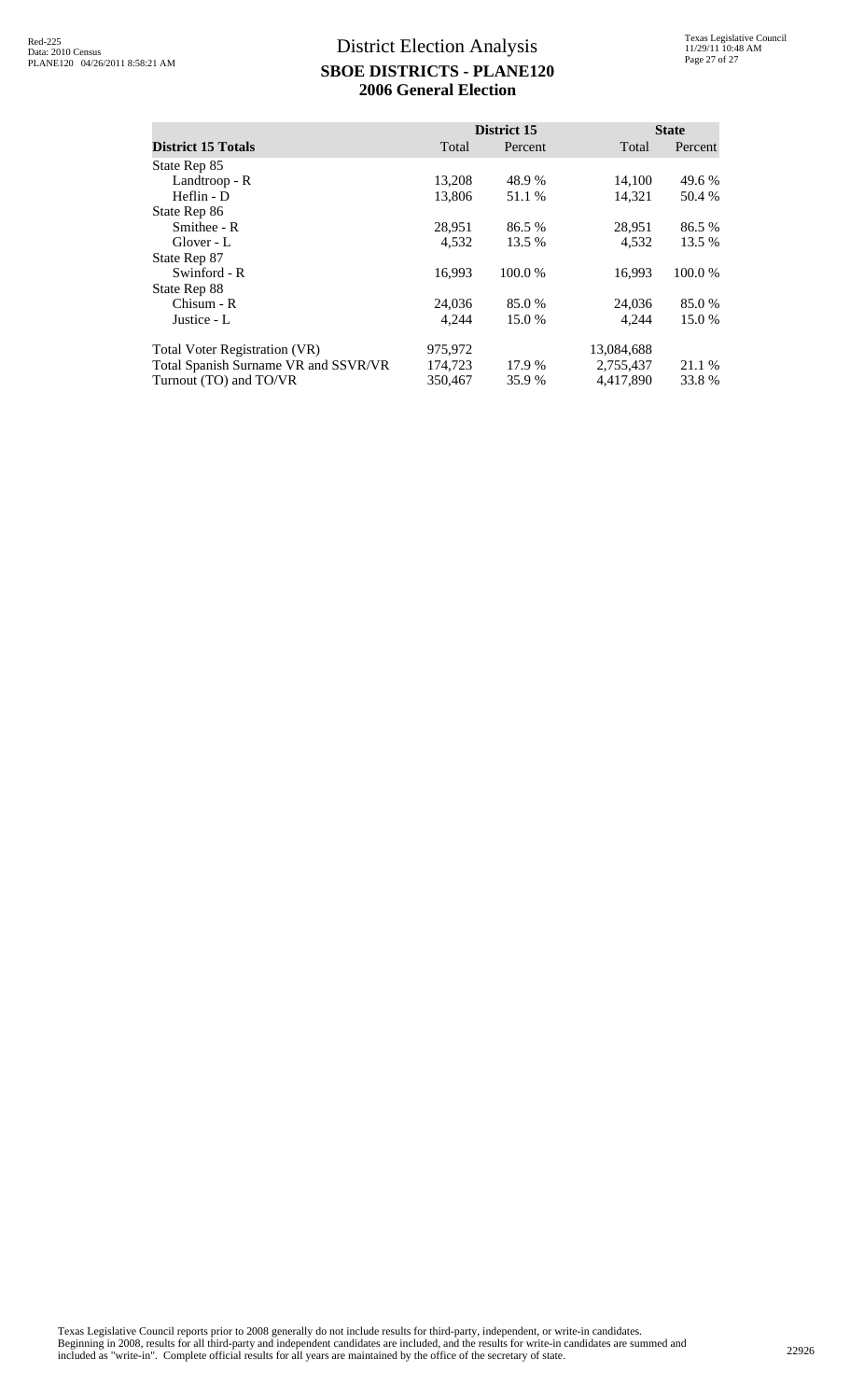# District Election Analysis

## SBOE DISTRICTS - PLANE120

## 2006 General Election

| | District 15 | | State | |
|---|---|---|---|---|
| **District 15 Totals** | Total | Percent | Total | Percent |
| State Rep 85 | | | | |
| Landtroop - R | 13,208 | 48.9 % | 14,100 | 49.6 % |
| Heflin - D | 13,806 | 51.1 % | 14,321 | 50.4 % |
| State Rep 86 | | | | |
| Smithee - R | 28,951 | 86.5 % | 28,951 | 86.5 % |
| Glover - L | 4,532 | 13.5 % | 4,532 | 13.5 % |
| State Rep 87 | | | | |
| Swinford - R | 16,993 | 100.0 % | 16,993 | 100.0 % |
| State Rep 88 | | | | |
| Chisum - R | 24,036 | 85.0 % | 24,036 | 85.0 % |
| Justice - L | 4,244 | 15.0 % | 4,244 | 15.0 % |
| Total Voter Registration (VR) | 975,972 | | 13,084,688 | |
| Total Spanish Surname VR and SSVR/VR | 174,723 | 17.9 % | 2,755,437 | 21.1 % |
| Turnout (TO) and TO/VR | 350,467 | 35.9 % | 4,417,890 | 33.8 % |

Texas Legislative Council reports prior to 2008 generally do not include results for third-party, independent, or write-in candidates. Beginning in 2008, results for all third-party and independent candidates are included, and the results for write-in candidates are summed and included as "write-in". Complete official results for all years are maintained by the office of the secretary of state.